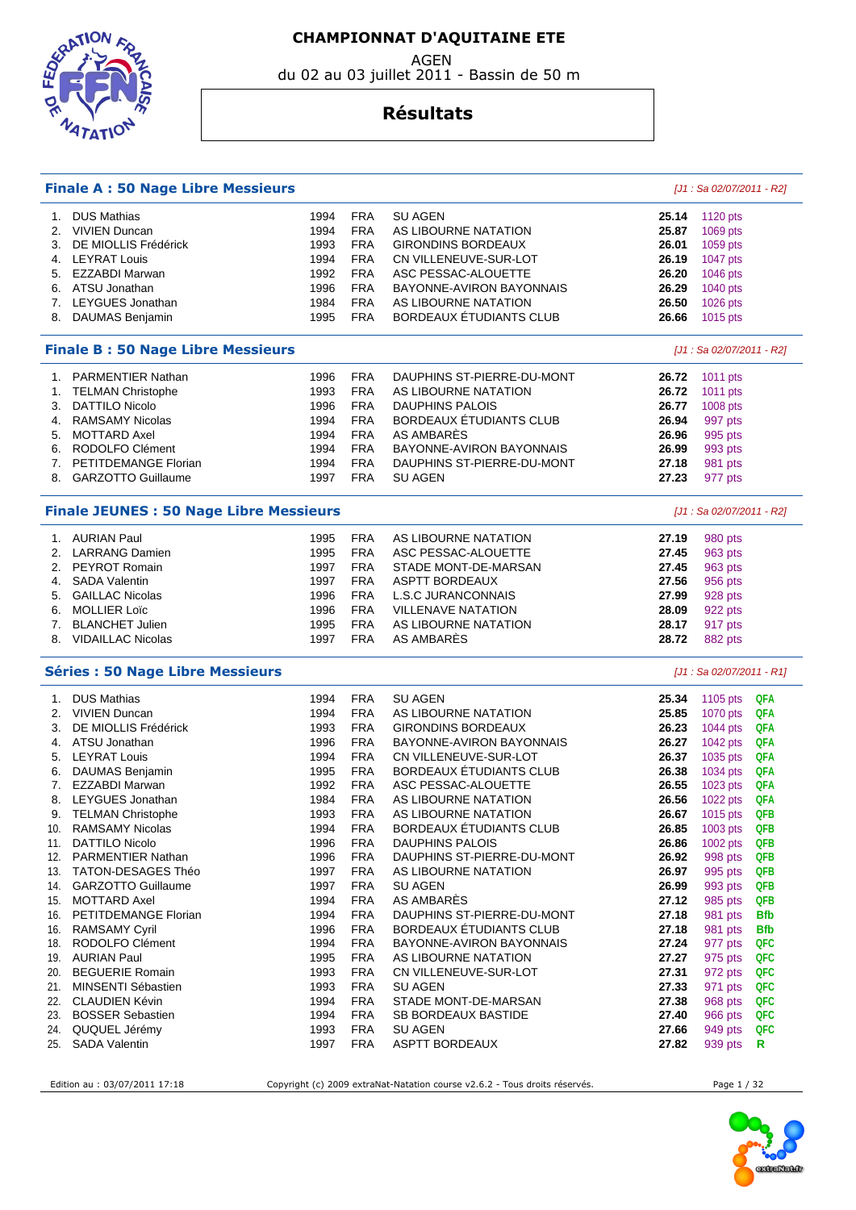# CHAMPIONNAT D'AQUITAINE ETE

AGEN

du 02 au 03 juillet 2011 - Bassin de 50 m

## Résultats

### Finale A : 50 Nage Libre Messieurs

*[J1 : Sa 02/07/2011 - R2]*

| Rang | Nom | Année | Nat. | Club | Temps | Points |
|---|---|---|---|---|---|---|
| 1. | DUS Mathias | 1994 | FRA | SU AGEN | **25.14** | 1120 pts |
| 2. | VIVIEN Duncan | 1994 | FRA | AS LIBOURNE NATATION | **25.87** | 1069 pts |
| 3. | DE MIOLLIS Frédérick | 1993 | FRA | GIRONDINS BORDEAUX | **26.01** | 1059 pts |
| 4. | LEYRAT Louis | 1994 | FRA | CN VILLENEUVE-SUR-LOT | **26.19** | 1047 pts |
| 5. | EZZABDI Marwan | 1992 | FRA | ASC PESSAC-ALOUETTE | **26.20** | 1046 pts |
| 6. | ATSU Jonathan | 1996 | FRA | BAYONNE-AVIRON BAYONNAIS | **26.29** | 1040 pts |
| 7. | LEYGUES Jonathan | 1984 | FRA | AS LIBOURNE NATATION | **26.50** | 1026 pts |
| 8. | DAUMAS Benjamin | 1995 | FRA | BORDEAUX ÉTUDIANTS CLUB | **26.66** | 1015 pts |

### Finale B : 50 Nage Libre Messieurs

*[J1 : Sa 02/07/2011 - R2]*

| Rang | Nom | Année | Nat. | Club | Temps | Points |
|---|---|---|---|---|---|---|
| 1. | PARMENTIER Nathan | 1996 | FRA | DAUPHINS ST-PIERRE-DU-MONT | **26.72** | 1011 pts |
| 1. | TELMAN Christophe | 1993 | FRA | AS LIBOURNE NATATION | **26.72** | 1011 pts |
| 3. | DATTILO Nicolo | 1996 | FRA | DAUPHINS PALOIS | **26.77** | 1008 pts |
| 4. | RAMSAMY Nicolas | 1994 | FRA | BORDEAUX ÉTUDIANTS CLUB | **26.94** | 997 pts |
| 5. | MOTTARD Axel | 1994 | FRA | AS AMBARÈS | **26.96** | 995 pts |
| 6. | RODOLFO Clément | 1994 | FRA | BAYONNE-AVIRON BAYONNAIS | **26.99** | 993 pts |
| 7. | PETITDEMANGE Florian | 1994 | FRA | DAUPHINS ST-PIERRE-DU-MONT | **27.18** | 981 pts |
| 8. | GARZOTTO Guillaume | 1997 | FRA | SU AGEN | **27.23** | 977 pts |

### Finale JEUNES : 50 Nage Libre Messieurs

*[J1 : Sa 02/07/2011 - R2]*

| Rang | Nom | Année | Nat. | Club | Temps | Points |
|---|---|---|---|---|---|---|
| 1. | AURIAN Paul | 1995 | FRA | AS LIBOURNE NATATION | **27.19** | 980 pts |
| 2. | LARRANG Damien | 1995 | FRA | ASC PESSAC-ALOUETTE | **27.45** | 963 pts |
| 2. | PEYROT Romain | 1997 | FRA | STADE MONT-DE-MARSAN | **27.45** | 963 pts |
| 4. | SADA Valentin | 1997 | FRA | ASPTT BORDEAUX | **27.56** | 956 pts |
| 5. | GAILLAC Nicolas | 1996 | FRA | L.S.C JURANCONNAIS | **27.99** | 928 pts |
| 6. | MOLLIER Loïc | 1996 | FRA | VILLENAVE NATATION | **28.09** | 922 pts |
| 7. | BLANCHET Julien | 1995 | FRA | AS LIBOURNE NATATION | **28.17** | 917 pts |
| 8. | VIDAILLAC Nicolas | 1997 | FRA | AS AMBARÈS | **28.72** | 882 pts |

### Séries : 50 Nage Libre Messieurs

*[J1 : Sa 02/07/2011 - R1]*

| Rang | Nom | Année | Nat. | Club | Temps | Points | Qualif. |
|---|---|---|---|---|---|---|---|
| 1. | DUS Mathias | 1994 | FRA | SU AGEN | **25.34** | 1105 pts | QFA |
| 2. | VIVIEN Duncan | 1994 | FRA | AS LIBOURNE NATATION | **25.85** | 1070 pts | QFA |
| 3. | DE MIOLLIS Frédérick | 1993 | FRA | GIRONDINS BORDEAUX | **26.23** | 1044 pts | QFA |
| 4. | ATSU Jonathan | 1996 | FRA | BAYONNE-AVIRON BAYONNAIS | **26.27** | 1042 pts | QFA |
| 5. | LEYRAT Louis | 1994 | FRA | CN VILLENEUVE-SUR-LOT | **26.37** | 1035 pts | QFA |
| 6. | DAUMAS Benjamin | 1995 | FRA | BORDEAUX ÉTUDIANTS CLUB | **26.38** | 1034 pts | QFA |
| 7. | EZZABDI Marwan | 1992 | FRA | ASC PESSAC-ALOUETTE | **26.55** | 1023 pts | QFA |
| 8. | LEYGUES Jonathan | 1984 | FRA | AS LIBOURNE NATATION | **26.56** | 1022 pts | QFA |
| 9. | TELMAN Christophe | 1993 | FRA | AS LIBOURNE NATATION | **26.67** | 1015 pts | QFB |
| 10. | RAMSAMY Nicolas | 1994 | FRA | BORDEAUX ÉTUDIANTS CLUB | **26.85** | 1003 pts | QFB |
| 11. | DATTILO Nicolo | 1996 | FRA | DAUPHINS PALOIS | **26.86** | 1002 pts | QFB |
| 12. | PARMENTIER Nathan | 1996 | FRA | DAUPHINS ST-PIERRE-DU-MONT | **26.92** | 998 pts | QFB |
| 13. | TATON-DESAGES Théo | 1997 | FRA | AS LIBOURNE NATATION | **26.97** | 995 pts | QFB |
| 14. | GARZOTTO Guillaume | 1997 | FRA | SU AGEN | **26.99** | 993 pts | QFB |
| 15. | MOTTARD Axel | 1994 | FRA | AS AMBARÈS | **27.12** | 985 pts | QFB |
| 16. | PETITDEMANGE Florian | 1994 | FRA | DAUPHINS ST-PIERRE-DU-MONT | **27.18** | 981 pts | Bfb |
| 16. | RAMSAMY Cyril | 1996 | FRA | BORDEAUX ÉTUDIANTS CLUB | **27.18** | 981 pts | Bfb |
| 18. | RODOLFO Clément | 1994 | FRA | BAYONNE-AVIRON BAYONNAIS | **27.24** | 977 pts | QFC |
| 19. | AURIAN Paul | 1995 | FRA | AS LIBOURNE NATATION | **27.27** | 975 pts | QFC |
| 20. | BEGUERIE Romain | 1993 | FRA | CN VILLENEUVE-SUR-LOT | **27.31** | 972 pts | QFC |
| 21. | MINSENTI Sébastien | 1993 | FRA | SU AGEN | **27.33** | 971 pts | QFC |
| 22. | CLAUDIEN Kévin | 1994 | FRA | STADE MONT-DE-MARSAN | **27.38** | 968 pts | QFC |
| 23. | BOSSER Sebastien | 1994 | FRA | SB BORDEAUX BASTIDE | **27.40** | 966 pts | QFC |
| 24. | QUQUEL Jérémy | 1993 | FRA | SU AGEN | **27.66** | 949 pts | QFC |
| 25. | SADA Valentin | 1997 | FRA | ASPTT BORDEAUX | **27.82** | 939 pts | R |

Edition au : 03/07/2011 17:18 — Copyright (c) 2009 extraNat-Natation course v2.6.2 - Tous droits réservés.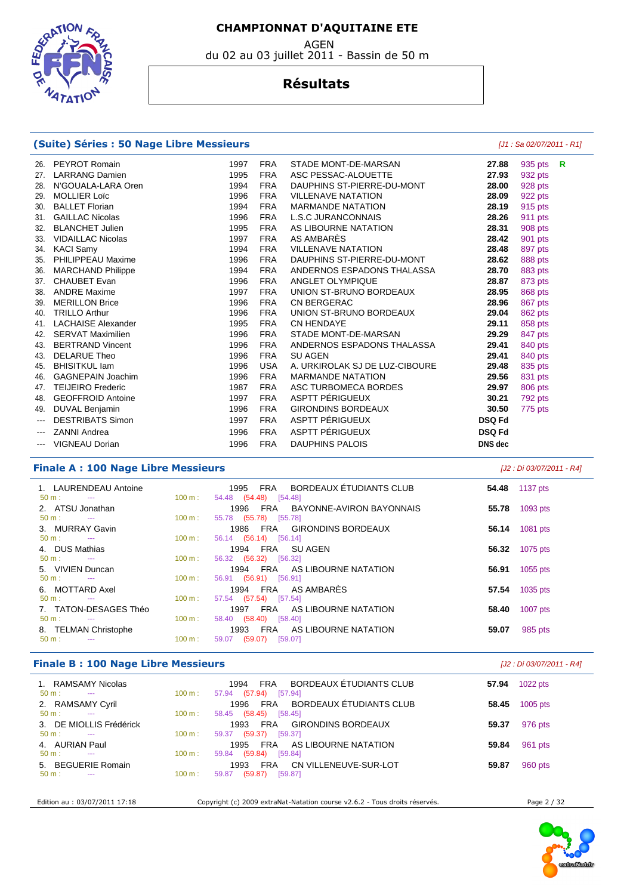# CHAMPIONNAT D'AQUITAINE ETE

AGEN

du 02 au 03 juillet 2011 - Bassin de 50 m

## Résultats

### (Suite) Séries : 50 Nage Libre Messieurs

*[J1 : Sa 02/07/2011 - R1]*

| Rang | Nom | Année | Nat. | Club | Temps | Points | |
|---|---|---|---|---|---|---|---|
| 26. | PEYROT Romain | 1997 | FRA | STADE MONT-DE-MARSAN | 27.88 | 935 pts | R |
| 27. | LARRANG Damien | 1995 | FRA | ASC PESSAC-ALOUETTE | 27.93 | 932 pts | |
| 28. | N'GOUALA-LARA Oren | 1994 | FRA | DAUPHINS ST-PIERRE-DU-MONT | 28.00 | 928 pts | |
| 29. | MOLLIER Loïc | 1996 | FRA | VILLENAVE NATATION | 28.09 | 922 pts | |
| 30. | BALLET Florian | 1994 | FRA | MARMANDE NATATION | 28.19 | 915 pts | |
| 31. | GAILLAC Nicolas | 1996 | FRA | L.S.C JURANCONNAIS | 28.26 | 911 pts | |
| 32. | BLANCHET Julien | 1995 | FRA | AS LIBOURNE NATATION | 28.31 | 908 pts | |
| 33. | VIDAILLAC Nicolas | 1997 | FRA | AS AMBARÈS | 28.42 | 901 pts | |
| 34. | KACI Samy | 1994 | FRA | VILLENAVE NATATION | 28.48 | 897 pts | |
| 35. | PHILIPPEAU Maxime | 1996 | FRA | DAUPHINS ST-PIERRE-DU-MONT | 28.62 | 888 pts | |
| 36. | MARCHAND Philippe | 1994 | FRA | ANDERNOS ESPADONS THALASSA | 28.70 | 883 pts | |
| 37. | CHAUBET Evan | 1996 | FRA | ANGLET OLYMPIQUE | 28.87 | 873 pts | |
| 38. | ANDRE Maxime | 1997 | FRA | UNION ST-BRUNO BORDEAUX | 28.95 | 868 pts | |
| 39. | MERILLON Brice | 1996 | FRA | CN BERGERAC | 28.96 | 867 pts | |
| 40. | TRILLO Arthur | 1996 | FRA | UNION ST-BRUNO BORDEAUX | 29.04 | 862 pts | |
| 41. | LACHAISE Alexander | 1995 | FRA | CN HENDAYE | 29.11 | 858 pts | |
| 42. | SERVAT Maximilien | 1996 | FRA | STADE MONT-DE-MARSAN | 29.29 | 847 pts | |
| 43. | BERTRAND Vincent | 1996 | FRA | ANDERNOS ESPADONS THALASSA | 29.41 | 840 pts | |
| 43. | DELARUE Theo | 1996 | FRA | SU AGEN | 29.41 | 840 pts | |
| 45. | BHISITKUL Iam | 1996 | USA | A. URKIROLAK SJ DE LUZ-CIBOURE | 29.48 | 835 pts | |
| 46. | GAGNEPAIN Joachim | 1996 | FRA | MARMANDE NATATION | 29.56 | 831 pts | |
| 47. | TEIJEIRO Frederic | 1987 | FRA | ASC TURBOMECA BORDES | 29.97 | 806 pts | |
| 48. | GEOFFROID Antoine | 1997 | FRA | ASPTT PÉRIGUEUX | 30.21 | 792 pts | |
| 49. | DUVAL Benjamin | 1996 | FRA | GIRONDINS BORDEAUX | 30.50 | 775 pts | |
| --- | DESTRIBATS Simon | 1997 | FRA | ASPTT PÉRIGUEUX | DSQ Fd | | |
| --- | ZANNI Andrea | 1996 | FRA | ASPTT PÉRIGUEUX | DSQ Fd | | |
| --- | VIGNEAU Dorian | 1996 | FRA | DAUPHINS PALOIS | DNS dec | | |

### Finale A : 100 Nage Libre Messieurs

*[J2 : Di 03/07/2011 - R4]*

| Rang | Nom | Année | Nat. | Club | Temps | Points |
|---|---|---|---|---|---|---|
| 1. | LAURENDEAU Antoine | 1995 | FRA | BORDEAUX ÉTUDIANTS CLUB | 54.48 | 1137 pts |
| | 50 m : --- | 100 m : 54.48 (54.48) [54.48] | | | | |
| 2. | ATSU Jonathan | 1996 | FRA | BAYONNE-AVIRON BAYONNAIS | 55.78 | 1093 pts |
| | 50 m : --- | 100 m : 55.78 (55.78) [55.78] | | | | |
| 3. | MURRAY Gavin | 1986 | FRA | GIRONDINS BORDEAUX | 56.14 | 1081 pts |
| | 50 m : --- | 100 m : 56.14 (56.14) [56.14] | | | | |
| 4. | DUS Mathias | 1994 | FRA | SU AGEN | 56.32 | 1075 pts |
| | 50 m : --- | 100 m : 56.32 (56.32) [56.32] | | | | |
| 5. | VIVIEN Duncan | 1994 | FRA | AS LIBOURNE NATATION | 56.91 | 1055 pts |
| | 50 m : --- | 100 m : 56.91 (56.91) [56.91] | | | | |
| 6. | MOTTARD Axel | 1994 | FRA | AS AMBARÈS | 57.54 | 1035 pts |
| | 50 m : --- | 100 m : 57.54 (57.54) [57.54] | | | | |
| 7. | TATON-DESAGES Théo | 1997 | FRA | AS LIBOURNE NATATION | 58.40 | 1007 pts |
| | 50 m : --- | 100 m : 58.40 (58.40) [58.40] | | | | |
| 8. | TELMAN Christophe | 1993 | FRA | AS LIBOURNE NATATION | 59.07 | 985 pts |
| | 50 m : --- | 100 m : 59.07 (59.07) [59.07] | | | | |

### Finale B : 100 Nage Libre Messieurs

*[J2 : Di 03/07/2011 - R4]*

| Rang | Nom | Année | Nat. | Club | Temps | Points |
|---|---|---|---|---|---|---|
| 1. | RAMSAMY Nicolas | 1994 | FRA | BORDEAUX ÉTUDIANTS CLUB | 57.94 | 1022 pts |
| | 50 m : --- | 100 m : 57.94 (57.94) [57.94] | | | | |
| 2. | RAMSAMY Cyril | 1996 | FRA | BORDEAUX ÉTUDIANTS CLUB | 58.45 | 1005 pts |
| | 50 m : --- | 100 m : 58.45 (58.45) [58.45] | | | | |
| 3. | DE MIOLLIS Frédérick | 1993 | FRA | GIRONDINS BORDEAUX | 59.37 | 976 pts |
| | 50 m : --- | 100 m : 59.37 (59.37) [59.37] | | | | |
| 4. | AURIAN Paul | 1995 | FRA | AS LIBOURNE NATATION | 59.84 | 961 pts |
| | 50 m : --- | 100 m : 59.84 (59.84) [59.84] | | | | |
| 5. | BEGUERIE Romain | 1993 | FRA | CN VILLENEUVE-SUR-LOT | 59.87 | 960 pts |
| | 50 m : --- | 100 m : 59.87 (59.87) [59.87] | | | | |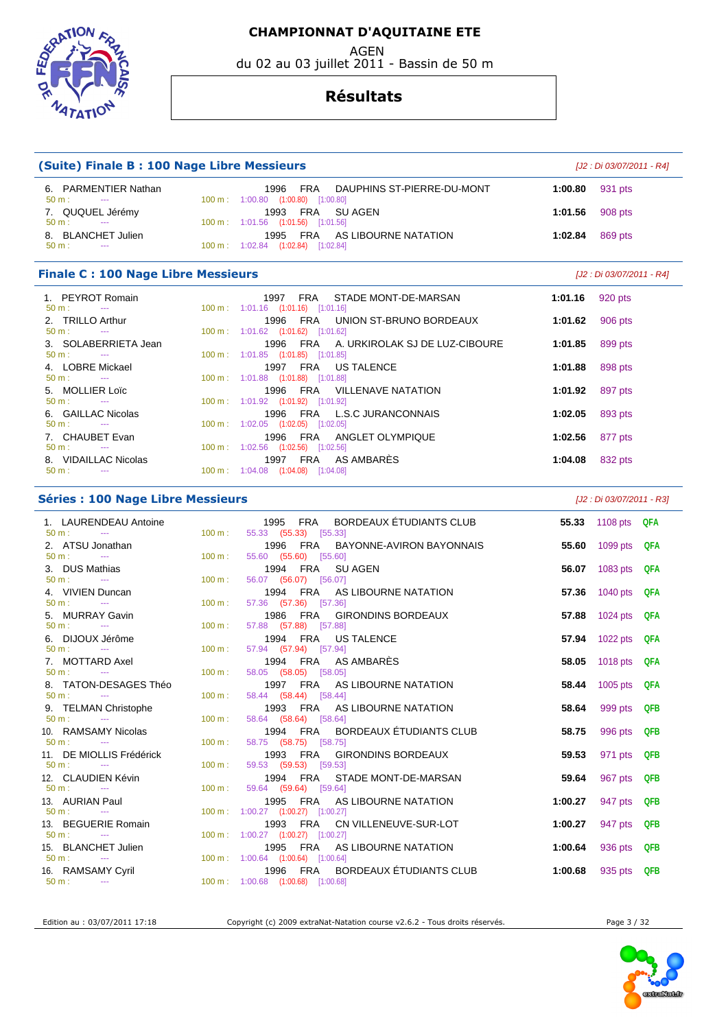# CHAMPIONNAT D'AQUITAINE ETE

AGEN

du 02 au 03 juillet 2011 - Bassin de 50 m

## Résultats

### (Suite) Finale B : 100 Nage Libre Messieurs

*[J2 : Di 03/07/2011 - R4]*

| Rang | Nom | Année | Nat. | Club | Temps | Points | |
|---|---|---|---|---|---|---|---|
| 6. | PARMENTIER Nathan | 1996 | FRA | DAUPHINS ST-PIERRE-DU-MONT | 1:00.80 | 931 pts | |
| | 50 m : --- 100 m : 1:00.80 (1:00.80) [1:00.80] | | | | | | |
| 7. | QUQUEL Jérémy | 1993 | FRA | SU AGEN | 1:01.56 | 908 pts | |
| | 50 m : --- 100 m : 1:01.56 (1:01.56) [1:01.56] | | | | | | |
| 8. | BLANCHET Julien | 1995 | FRA | AS LIBOURNE NATATION | 1:02.84 | 869 pts | |
| | 50 m : --- 100 m : 1:02.84 (1:02.84) [1:02.84] | | | | | | |

### Finale C : 100 Nage Libre Messieurs

*[J2 : Di 03/07/2011 - R4]*

| Rang | Nom | Année | Nat. | Club | Temps | Points | |
|---|---|---|---|---|---|---|---|
| 1. | PEYROT Romain | 1997 | FRA | STADE MONT-DE-MARSAN | 1:01.16 | 920 pts | |
| | 50 m : --- 100 m : 1:01.16 (1:01.16) [1:01.16] | | | | | | |
| 2. | TRILLO Arthur | 1996 | FRA | UNION ST-BRUNO BORDEAUX | 1:01.62 | 906 pts | |
| | 50 m : --- 100 m : 1:01.62 (1:01.62) [1:01.62] | | | | | | |
| 3. | SOLABERRIETA Jean | 1996 | FRA | A. URKIROLAK SJ DE LUZ-CIBOURE | 1:01.85 | 899 pts | |
| | 50 m : --- 100 m : 1:01.85 (1:01.85) [1:01.85] | | | | | | |
| 4. | LOBRE Mickael | 1997 | FRA | US TALENCE | 1:01.88 | 898 pts | |
| | 50 m : --- 100 m : 1:01.88 (1:01.88) [1:01.88] | | | | | | |
| 5. | MOLLIER Loïc | 1996 | FRA | VILLENAVE NATATION | 1:01.92 | 897 pts | |
| | 50 m : --- 100 m : 1:01.92 (1:01.92) [1:01.92] | | | | | | |
| 6. | GAILLAC Nicolas | 1996 | FRA | L.S.C JURANCONNAIS | 1:02.05 | 893 pts | |
| | 50 m : --- 100 m : 1:02.05 (1:02.05) [1:02.05] | | | | | | |
| 7. | CHAUBET Evan | 1996 | FRA | ANGLET OLYMPIQUE | 1:02.56 | 877 pts | |
| | 50 m : --- 100 m : 1:02.56 (1:02.56) [1:02.56] | | | | | | |
| 8. | VIDAILLAC Nicolas | 1997 | FRA | AS AMBARÈS | 1:04.08 | 832 pts | |
| | 50 m : --- 100 m : 1:04.08 (1:04.08) [1:04.08] | | | | | | |

### Séries : 100 Nage Libre Messieurs

*[J2 : Di 03/07/2011 - R3]*

| Rang | Nom | Année | Nat. | Club | Temps | Points | Qualif. |
|---|---|---|---|---|---|---|---|
| 1. | LAURENDEAU Antoine | 1995 | FRA | BORDEAUX ÉTUDIANTS CLUB | 55.33 | 1108 pts | QFA |
| | 50 m : --- 100 m : 55.33 (55.33) [55.33] | | | | | | |
| 2. | ATSU Jonathan | 1996 | FRA | BAYONNE-AVIRON BAYONNAIS | 55.60 | 1099 pts | QFA |
| | 50 m : --- 100 m : 55.60 (55.60) [55.60] | | | | | | |
| 3. | DUS Mathias | 1994 | FRA | SU AGEN | 56.07 | 1083 pts | QFA |
| | 50 m : --- 100 m : 56.07 (56.07) [56.07] | | | | | | |
| 4. | VIVIEN Duncan | 1994 | FRA | AS LIBOURNE NATATION | 57.36 | 1040 pts | QFA |
| | 50 m : --- 100 m : 57.36 (57.36) [57.36] | | | | | | |
| 5. | MURRAY Gavin | 1986 | FRA | GIRONDINS BORDEAUX | 57.88 | 1024 pts | QFA |
| | 50 m : --- 100 m : 57.88 (57.88) [57.88] | | | | | | |
| 6. | DIJOUX Jérôme | 1994 | FRA | US TALENCE | 57.94 | 1022 pts | QFA |
| | 50 m : --- 100 m : 57.94 (57.94) [57.94] | | | | | | |
| 7. | MOTTARD Axel | 1994 | FRA | AS AMBARÈS | 58.05 | 1018 pts | QFA |
| | 50 m : --- 100 m : 58.05 (58.05) [58.05] | | | | | | |
| 8. | TATON-DESAGES Théo | 1997 | FRA | AS LIBOURNE NATATION | 58.44 | 1005 pts | QFA |
| | 50 m : --- 100 m : 58.44 (58.44) [58.44] | | | | | | |
| 9. | TELMAN Christophe | 1993 | FRA | AS LIBOURNE NATATION | 58.64 | 999 pts | QFB |
| | 50 m : --- 100 m : 58.64 (58.64) [58.64] | | | | | | |
| 10. | RAMSAMY Nicolas | 1994 | FRA | BORDEAUX ÉTUDIANTS CLUB | 58.75 | 996 pts | QFB |
| | 50 m : --- 100 m : 58.75 (58.75) [58.75] | | | | | | |
| 11. | DE MIOLLIS Frédérick | 1993 | FRA | GIRONDINS BORDEAUX | 59.53 | 971 pts | QFB |
| | 50 m : --- 100 m : 59.53 (59.53) [59.53] | | | | | | |
| 12. | CLAUDIEN Kévin | 1994 | FRA | STADE MONT-DE-MARSAN | 59.64 | 967 pts | QFB |
| | 50 m : --- 100 m : 59.64 (59.64) [59.64] | | | | | | |
| 13. | AURIAN Paul | 1995 | FRA | AS LIBOURNE NATATION | 1:00.27 | 947 pts | QFB |
| | 50 m : --- 100 m : 1:00.27 (1:00.27) [1:00.27] | | | | | | |
| 13. | BEGUERIE Romain | 1993 | FRA | CN VILLENEUVE-SUR-LOT | 1:00.27 | 947 pts | QFB |
| | 50 m : --- 100 m : 1:00.27 (1:00.27) [1:00.27] | | | | | | |
| 15. | BLANCHET Julien | 1995 | FRA | AS LIBOURNE NATATION | 1:00.64 | 936 pts | QFB |
| | 50 m : --- 100 m : 1:00.64 (1:00.64) [1:00.64] | | | | | | |
| 16. | RAMSAMY Cyril | 1996 | FRA | BORDEAUX ÉTUDIANTS CLUB | 1:00.68 | 935 pts | QFB |
| | 50 m : --- 100 m : 1:00.68 (1:00.68) [1:00.68] | | | | | | |

Edition au : 03/07/2011 17:18 — Copyright (c) 2009 extraNat-Natation course v2.6.2 - Tous droits réservés.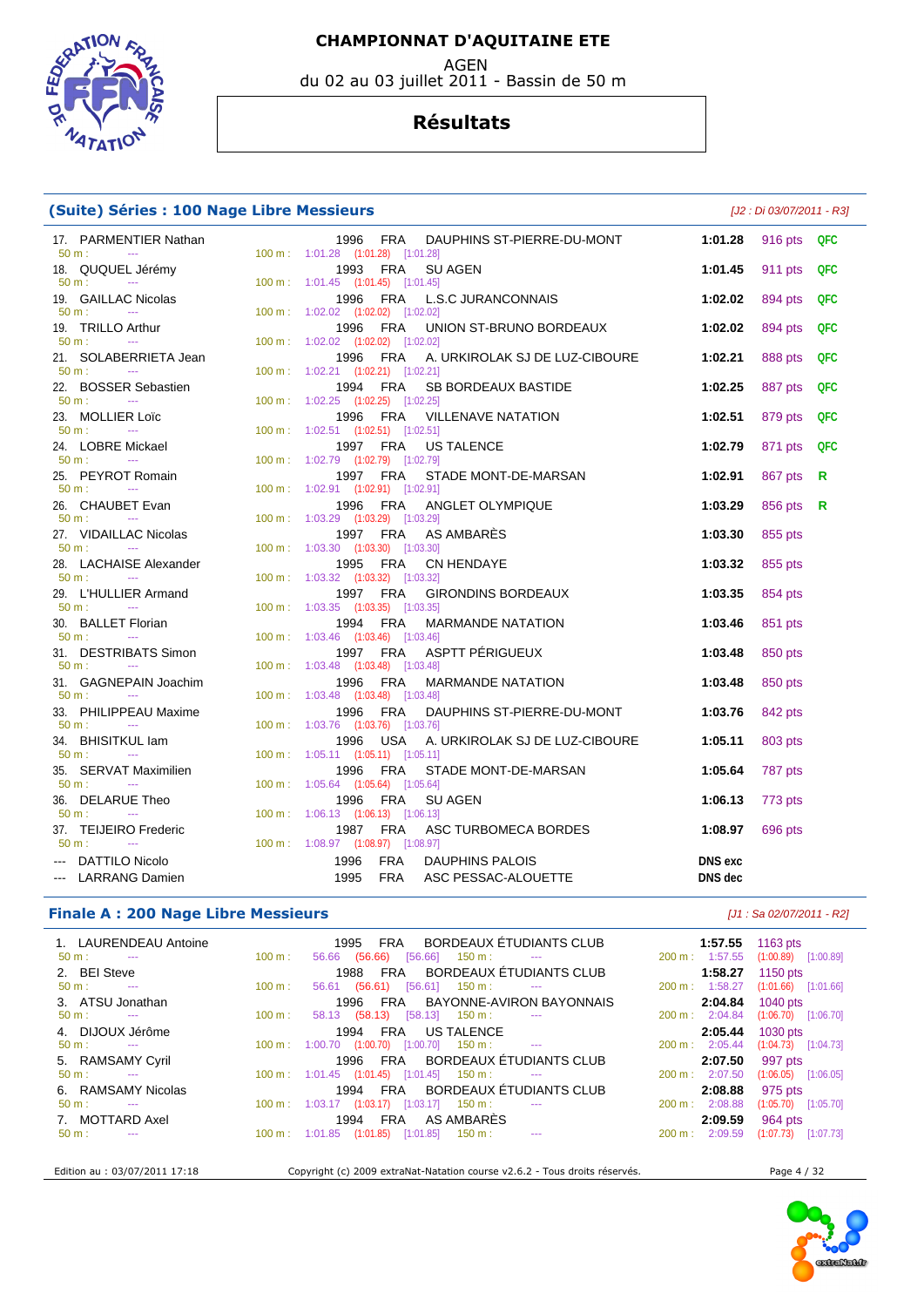# CHAMPIONNAT D'AQUITAINE ETE

AGEN

du 02 au 03 juillet 2011 - Bassin de 50 m

## Résultats

### (Suite) Séries : 100 Nage Libre Messieurs

*[J2 : Di 03/07/2011 - R3]*

| Rang | Nom | Année | Nat. | Club | Temps | Points | Qualif. | 50 m | 100 m |
|---|---|---|---|---|---|---|---|---|---|
| 17. | PARMENTIER Nathan | 1996 | FRA | DAUPHINS ST-PIERRE-DU-MONT | 1:01.28 | 916 pts | QFC | --- | 1:01.28 (1:01.28) [1:01.28] |
| 18. | QUQUEL Jérémy | 1993 | FRA | SU AGEN | 1:01.45 | 911 pts | QFC | --- | 1:01.45 (1:01.45) [1:01.45] |
| 19. | GAILLAC Nicolas | 1996 | FRA | L.S.C JURANCONNAIS | 1:02.02 | 894 pts | QFC | --- | 1:02.02 (1:02.02) [1:02.02] |
| 19. | TRILLO Arthur | 1996 | FRA | UNION ST-BRUNO BORDEAUX | 1:02.02 | 894 pts | QFC | --- | 1:02.02 (1:02.02) [1:02.02] |
| 21. | SOLABERRIETA Jean | 1996 | FRA | A. URKIROLAK SJ DE LUZ-CIBOURE | 1:02.21 | 888 pts | QFC | --- | 1:02.21 (1:02.21) [1:02.21] |
| 22. | BOSSER Sebastien | 1994 | FRA | SB BORDEAUX BASTIDE | 1:02.25 | 887 pts | QFC | --- | 1:02.25 (1:02.25) [1:02.25] |
| 23. | MOLLIER Loïc | 1996 | FRA | VILLENAVE NATATION | 1:02.51 | 879 pts | QFC | --- | 1:02.51 (1:02.51) [1:02.51] |
| 24. | LOBRE Mickael | 1997 | FRA | US TALENCE | 1:02.79 | 871 pts | QFC | --- | 1:02.79 (1:02.79) [1:02.79] |
| 25. | PEYROT Romain | 1997 | FRA | STADE MONT-DE-MARSAN | 1:02.91 | 867 pts | R | --- | 1:02.91 (1:02.91) [1:02.91] |
| 26. | CHAUBET Evan | 1996 | FRA | ANGLET OLYMPIQUE | 1:03.29 | 856 pts | R | --- | 1:03.29 (1:03.29) [1:03.29] |
| 27. | VIDAILLAC Nicolas | 1997 | FRA | AS AMBARÈS | 1:03.30 | 855 pts | | --- | 1:03.30 (1:03.30) [1:03.30] |
| 28. | LACHAISE Alexander | 1995 | FRA | CN HENDAYE | 1:03.32 | 855 pts | | --- | 1:03.32 (1:03.32) [1:03.32] |
| 29. | L'HULLIER Armand | 1997 | FRA | GIRONDINS BORDEAUX | 1:03.35 | 854 pts | | --- | 1:03.35 (1:03.35) [1:03.35] |
| 30. | BALLET Florian | 1994 | FRA | MARMANDE NATATION | 1:03.46 | 851 pts | | --- | 1:03.46 (1:03.46) [1:03.46] |
| 31. | DESTRIBATS Simon | 1997 | FRA | ASPTT PÉRIGUEUX | 1:03.48 | 850 pts | | --- | 1:03.48 (1:03.48) [1:03.48] |
| 31. | GAGNEPAIN Joachim | 1996 | FRA | MARMANDE NATATION | 1:03.48 | 850 pts | | --- | 1:03.48 (1:03.48) [1:03.48] |
| 33. | PHILIPPEAU Maxime | 1996 | FRA | DAUPHINS ST-PIERRE-DU-MONT | 1:03.76 | 842 pts | | --- | 1:03.76 (1:03.76) [1:03.76] |
| 34. | BHISITKUL Iam | 1996 | USA | A. URKIROLAK SJ DE LUZ-CIBOURE | 1:05.11 | 803 pts | | --- | 1:05.11 (1:05.11) [1:05.11] |
| 35. | SERVAT Maximilien | 1996 | FRA | STADE MONT-DE-MARSAN | 1:05.64 | 787 pts | | --- | 1:05.64 (1:05.64) [1:05.64] |
| 36. | DELARUE Theo | 1996 | FRA | SU AGEN | 1:06.13 | 773 pts | | --- | 1:06.13 (1:06.13) [1:06.13] |
| 37. | TEIJEIRO Frederic | 1987 | FRA | ASC TURBOMECA BORDES | 1:08.97 | 696 pts | | --- | 1:08.97 (1:08.97) [1:08.97] |
| --- | DATTILO Nicolo | 1996 | FRA | DAUPHINS PALOIS | DNS exc | | | | |
| --- | LARRANG Damien | 1995 | FRA | ASC PESSAC-ALOUETTE | DNS dec | | | | |

### Finale A : 200 Nage Libre Messieurs

*[J1 : Sa 02/07/2011 - R2]*

| Rang | Nom | Année | Nat. | Club | Temps | Points | 50 m | 100 m | 150 m | 200 m |
|---|---|---|---|---|---|---|---|---|---|---|
| 1. | LAURENDEAU Antoine | 1995 | FRA | BORDEAUX ÉTUDIANTS CLUB | 1:57.55 | 1163 pts | --- | 56.66 (56.66) [56.66] | --- | 1:57.55 (1:00.89) [1:00.89] |
| 2. | BEI Steve | 1988 | FRA | BORDEAUX ÉTUDIANTS CLUB | 1:58.27 | 1150 pts | --- | 56.61 (56.61) [56.61] | --- | 1:58.27 (1:01.66) [1:01.66] |
| 3. | ATSU Jonathan | 1996 | FRA | BAYONNE-AVIRON BAYONNAIS | 2:04.84 | 1040 pts | --- | 58.13 (58.13) [58.13] | --- | 2:04.84 (1:06.70) [1:06.70] |
| 4. | DIJOUX Jérôme | 1994 | FRA | US TALENCE | 2:05.44 | 1030 pts | --- | 1:00.70 (1:00.70) [1:00.70] | --- | 2:05.44 (1:04.73) [1:04.73] |
| 5. | RAMSAMY Cyril | 1996 | FRA | BORDEAUX ÉTUDIANTS CLUB | 2:07.50 | 997 pts | --- | 1:01.45 (1:01.45) [1:01.45] | --- | 2:07.50 (1:06.05) [1:06.05] |
| 6. | RAMSAMY Nicolas | 1994 | FRA | BORDEAUX ÉTUDIANTS CLUB | 2:08.88 | 975 pts | --- | 1:03.17 (1:03.17) [1:03.17] | --- | 2:08.88 (1:05.70) [1:05.70] |
| 7. | MOTTARD Axel | 1994 | FRA | AS AMBARÈS | 2:09.59 | 964 pts | --- | 1:01.85 (1:01.85) [1:01.85] | --- | 2:09.59 (1:07.73) [1:07.73] |

Edition au : 03/07/2011 17:18 — Copyright (c) 2009 extraNat-Natation course v2.6.2 - Tous droits réservés.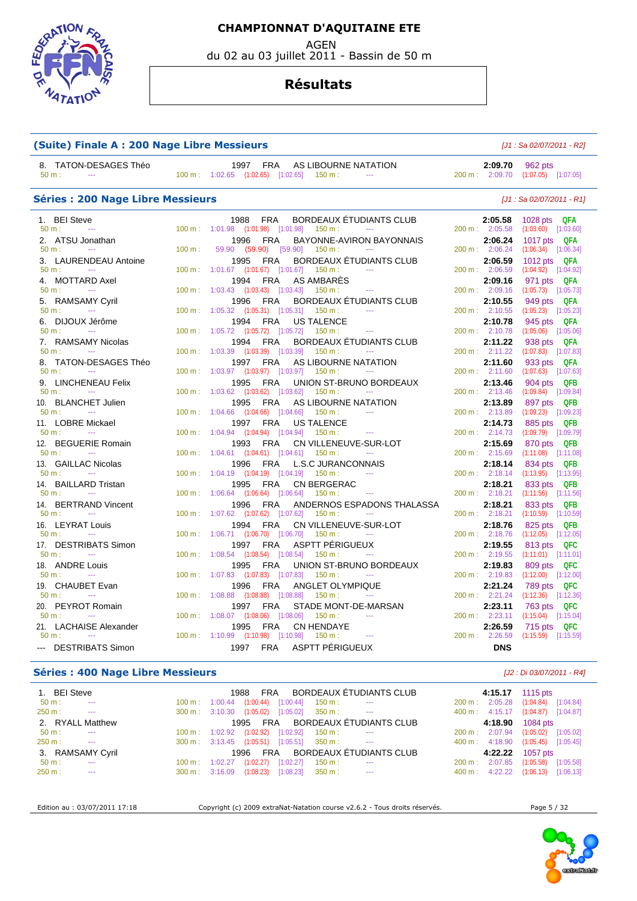# CHAMPIONNAT D'AQUITAINE ETE

AGEN

du 02 au 03 juillet 2011 - Bassin de 50 m

## Résultats

### (Suite) Finale A : 200 Nage Libre Messieurs

*[J1 : Sa 02/07/2011 - R2]*

8. TATON-DESAGES Théo — 1997 FRA — AS LIBOURNE NATATION — **2:09.70** — 962 pts
   50 m : --- | 100 m : 1:02.65 (1:02.65) [1:02.65] | 150 m : --- | 200 m : 2:09.70 (1:07.05) [1:07.05]

### Séries : 200 Nage Libre Messieurs

*[J1 : Sa 02/07/2011 - R1]*

| Rang | Nom | Année | Nat. | Club | Temps | Points | Qualif. |
|---|---|---|---|---|---|---|---|
| 1. | BEI Steve | 1988 | FRA | BORDEAUX ÉTUDIANTS CLUB | **2:05.58** | 1028 pts | QFA |
| | 50 m : --- | 100 m : 1:01.98 (1:01.98) [1:01.98] | | 150 m : --- | 200 m : 2:05.58 | (1:03.60) | [1:03.60] |
| 2. | ATSU Jonathan | 1996 | FRA | BAYONNE-AVIRON BAYONNAIS | **2:06.24** | 1017 pts | QFA |
| | 50 m : --- | 100 m : 59.90 (59.90) [59.90] | | 150 m : --- | 200 m : 2:06.24 | (1:06.34) | [1:06.34] |
| 3. | LAURENDEAU Antoine | 1995 | FRA | BORDEAUX ÉTUDIANTS CLUB | **2:06.59** | 1012 pts | QFA |
| | 50 m : --- | 100 m : 1:01.67 (1:01.67) [1:01.67] | | 150 m : --- | 200 m : 2:06.59 | (1:04.92) | [1:04.92] |
| 4. | MOTTARD Axel | 1994 | FRA | AS AMBARÈS | **2:09.16** | 971 pts | QFA |
| | 50 m : --- | 100 m : 1:03.43 (1:03.43) [1:03.43] | | 150 m : --- | 200 m : 2:09.16 | (1:05.73) | [1:05.73] |
| 5. | RAMSAMY Cyril | 1996 | FRA | BORDEAUX ÉTUDIANTS CLUB | **2:10.55** | 949 pts | QFA |
| | 50 m : --- | 100 m : 1:05.32 (1:05.31) [1:05.31] | | 150 m : --- | 200 m : 2:10.55 | (1:05.23) | [1:05.23] |
| 6. | DIJOUX Jérôme | 1994 | FRA | US TALENCE | **2:10.78** | 945 pts | QFA |
| | 50 m : --- | 100 m : 1:05.72 (1:05.72) [1:05.72] | | 150 m : --- | 200 m : 2:10.78 | (1:05.06) | [1:05.06] |
| 7. | RAMSAMY Nicolas | 1994 | FRA | BORDEAUX ÉTUDIANTS CLUB | **2:11.22** | 938 pts | QFA |
| | 50 m : --- | 100 m : 1:03.39 (1:03.39) [1:03.39] | | 150 m : --- | 200 m : 2:11.22 | (1:07.83) | [1:07.83] |
| 8. | TATON-DESAGES Théo | 1997 | FRA | AS LIBOURNE NATATION | **2:11.60** | 933 pts | QFA |
| | 50 m : --- | 100 m : 1:03.97 (1:03.97) [1:03.97] | | 150 m : --- | 200 m : 2:11.60 | (1:07.63) | [1:07.63] |
| 9. | LINCHENEAU Felix | 1995 | FRA | UNION ST-BRUNO BORDEAUX | **2:13.46** | 904 pts | QFB |
| | 50 m : --- | 100 m : 1:03.62 (1:03.62) [1:03.62] | | 150 m : --- | 200 m : 2:13.46 | (1:09.84) | [1:09.84] |
| 10. | BLANCHET Julien | 1995 | FRA | AS LIBOURNE NATATION | **2:13.89** | 897 pts | QFB |
| | 50 m : --- | 100 m : 1:04.66 (1:04.66) [1:04.66] | | 150 m : --- | 200 m : 2:13.89 | (1:09.23) | [1:09.23] |
| 11. | LOBRE Mickael | 1997 | FRA | US TALENCE | **2:14.73** | 885 pts | QFB |
| | 50 m : --- | 100 m : 1:04.94 (1:04.94) [1:04.94] | | 150 m : --- | 200 m : 2:14.73 | (1:09.79) | [1:09.79] |
| 12. | BEGUERIE Romain | 1993 | FRA | CN VILLENEUVE-SUR-LOT | **2:15.69** | 870 pts | QFB |
| | 50 m : --- | 100 m : 1:04.61 (1:04.61) [1:04.61] | | 150 m : --- | 200 m : 2:15.69 | (1:11.08) | [1:11.08] |
| 13. | GAILLAC Nicolas | 1996 | FRA | L.S.C JURANCONNAIS | **2:18.14** | 834 pts | QFB |
| | 50 m : --- | 100 m : 1:04.19 (1:04.19) [1:04.19] | | 150 m : --- | 200 m : 2:18.14 | (1:13.95) | [1:13.95] |
| 14. | BAILLARD Tristan | 1995 | FRA | CN BERGERAC | **2:18.21** | 833 pts | QFB |
| | 50 m : --- | 100 m : 1:06.64 (1:06.64) [1:06.64] | | 150 m : --- | 200 m : 2:18.21 | (1:11.56) | [1:11.56] |
| 14. | BERTRAND Vincent | 1996 | FRA | ANDERNOS ESPADONS THALASSA | **2:18.21** | 833 pts | QFB |
| | 50 m : --- | 100 m : 1:07.62 (1:07.62) [1:07.62] | | 150 m : --- | 200 m : 2:18.21 | (1:10.59) | [1:10.59] |
| 16. | LEYRAT Louis | 1994 | FRA | CN VILLENEUVE-SUR-LOT | **2:18.76** | 825 pts | QFB |
| | 50 m : --- | 100 m : 1:06.71 (1:06.70) [1:06.70] | | 150 m : --- | 200 m : 2:18.76 | (1:12.05) | [1:12.05] |
| 17. | DESTRIBATS Simon | 1997 | FRA | ASPTT PÉRIGUEUX | **2:19.55** | 813 pts | QFC |
| | 50 m : --- | 100 m : 1:08.54 (1:08.54) [1:08.54] | | 150 m : --- | 200 m : 2:19.55 | (1:11.01) | [1:11.01] |
| 18. | ANDRE Louis | 1995 | FRA | UNION ST-BRUNO BORDEAUX | **2:19.83** | 809 pts | QFC |
| | 50 m : --- | 100 m : 1:07.83 (1:07.83) [1:07.83] | | 150 m : --- | 200 m : 2:19.83 | (1:12.00) | [1:12.00] |
| 19. | CHAUBET Evan | 1996 | FRA | ANGLET OLYMPIQUE | **2:21.24** | 789 pts | QFC |
| | 50 m : --- | 100 m : 1:08.88 (1:08.88) [1:08.88] | | 150 m : --- | 200 m : 2:21.24 | (1:12.36) | [1:12.36] |
| 20. | PEYROT Romain | 1997 | FRA | STADE MONT-DE-MARSAN | **2:23.11** | 763 pts | QFC |
| | 50 m : --- | 100 m : 1:08.07 (1:08.06) [1:08.06] | | 150 m : --- | 200 m : 2:23.11 | (1:15.04) | [1:15.04] |
| 21. | LACHAISE Alexander | 1995 | FRA | CN HENDAYE | **2:26.59** | 715 pts | QFC |
| | 50 m : --- | 100 m : 1:10.99 (1:10.98) [1:10.98] | | 150 m : --- | 200 m : 2:26.59 | (1:15.59) | [1:15.59] |
| --- | DESTRIBATS Simon | 1997 | FRA | ASPTT PÉRIGUEUX | **DNS** | | |

### Séries : 400 Nage Libre Messieurs

*[J2 : Di 03/07/2011 - R4]*

| Rang | Nom | Année | Nat. | Club | Temps | Points |
|---|---|---|---|---|---|---|
| 1. | BEI Steve | 1988 | FRA | BORDEAUX ÉTUDIANTS CLUB | **4:15.17** | 1115 pts |
| | 50 m : --- | 100 m : 1:00.44 (1:00.44) [1:00.44] | | 150 m : --- | 200 m : 2:05.28 (1:04.84) [1:04.84] | |
| | 250 m : --- | 300 m : 3:10.30 (1:05.02) [1:05.02] | | 350 m : --- | 400 m : 4:15.17 (1:04.87) [1:04.87] | |
| 2. | RYALL Matthew | 1995 | FRA | BORDEAUX ÉTUDIANTS CLUB | **4:18.90** | 1084 pts |
| | 50 m : --- | 100 m : 1:02.92 (1:02.92) [1:02.92] | | 150 m : --- | 200 m : 2:07.94 (1:05.02) [1:05.02] | |
| | 250 m : --- | 300 m : 3:13.45 (1:05.51) [1:05.51] | | 350 m : --- | 400 m : 4:18.90 (1:05.45) [1:05.45] | |
| 3. | RAMSAMY Cyril | 1996 | FRA | BORDEAUX ÉTUDIANTS CLUB | **4:22.22** | 1057 pts |
| | 50 m : --- | 100 m : 1:02.27 (1:02.27) [1:02.27] | | 150 m : --- | 200 m : 2:07.85 (1:05.58) [1:05.58] | |
| | 250 m : --- | 300 m : 3:16.09 (1:08.23) [1:08.23] | | 350 m : --- | 400 m : 4:22.22 (1:06.13) [1:06.13] | |

Edition au : 03/07/2011 17:18 — Copyright (c) 2009 extraNat-Natation course v2.6.2 - Tous droits réservés.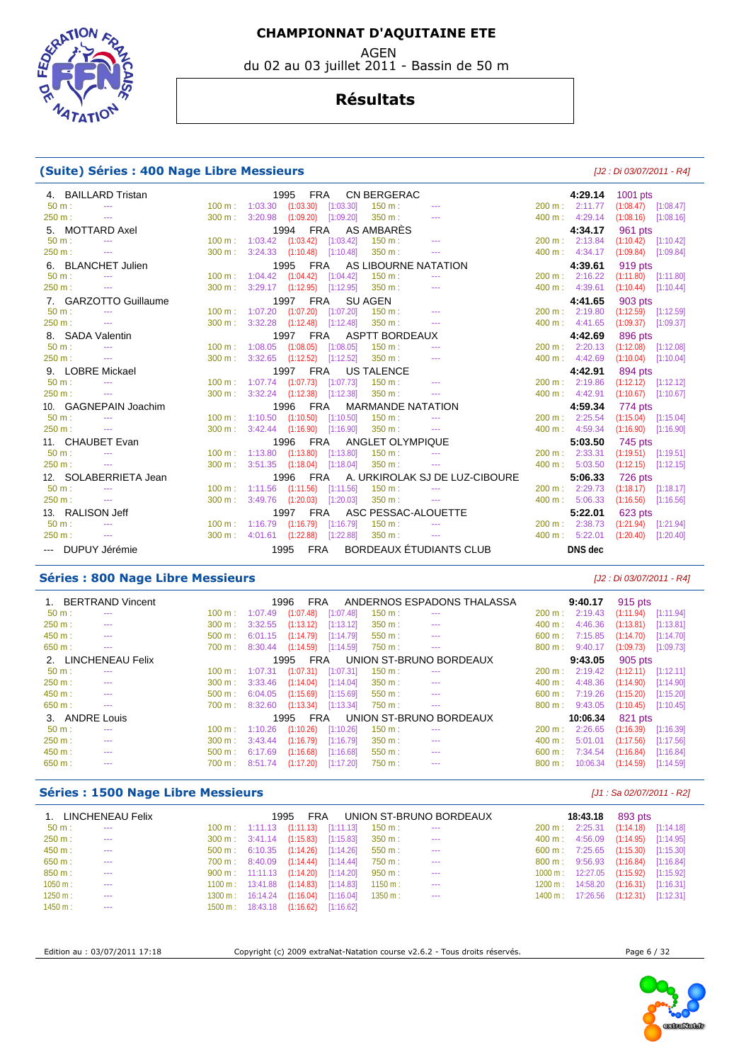# CHAMPIONNAT D'AQUITAINE ETE

AGEN
du 02 au 03 juillet 2011 - Bassin de 50 m

## Résultats

### (Suite) Séries : 400 Nage Libre Messieurs

*[J2 : Di 03/07/2011 - R4]*

4. BAILLARD Tristan — 1995 FRA — CN BERGERAC — **4:29.14** — 1001 pts
50 m : --- | 100 m : 1:03.30 (1:03.30) [1:03.30] | 150 m : --- | 200 m : 2:11.77 (1:08.47) [1:08.47]
250 m : --- | 300 m : 3:20.98 (1:09.20) [1:09.20] | 350 m : --- | 400 m : 4:29.14 (1:08.16) [1:08.16]

5. MOTTARD Axel — 1994 FRA — AS AMBARÈS — **4:34.17** — 961 pts
50 m : --- | 100 m : 1:03.42 (1:03.42) [1:03.42] | 150 m : --- | 200 m : 2:13.84 (1:10.42) [1:10.42]
250 m : --- | 300 m : 3:24.33 (1:10.48) [1:10.48] | 350 m : --- | 400 m : 4:34.17 (1:09.84) [1:09.84]

6. BLANCHET Julien — 1995 FRA — AS LIBOURNE NATATION — **4:39.61** — 919 pts
50 m : --- | 100 m : 1:04.42 (1:04.42) [1:04.42] | 150 m : --- | 200 m : 2:16.22 (1:11.80) [1:11.80]
250 m : --- | 300 m : 3:29.17 (1:12.95) [1:12.95] | 350 m : --- | 400 m : 4:39.61 (1:10.44) [1:10.44]

7. GARZOTTO Guillaume — 1997 FRA — SU AGEN — **4:41.65** — 903 pts
50 m : --- | 100 m : 1:07.20 (1:07.20) [1:07.20] | 150 m : --- | 200 m : 2:19.80 (1:12.59) [1:12.59]
250 m : --- | 300 m : 3:32.28 (1:12.48) [1:12.48] | 350 m : --- | 400 m : 4:41.65 (1:09.37) [1:09.37]

8. SADA Valentin — 1997 FRA — ASPTT BORDEAUX — **4:42.69** — 896 pts
50 m : --- | 100 m : 1:08.05 (1:08.05) [1:08.05] | 150 m : --- | 200 m : 2:20.13 (1:12.08) [1:12.08]
250 m : --- | 300 m : 3:32.65 (1:12.52) [1:12.52] | 350 m : --- | 400 m : 4:42.69 (1:10.04) [1:10.04]

9. LOBRE Mickael — 1997 FRA — US TALENCE — **4:42.91** — 894 pts
50 m : --- | 100 m : 1:07.74 (1:07.73) [1:07.73] | 150 m : --- | 200 m : 2:19.86 (1:12.12) [1:12.12]
250 m : --- | 300 m : 3:32.24 (1:12.38) [1:12.38] | 350 m : --- | 400 m : 4:42.91 (1:10.67) [1:10.67]

10. GAGNEPAIN Joachim — 1996 FRA — MARMANDE NATATION — **4:59.34** — 774 pts
50 m : --- | 100 m : 1:10.50 (1:10.50) [1:10.50] | 150 m : --- | 200 m : 2:25.54 (1:15.04) [1:15.04]
250 m : --- | 300 m : 3:42.44 (1:16.90) [1:16.90] | 350 m : --- | 400 m : 4:59.34 (1:16.90) [1:16.90]

11. CHAUBET Evan — 1996 FRA — ANGLET OLYMPIQUE — **5:03.50** — 745 pts
50 m : --- | 100 m : 1:13.80 (1:13.80) [1:13.80] | 150 m : --- | 200 m : 2:33.31 (1:19.51) [1:19.51]
250 m : --- | 300 m : 3:51.35 (1:18.04) [1:18.04] | 350 m : --- | 400 m : 5:03.50 (1:12.15) [1:12.15]

12. SOLABERRIETA Jean — 1996 FRA — A. URKIROLAK SJ DE LUZ-CIBOURE — **5:06.33** — 726 pts
50 m : --- | 100 m : 1:11.56 (1:11.56) [1:11.56] | 150 m : --- | 200 m : 2:29.73 (1:18.17) [1:18.17]
250 m : --- | 300 m : 3:49.76 (1:20.03) [1:20.03] | 350 m : --- | 400 m : 5:06.33 (1:16.56) [1:16.56]

13. RALISON Jeff — 1997 FRA — ASC PESSAC-ALOUETTE — **5:22.01** — 623 pts
50 m : --- | 100 m : 1:16.79 (1:16.79) [1:16.79] | 150 m : --- | 200 m : 2:38.73 (1:21.94) [1:21.94]
250 m : --- | 300 m : 4:01.61 (1:22.88) [1:22.88] | 350 m : --- | 400 m : 5:22.01 (1:20.40) [1:20.40]

--- DUPUY Jérémie — 1995 FRA — BORDEAUX ÉTUDIANTS CLUB — **DNS dec**

### Séries : 800 Nage Libre Messieurs

*[J2 : Di 03/07/2011 - R4]*

1. BERTRAND Vincent — 1996 FRA — ANDERNOS ESPADONS THALASSA — **9:40.17** — 915 pts
50 m : --- | 100 m : 1:07.49 (1:07.48) [1:07.48] | 150 m : --- | 200 m : 2:19.43 (1:11.94) [1:11.94]
250 m : --- | 300 m : 3:32.55 (1:13.12) [1:13.12] | 350 m : --- | 400 m : 4:46.36 (1:13.81) [1:13.81]
450 m : --- | 500 m : 6:01.15 (1:14.79) [1:14.79] | 550 m : --- | 600 m : 7:15.85 (1:14.70) [1:14.70]
650 m : --- | 700 m : 8:30.44 (1:14.59) [1:14.59] | 750 m : --- | 800 m : 9:40.17 (1:09.73) [1:09.73]

2. LINCHENEAU Felix — 1995 FRA — UNION ST-BRUNO BORDEAUX — **9:43.05** — 905 pts
50 m : --- | 100 m : 1:07.31 (1:07.31) [1:07.31] | 150 m : --- | 200 m : 2:19.42 (1:12.11) [1:12.11]
250 m : --- | 300 m : 3:33.46 (1:14.04) [1:14.04] | 350 m : --- | 400 m : 4:48.36 (1:14.90) [1:14.90]
450 m : --- | 500 m : 6:04.05 (1:15.69) [1:15.69] | 550 m : --- | 600 m : 7:19.26 (1:15.20) [1:15.20]
650 m : --- | 700 m : 8:32.60 (1:13.34) [1:13.34] | 750 m : --- | 800 m : 9:43.05 (1:10.45) [1:10.45]

3. ANDRE Louis — 1995 FRA — UNION ST-BRUNO BORDEAUX — **10:06.34** — 821 pts
50 m : --- | 100 m : 1:10.26 (1:10.26) [1:10.26] | 150 m : --- | 200 m : 2:26.65 (1:16.39) [1:16.39]
250 m : --- | 300 m : 3:43.44 (1:16.79) [1:16.79] | 350 m : --- | 400 m : 5:01.01 (1:17.56) [1:17.56]
450 m : --- | 500 m : 6:17.69 (1:16.68) [1:16.68] | 550 m : --- | 600 m : 7:34.54 (1:16.84) [1:16.84]
650 m : --- | 700 m : 8:51.74 (1:17.20) [1:17.20] | 750 m : --- | 800 m : 10:06.34 (1:14.59) [1:14.59]

### Séries : 1500 Nage Libre Messieurs

*[J1 : Sa 02/07/2011 - R2]*

1. LINCHENEAU Felix — 1995 FRA — UNION ST-BRUNO BORDEAUX — **18:43.18** — 893 pts
50 m : --- | 100 m : 1:11.13 (1:11.13) [1:11.13] | 150 m : --- | 200 m : 2:25.31 (1:14.18) [1:14.18]
250 m : --- | 300 m : 3:41.14 (1:15.83) [1:15.83] | 350 m : --- | 400 m : 4:56.09 (1:14.95) [1:14.95]
450 m : --- | 500 m : 6:10.35 (1:14.26) [1:14.26] | 550 m : --- | 600 m : 7:25.65 (1:15.30) [1:15.30]
650 m : --- | 700 m : 8:40.09 (1:14.44) [1:14.44] | 750 m : --- | 800 m : 9:56.93 (1:16.84) [1:16.84]
850 m : --- | 900 m : 11:11.13 (1:14.20) [1:14.20] | 950 m : --- | 1000 m : 12:27.05 (1:15.92) [1:15.92]
1050 m : --- | 1100 m : 13:41.88 (1:14.83) [1:14.83] | 1150 m : --- | 1200 m : 14:58.20 (1:16.31) [1:16.31]
1250 m : --- | 1300 m : 16:14.24 (1:16.04) [1:16.04] | 1350 m : --- | 1400 m : 17:26.56 (1:12.31) [1:12.31]
1450 m : --- | 1500 m : 18:43.18 (1:16.62) [1:16.62]

Edition au : 03/07/2011 17:18 — Copyright (c) 2009 extraNat-Natation course v2.6.2 - Tous droits réservés.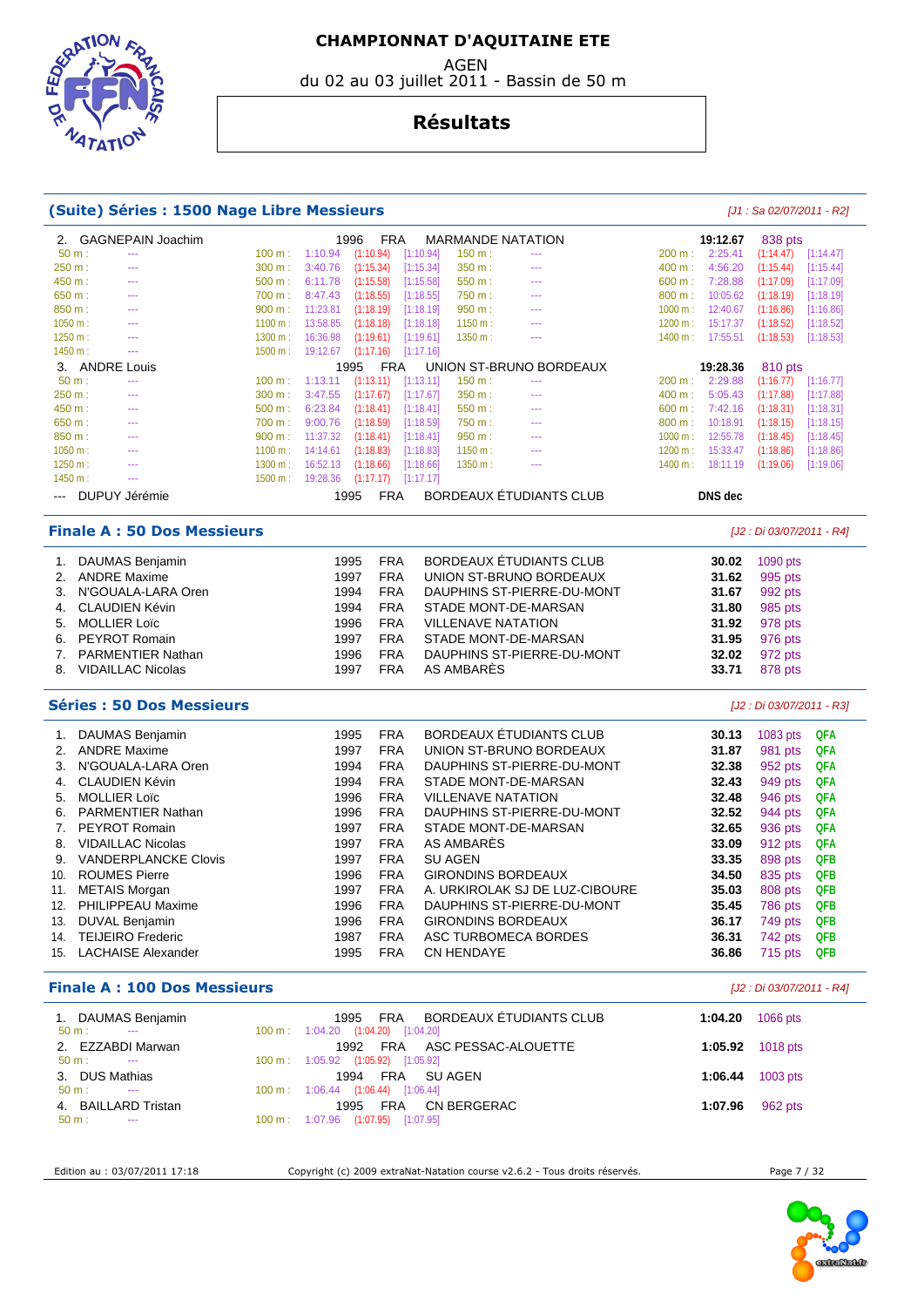# CHAMPIONNAT D'AQUITAINE ETE

AGEN

du 02 au 03 juillet 2011 - Bassin de 50 m

## Résultats

### (Suite) Séries : 1500 Nage Libre Messieurs

*[J1 : Sa 02/07/2011 - R2]*

2. GAGNEPAIN Joachim — 1996 — FRA — MARMANDE NATATION — **19:12.67** — 838 pts

| Distance | Temps | Distance | Temps | Split | Cumul | Distance | Temps | Distance | Temps | Split | Cumul |
|---|---|---|---|---|---|---|---|---|---|---|---|
| 50 m : | --- | 100 m : | 1:10.94 | (1:10.94) | [1:10.94] | 150 m : | --- | 200 m : | 2:25.41 | (1:14.47) | [1:14.47] |
| 250 m : | --- | 300 m : | 3:40.76 | (1:15.34) | [1:15.34] | 350 m : | --- | 400 m : | 4:56.20 | (1:15.44) | [1:15.44] |
| 450 m : | --- | 500 m : | 6:11.78 | (1:15.58) | [1:15.58] | 550 m : | --- | 600 m : | 7:28.88 | (1:17.09) | [1:17.09] |
| 650 m : | --- | 700 m : | 8:47.43 | (1:18.55) | [1:18.55] | 750 m : | --- | 800 m : | 10:05.62 | (1:18.19) | [1:18.19] |
| 850 m : | --- | 900 m : | 11:23.81 | (1:18.19) | [1:18.19] | 950 m : | --- | 1000 m : | 12:40.67 | (1:16.86) | [1:16.86] |
| 1050 m : | --- | 1100 m : | 13:58.85 | (1:18.18) | [1:18.18] | 1150 m : | --- | 1200 m : | 15:17.37 | (1:18.52) | [1:18.52] |
| 1250 m : | --- | 1300 m : | 16:36.98 | (1:19.61) | [1:19.61] | 1350 m : | --- | 1400 m : | 17:55.51 | (1:18.53) | [1:18.53] |
| 1450 m : | --- | 1500 m : | 19:12.67 | (1:17.16) | [1:17.16] | | | | | | |

3. ANDRE Louis — 1995 — FRA — UNION ST-BRUNO BORDEAUX — **19:28.36** — 810 pts

| Distance | Temps | Distance | Temps | Split | Cumul | Distance | Temps | Distance | Temps | Split | Cumul |
|---|---|---|---|---|---|---|---|---|---|---|---|
| 50 m : | --- | 100 m : | 1:13.11 | (1:13.11) | [1:13.11] | 150 m : | --- | 200 m : | 2:29.88 | (1:16.77) | [1:16.77] |
| 250 m : | --- | 300 m : | 3:47.55 | (1:17.67) | [1:17.67] | 350 m : | --- | 400 m : | 5:05.43 | (1:17.88) | [1:17.88] |
| 450 m : | --- | 500 m : | 6:23.84 | (1:18.41) | [1:18.41] | 550 m : | --- | 600 m : | 7:42.16 | (1:18.31) | [1:18.31] |
| 650 m : | --- | 700 m : | 9:00.76 | (1:18.59) | [1:18.59] | 750 m : | --- | 800 m : | 10:18.91 | (1:18.15) | [1:18.15] |
| 850 m : | --- | 900 m : | 11:37.32 | (1:18.41) | [1:18.41] | 950 m : | --- | 1000 m : | 12:55.78 | (1:18.45) | [1:18.45] |
| 1050 m : | --- | 1100 m : | 14:14.61 | (1:18.83) | [1:18.83] | 1150 m : | --- | 1200 m : | 15:33.47 | (1:18.86) | [1:18.86] |
| 1250 m : | --- | 1300 m : | 16:52.13 | (1:18.66) | [1:18.66] | 1350 m : | --- | 1400 m : | 18:11.19 | (1:19.06) | [1:19.06] |
| 1450 m : | --- | 1500 m : | 19:28.36 | (1:17.17) | [1:17.17] | | | | | | |

--- DUPUY Jérémie — 1995 — FRA — BORDEAUX ÉTUDIANTS CLUB — **DNS dec**

### Finale A : 50 Dos Messieurs

*[J2 : Di 03/07/2011 - R4]*

| Pl. | Nom | Année | Nat. | Club | Temps | Points |
|---|---|---|---|---|---|---|
| 1. | DAUMAS Benjamin | 1995 | FRA | BORDEAUX ÉTUDIANTS CLUB | **30.02** | 1090 pts |
| 2. | ANDRE Maxime | 1997 | FRA | UNION ST-BRUNO BORDEAUX | **31.62** | 995 pts |
| 3. | N'GOUALA-LARA Oren | 1994 | FRA | DAUPHINS ST-PIERRE-DU-MONT | **31.67** | 992 pts |
| 4. | CLAUDIEN Kévin | 1994 | FRA | STADE MONT-DE-MARSAN | **31.80** | 985 pts |
| 5. | MOLLIER Loïc | 1996 | FRA | VILLENAVE NATATION | **31.92** | 978 pts |
| 6. | PEYROT Romain | 1997 | FRA | STADE MONT-DE-MARSAN | **31.95** | 976 pts |
| 7. | PARMENTIER Nathan | 1996 | FRA | DAUPHINS ST-PIERRE-DU-MONT | **32.02** | 972 pts |
| 8. | VIDAILLAC Nicolas | 1997 | FRA | AS AMBARÈS | **33.71** | 878 pts |

### Séries : 50 Dos Messieurs

*[J2 : Di 03/07/2011 - R3]*

| Pl. | Nom | Année | Nat. | Club | Temps | Points | Qualif. |
|---|---|---|---|---|---|---|---|
| 1. | DAUMAS Benjamin | 1995 | FRA | BORDEAUX ÉTUDIANTS CLUB | **30.13** | 1083 pts | QFA |
| 2. | ANDRE Maxime | 1997 | FRA | UNION ST-BRUNO BORDEAUX | **31.87** | 981 pts | QFA |
| 3. | N'GOUALA-LARA Oren | 1994 | FRA | DAUPHINS ST-PIERRE-DU-MONT | **32.38** | 952 pts | QFA |
| 4. | CLAUDIEN Kévin | 1994 | FRA | STADE MONT-DE-MARSAN | **32.43** | 949 pts | QFA |
| 5. | MOLLIER Loïc | 1996 | FRA | VILLENAVE NATATION | **32.48** | 946 pts | QFA |
| 6. | PARMENTIER Nathan | 1996 | FRA | DAUPHINS ST-PIERRE-DU-MONT | **32.52** | 944 pts | QFA |
| 7. | PEYROT Romain | 1997 | FRA | STADE MONT-DE-MARSAN | **32.65** | 936 pts | QFA |
| 8. | VIDAILLAC Nicolas | 1997 | FRA | AS AMBARÈS | **33.09** | 912 pts | QFA |
| 9. | VANDERPLANCKE Clovis | 1997 | FRA | SU AGEN | **33.35** | 898 pts | QFB |
| 10. | ROUMES Pierre | 1996 | FRA | GIRONDINS BORDEAUX | **34.50** | 835 pts | QFB |
| 11. | METAIS Morgan | 1997 | FRA | A. URKIROLAK SJ DE LUZ-CIBOURE | **35.03** | 808 pts | QFB |
| 12. | PHILIPPEAU Maxime | 1996 | FRA | DAUPHINS ST-PIERRE-DU-MONT | **35.45** | 786 pts | QFB |
| 13. | DUVAL Benjamin | 1996 | FRA | GIRONDINS BORDEAUX | **36.17** | 749 pts | QFB |
| 14. | TEIJEIRO Frederic | 1987 | FRA | ASC TURBOMECA BORDES | **36.31** | 742 pts | QFB |
| 15. | LACHAISE Alexander | 1995 | FRA | CN HENDAYE | **36.86** | 715 pts | QFB |

### Finale A : 100 Dos Messieurs

*[J2 : Di 03/07/2011 - R4]*

1. DAUMAS Benjamin — 1995 — FRA — BORDEAUX ÉTUDIANTS CLUB — **1:04.20** — 1066 pts
   50 m : --- | 100 m : 1:04.20 (1:04.20) [1:04.20]

2. EZZABDI Marwan — 1992 — FRA — ASC PESSAC-ALOUETTE — **1:05.92** — 1018 pts
   50 m : --- | 100 m : 1:05.92 (1:05.92) [1:05.92]

3. DUS Mathias — 1994 — FRA — SU AGEN — **1:06.44** — 1003 pts
   50 m : --- | 100 m : 1:06.44 (1:06.44) [1:06.44]

4. BAILLARD Tristan — 1995 — FRA — CN BERGERAC — **1:07.96** — 962 pts
   50 m : --- | 100 m : 1:07.96 (1:07.95) [1:07.95]

Edition au : 03/07/2011 17:18 — Copyright (c) 2009 extraNat-Natation course v2.6.2 - Tous droits réservés.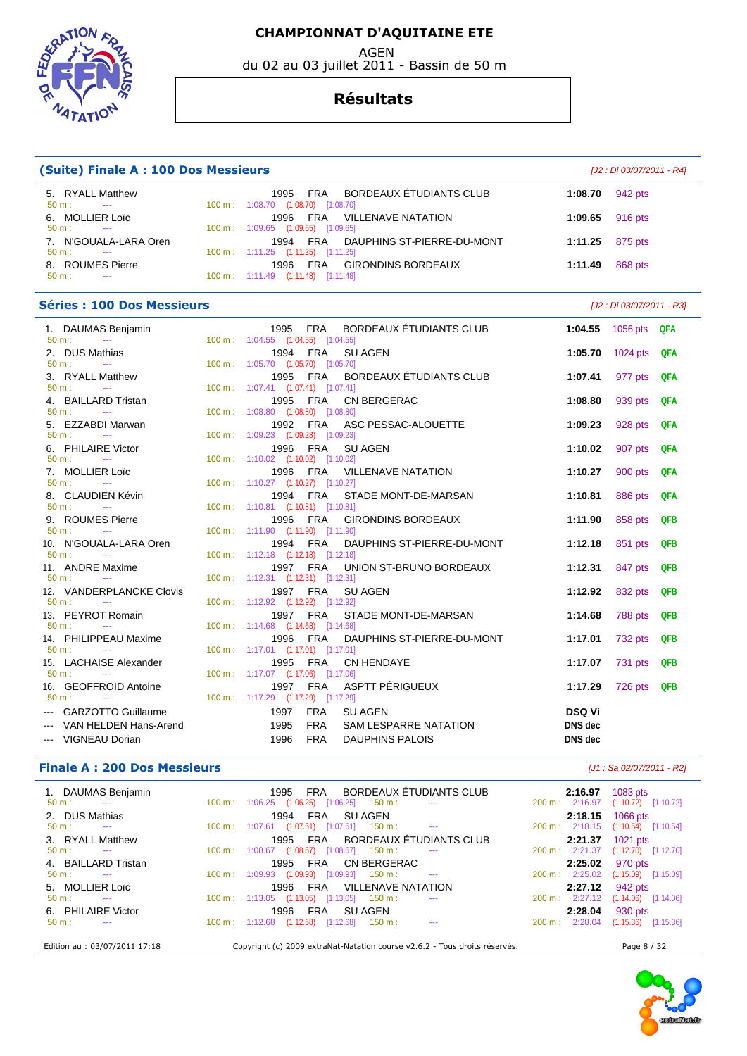# CHAMPIONNAT D'AQUITAINE ETE

AGEN

du 02 au 03 juillet 2011 - Bassin de 50 m

## Résultats

### (Suite) Finale A : 100 Dos Messieurs

*[J2 : Di 03/07/2011 - R4]*

| Rang | Nom | Année | Nat. | Club | Temps | Points |
|---|---|---|---|---|---|---|
| 5. | RYALL Matthew | 1995 | FRA | BORDEAUX ÉTUDIANTS CLUB | 1:08.70 | 942 pts |
| | 50 m : --- 100 m : 1:08.70 (1:08.70) [1:08.70] | | | | | |
| 6. | MOLLIER Loïc | 1996 | FRA | VILLENAVE NATATION | 1:09.65 | 916 pts |
| | 50 m : --- 100 m : 1:09.65 (1:09.65) [1:09.65] | | | | | |
| 7. | N'GOUALA-LARA Oren | 1994 | FRA | DAUPHINS ST-PIERRE-DU-MONT | 1:11.25 | 875 pts |
| | 50 m : --- 100 m : 1:11.25 (1:11.25) [1:11.25] | | | | | |
| 8. | ROUMES Pierre | 1996 | FRA | GIRONDINS BORDEAUX | 1:11.49 | 868 pts |
| | 50 m : --- 100 m : 1:11.49 (1:11.48) [1:11.48] | | | | | |

### Séries : 100 Dos Messieurs

*[J2 : Di 03/07/2011 - R3]*

| Rang | Nom | Année | Nat. | Club | Temps | Points | Qualif. |
|---|---|---|---|---|---|---|---|
| 1. | DAUMAS Benjamin | 1995 | FRA | BORDEAUX ÉTUDIANTS CLUB | 1:04.55 | 1056 pts | QFA |
| | 50 m : --- 100 m : 1:04.55 (1:04.55) [1:04.55] | | | | | | |
| 2. | DUS Mathias | 1994 | FRA | SU AGEN | 1:05.70 | 1024 pts | QFA |
| | 50 m : --- 100 m : 1:05.70 (1:05.70) [1:05.70] | | | | | | |
| 3. | RYALL Matthew | 1995 | FRA | BORDEAUX ÉTUDIANTS CLUB | 1:07.41 | 977 pts | QFA |
| | 50 m : --- 100 m : 1:07.41 (1:07.41) [1:07.41] | | | | | | |
| 4. | BAILLARD Tristan | 1995 | FRA | CN BERGERAC | 1:08.80 | 939 pts | QFA |
| | 50 m : --- 100 m : 1:08.80 (1:08.80) [1:08.80] | | | | | | |
| 5. | EZZABDI Marwan | 1992 | FRA | ASC PESSAC-ALOUETTE | 1:09.23 | 928 pts | QFA |
| | 50 m : --- 100 m : 1:09.23 (1:09.23) [1:09.23] | | | | | | |
| 6. | PHILAIRE Victor | 1996 | FRA | SU AGEN | 1:10.02 | 907 pts | QFA |
| | 50 m : --- 100 m : 1:10.02 (1:10.02) [1:10.02] | | | | | | |
| 7. | MOLLIER Loïc | 1996 | FRA | VILLENAVE NATATION | 1:10.27 | 900 pts | QFA |
| | 50 m : --- 100 m : 1:10.27 (1:10.27) [1:10.27] | | | | | | |
| 8. | CLAUDIEN Kévin | 1994 | FRA | STADE MONT-DE-MARSAN | 1:10.81 | 886 pts | QFA |
| | 50 m : --- 100 m : 1:10.81 (1:10.81) [1:10.81] | | | | | | |
| 9. | ROUMES Pierre | 1996 | FRA | GIRONDINS BORDEAUX | 1:11.90 | 858 pts | QFB |
| | 50 m : --- 100 m : 1:11.90 (1:11.90) [1:11.90] | | | | | | |
| 10. | N'GOUALA-LARA Oren | 1994 | FRA | DAUPHINS ST-PIERRE-DU-MONT | 1:12.18 | 851 pts | QFB |
| | 50 m : --- 100 m : 1:12.18 (1:12.18) [1:12.18] | | | | | | |
| 11. | ANDRE Maxime | 1997 | FRA | UNION ST-BRUNO BORDEAUX | 1:12.31 | 847 pts | QFB |
| | 50 m : --- 100 m : 1:12.31 (1:12.31) [1:12.31] | | | | | | |
| 12. | VANDERPLANCKE Clovis | 1997 | FRA | SU AGEN | 1:12.92 | 832 pts | QFB |
| | 50 m : --- 100 m : 1:12.92 (1:12.92) [1:12.92] | | | | | | |
| 13. | PEYROT Romain | 1997 | FRA | STADE MONT-DE-MARSAN | 1:14.68 | 788 pts | QFB |
| | 50 m : --- 100 m : 1:14.68 (1:14.68) [1:14.68] | | | | | | |
| 14. | PHILIPPEAU Maxime | 1996 | FRA | DAUPHINS ST-PIERRE-DU-MONT | 1:17.01 | 732 pts | QFB |
| | 50 m : --- 100 m : 1:17.01 (1:17.01) [1:17.01] | | | | | | |
| 15. | LACHAISE Alexander | 1995 | FRA | CN HENDAYE | 1:17.07 | 731 pts | QFB |
| | 50 m : --- 100 m : 1:17.07 (1:17.06) [1:17.06] | | | | | | |
| 16. | GEOFFROID Antoine | 1997 | FRA | ASPTT PÉRIGUEUX | 1:17.29 | 726 pts | QFB |
| | 50 m : --- 100 m : 1:17.29 (1:17.29) [1:17.29] | | | | | | |
| --- | GARZOTTO Guillaume | 1997 | FRA | SU AGEN | DSQ Vi | | |
| --- | VAN HELDEN Hans-Arend | 1995 | FRA | SAM LESPARRE NATATION | DNS dec | | |
| --- | VIGNEAU Dorian | 1996 | FRA | DAUPHINS PALOIS | DNS dec | | |

### Finale A : 200 Dos Messieurs

*[J1 : Sa 02/07/2011 - R2]*

| Rang | Nom | Année | Nat. | Club | Temps | Points |
|---|---|---|---|---|---|---|
| 1. | DAUMAS Benjamin | 1995 | FRA | BORDEAUX ÉTUDIANTS CLUB | 2:16.97 | 1083 pts |
| | 50 m : --- 100 m : 1:06.25 (1:06.25) [1:06.25] 150 m : --- 200 m : 2:16.97 (1:10.72) [1:10.72] | | | | | |
| 2. | DUS Mathias | 1994 | FRA | SU AGEN | 2:18.15 | 1066 pts |
| | 50 m : --- 100 m : 1:07.61 (1:07.61) [1:07.61] 150 m : --- 200 m : 2:18.15 (1:10.54) [1:10.54] | | | | | |
| 3. | RYALL Matthew | 1995 | FRA | BORDEAUX ÉTUDIANTS CLUB | 2:21.37 | 1021 pts |
| | 50 m : --- 100 m : 1:08.67 (1:08.67) [1:08.67] 150 m : --- 200 m : 2:21.37 (1:12.70) [1:12.70] | | | | | |
| 4. | BAILLARD Tristan | 1995 | FRA | CN BERGERAC | 2:25.02 | 970 pts |
| | 50 m : --- 100 m : 1:09.93 (1:09.93) [1:09.93] 150 m : --- 200 m : 2:25.02 (1:15.09) [1:15.09] | | | | | |
| 5. | MOLLIER Loïc | 1996 | FRA | VILLENAVE NATATION | 2:27.12 | 942 pts |
| | 50 m : --- 100 m : 1:13.05 (1:13.05) [1:13.05] 150 m : --- 200 m : 2:27.12 (1:14.06) [1:14.06] | | | | | |
| 6. | PHILAIRE Victor | 1996 | FRA | SU AGEN | 2:28.04 | 930 pts |
| | 50 m : --- 100 m : 1:12.68 (1:12.68) [1:12.68] 150 m : --- 200 m : 2:28.04 (1:15.36) [1:15.36] | | | | | |

Edition au : 03/07/2011 17:18 — Copyright (c) 2009 extraNat-Natation course v2.6.2 - Tous droits réservés.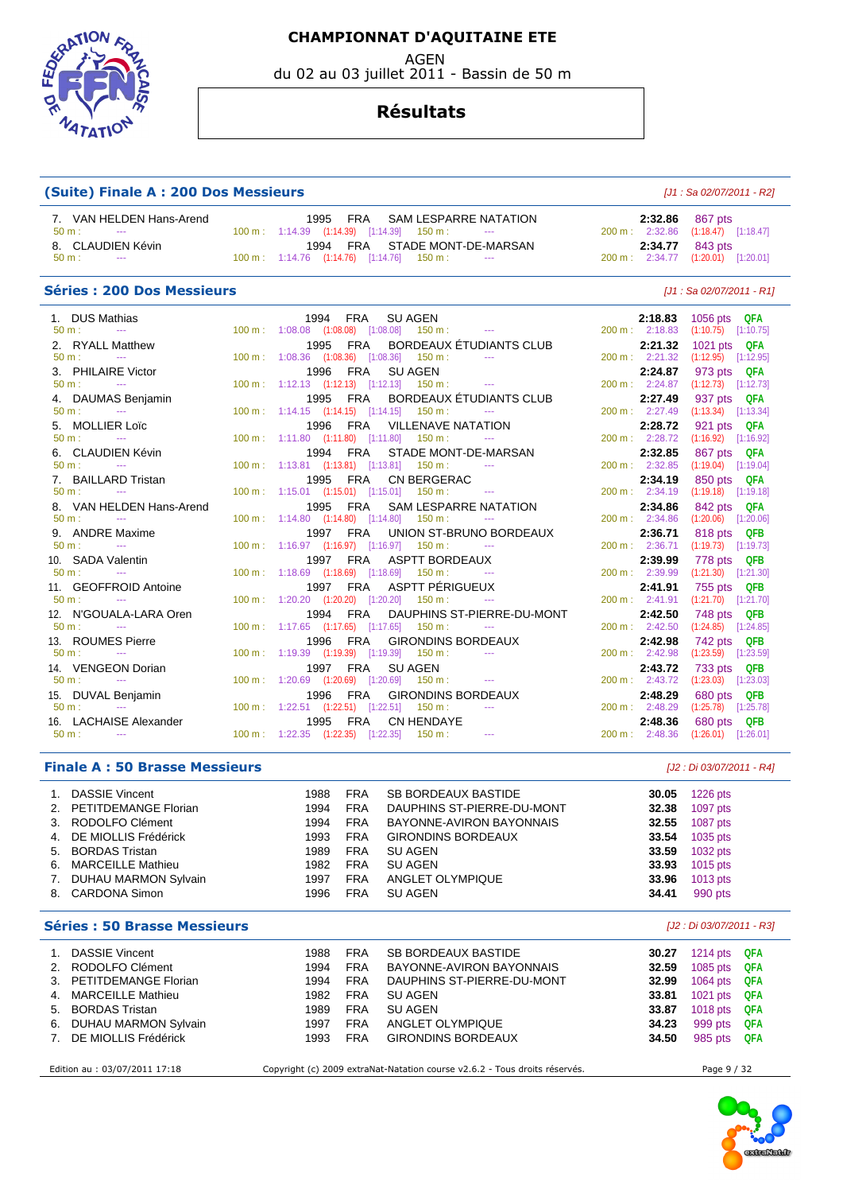# CHAMPIONNAT D'AQUITAINE ETE

AGEN

du 02 au 03 juillet 2011 - Bassin de 50 m

## Résultats

### (Suite) Finale A : 200 Dos Messieurs

*[J1 : Sa 02/07/2011 - R2]*

| Rang | Nom | Année | Nat. | Club | 50 m | 100 m | 150 m | 200 m | Temps | Points |
|---|---|---|---|---|---|---|---|---|---|---|
| 7. | VAN HELDEN Hans-Arend | 1995 | FRA | SAM LESPARRE NATATION | --- | 1:14.39 (1:14.39) [1:14.39] | --- | 2:32.86 (1:18.47) [1:18.47] | 2:32.86 | 867 pts |
| 8. | CLAUDIEN Kévin | 1994 | FRA | STADE MONT-DE-MARSAN | --- | 1:14.76 (1:14.76) [1:14.76] | --- | 2:34.77 (1:20.01) [1:20.01] | 2:34.77 | 843 pts |

### Séries : 200 Dos Messieurs

*[J1 : Sa 02/07/2011 - R1]*

| Rang | Nom | Année | Nat. | Club | 50 m | 100 m | 150 m | 200 m | Temps | Points | Qualif. |
|---|---|---|---|---|---|---|---|---|---|---|---|
| 1. | DUS Mathias | 1994 | FRA | SU AGEN | --- | 1:08.08 (1:08.08) [1:08.08] | --- | 2:18.83 (1:10.75) [1:10.75] | 2:18.83 | 1056 pts | QFA |
| 2. | RYALL Matthew | 1995 | FRA | BORDEAUX ÉTUDIANTS CLUB | --- | 1:08.36 (1:08.36) [1:08.36] | --- | 2:21.32 (1:12.95) [1:12.95] | 2:21.32 | 1021 pts | QFA |
| 3. | PHILAIRE Victor | 1996 | FRA | SU AGEN | --- | 1:12.13 (1:12.13) [1:12.13] | --- | 2:24.87 (1:12.73) [1:12.73] | 2:24.87 | 973 pts | QFA |
| 4. | DAUMAS Benjamin | 1995 | FRA | BORDEAUX ÉTUDIANTS CLUB | --- | 1:14.15 (1:14.15) [1:14.15] | --- | 2:27.49 (1:13.34) [1:13.34] | 2:27.49 | 937 pts | QFA |
| 5. | MOLLIER Loïc | 1996 | FRA | VILLENAVE NATATION | --- | 1:11.80 (1:11.80) [1:11.80] | --- | 2:28.72 (1:16.92) [1:16.92] | 2:28.72 | 921 pts | QFA |
| 6. | CLAUDIEN Kévin | 1994 | FRA | STADE MONT-DE-MARSAN | --- | 1:13.81 (1:13.81) [1:13.81] | --- | 2:32.85 (1:19.04) [1:19.04] | 2:32.85 | 867 pts | QFA |
| 7. | BAILLARD Tristan | 1995 | FRA | CN BERGERAC | --- | 1:15.01 (1:15.01) [1:15.01] | --- | 2:34.19 (1:19.18) [1:19.18] | 2:34.19 | 850 pts | QFA |
| 8. | VAN HELDEN Hans-Arend | 1995 | FRA | SAM LESPARRE NATATION | --- | 1:14.80 (1:14.80) [1:14.80] | --- | 2:34.86 (1:20.06) [1:20.06] | 2:34.86 | 842 pts | QFA |
| 9. | ANDRE Maxime | 1997 | FRA | UNION ST-BRUNO BORDEAUX | --- | 1:16.97 (1:16.97) [1:16.97] | --- | 2:36.71 (1:19.73) [1:19.73] | 2:36.71 | 818 pts | QFB |
| 10. | SADA Valentin | 1997 | FRA | ASPTT BORDEAUX | --- | 1:18.69 (1:18.69) [1:18.69] | --- | 2:39.99 (1:21.30) [1:21.30] | 2:39.99 | 778 pts | QFB |
| 11. | GEOFFROID Antoine | 1997 | FRA | ASPTT PÉRIGUEUX | --- | 1:20.20 (1:20.20) [1:20.20] | --- | 2:41.91 (1:21.70) [1:21.70] | 2:41.91 | 755 pts | QFB |
| 12. | N'GOUALA-LARA Oren | 1994 | FRA | DAUPHINS ST-PIERRE-DU-MONT | --- | 1:17.65 (1:17.65) [1:17.65] | --- | 2:42.50 (1:24.85) [1:24.85] | 2:42.50 | 748 pts | QFB |
| 13. | ROUMES Pierre | 1996 | FRA | GIRONDINS BORDEAUX | --- | 1:19.39 (1:19.39) [1:19.39] | --- | 2:42.98 (1:23.59) [1:23.59] | 2:42.98 | 742 pts | QFB |
| 14. | VENGEON Dorian | 1997 | FRA | SU AGEN | --- | 1:20.69 (1:20.69) [1:20.69] | --- | 2:43.72 (1:23.03) [1:23.03] | 2:43.72 | 733 pts | QFB |
| 15. | DUVAL Benjamin | 1996 | FRA | GIRONDINS BORDEAUX | --- | 1:22.51 (1:22.51) [1:22.51] | --- | 2:48.29 (1:25.78) [1:25.78] | 2:48.29 | 680 pts | QFB |
| 16. | LACHAISE Alexander | 1995 | FRA | CN HENDAYE | --- | 1:22.35 (1:22.35) [1:22.35] | --- | 2:48.36 (1:26.01) [1:26.01] | 2:48.36 | 680 pts | QFB |

### Finale A : 50 Brasse Messieurs

*[J2 : Di 03/07/2011 - R4]*

| Rang | Nom | Année | Nat. | Club | Temps | Points |
|---|---|---|---|---|---|---|
| 1. | DASSIE Vincent | 1988 | FRA | SB BORDEAUX BASTIDE | 30.05 | 1226 pts |
| 2. | PETITDEMANGE Florian | 1994 | FRA | DAUPHINS ST-PIERRE-DU-MONT | 32.38 | 1097 pts |
| 3. | RODOLFO Clément | 1994 | FRA | BAYONNE-AVIRON BAYONNAIS | 32.55 | 1087 pts |
| 4. | DE MIOLLIS Frédérick | 1993 | FRA | GIRONDINS BORDEAUX | 33.54 | 1035 pts |
| 5. | BORDAS Tristan | 1989 | FRA | SU AGEN | 33.59 | 1032 pts |
| 6. | MARCEILLE Mathieu | 1982 | FRA | SU AGEN | 33.93 | 1015 pts |
| 7. | DUHAU MARMON Sylvain | 1997 | FRA | ANGLET OLYMPIQUE | 33.96 | 1013 pts |
| 8. | CARDONA Simon | 1996 | FRA | SU AGEN | 34.41 | 990 pts |

### Séries : 50 Brasse Messieurs

*[J2 : Di 03/07/2011 - R3]*

| Rang | Nom | Année | Nat. | Club | Temps | Points | Qualif. |
|---|---|---|---|---|---|---|---|
| 1. | DASSIE Vincent | 1988 | FRA | SB BORDEAUX BASTIDE | 30.27 | 1214 pts | QFA |
| 2. | RODOLFO Clément | 1994 | FRA | BAYONNE-AVIRON BAYONNAIS | 32.59 | 1085 pts | QFA |
| 3. | PETITDEMANGE Florian | 1994 | FRA | DAUPHINS ST-PIERRE-DU-MONT | 32.99 | 1064 pts | QFA |
| 4. | MARCEILLE Mathieu | 1982 | FRA | SU AGEN | 33.81 | 1021 pts | QFA |
| 5. | BORDAS Tristan | 1989 | FRA | SU AGEN | 33.87 | 1018 pts | QFA |
| 6. | DUHAU MARMON Sylvain | 1997 | FRA | ANGLET OLYMPIQUE | 34.23 | 999 pts | QFA |
| 7. | DE MIOLLIS Frédérick | 1993 | FRA | GIRONDINS BORDEAUX | 34.50 | 985 pts | QFA |

Edition au : 03/07/2011 17:18 — Copyright (c) 2009 extraNat-Natation course v2.6.2 - Tous droits réservés.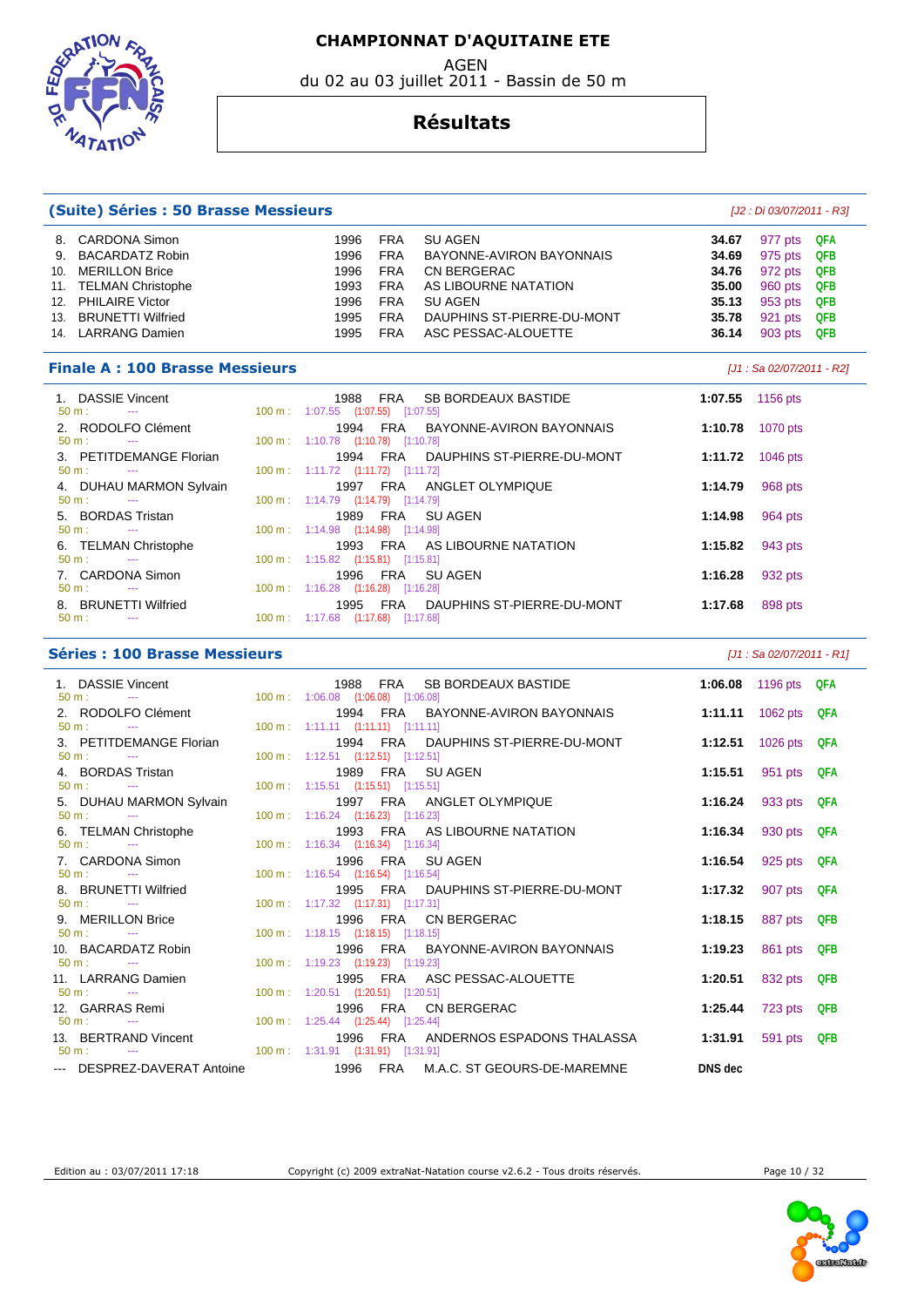# CHAMPIONNAT D'AQUITAINE ETE

AGEN

du 02 au 03 juillet 2011 - Bassin de 50 m

## Résultats

### (Suite) Séries : 50 Brasse Messieurs

*[J2 : Di 03/07/2011 - R3]*

| | Nom | Année | Nat. | Club | Temps | Points | Qualif. |
|---|---|---|---|---|---|---|---|
| 8. | CARDONA Simon | 1996 | FRA | SU AGEN | **34.67** | 977 pts | QFA |
| 9. | BACARDATZ Robin | 1996 | FRA | BAYONNE-AVIRON BAYONNAIS | **34.69** | 975 pts | QFB |
| 10. | MERILLON Brice | 1996 | FRA | CN BERGERAC | **34.76** | 972 pts | QFB |
| 11. | TELMAN Christophe | 1993 | FRA | AS LIBOURNE NATATION | **35.00** | 960 pts | QFB |
| 12. | PHILAIRE Victor | 1996 | FRA | SU AGEN | **35.13** | 953 pts | QFB |
| 13. | BRUNETTI Wilfried | 1995 | FRA | DAUPHINS ST-PIERRE-DU-MONT | **35.78** | 921 pts | QFB |
| 14. | LARRANG Damien | 1995 | FRA | ASC PESSAC-ALOUETTE | **36.14** | 903 pts | QFB |

### Finale A : 100 Brasse Messieurs

*[J1 : Sa 02/07/2011 - R2]*

| | Nom | Année | Nat. | Club | Temps | Points |
|---|---|---|---|---|---|---|
| 1. | DASSIE Vincent | 1988 | FRA | SB BORDEAUX BASTIDE | **1:07.55** | 1156 pts |
| | 50 m : --- | 100 m : 1:07.55 (1:07.55) [1:07.55] | | | | |
| 2. | RODOLFO Clément | 1994 | FRA | BAYONNE-AVIRON BAYONNAIS | **1:10.78** | 1070 pts |
| | 50 m : --- | 100 m : 1:10.78 (1:10.78) [1:10.78] | | | | |
| 3. | PETITDEMANGE Florian | 1994 | FRA | DAUPHINS ST-PIERRE-DU-MONT | **1:11.72** | 1046 pts |
| | 50 m : --- | 100 m : 1:11.72 (1:11.72) [1:11.72] | | | | |
| 4. | DUHAU MARMON Sylvain | 1997 | FRA | ANGLET OLYMPIQUE | **1:14.79** | 968 pts |
| | 50 m : --- | 100 m : 1:14.79 (1:14.79) [1:14.79] | | | | |
| 5. | BORDAS Tristan | 1989 | FRA | SU AGEN | **1:14.98** | 964 pts |
| | 50 m : --- | 100 m : 1:14.98 (1:14.98) [1:14.98] | | | | |
| 6. | TELMAN Christophe | 1993 | FRA | AS LIBOURNE NATATION | **1:15.82** | 943 pts |
| | 50 m : --- | 100 m : 1:15.82 (1:15.81) [1:15.81] | | | | |
| 7. | CARDONA Simon | 1996 | FRA | SU AGEN | **1:16.28** | 932 pts |
| | 50 m : --- | 100 m : 1:16.28 (1:16.28) [1:16.28] | | | | |
| 8. | BRUNETTI Wilfried | 1995 | FRA | DAUPHINS ST-PIERRE-DU-MONT | **1:17.68** | 898 pts |
| | 50 m : --- | 100 m : 1:17.68 (1:17.68) [1:17.68] | | | | |

### Séries : 100 Brasse Messieurs

*[J1 : Sa 02/07/2011 - R1]*

| | Nom | Année | Nat. | Club | Temps | Points | Qualif. |
|---|---|---|---|---|---|---|---|
| 1. | DASSIE Vincent | 1988 | FRA | SB BORDEAUX BASTIDE | **1:06.08** | 1196 pts | QFA |
| | 50 m : --- | 100 m : 1:06.08 (1:06.08) [1:06.08] | | | | | |
| 2. | RODOLFO Clément | 1994 | FRA | BAYONNE-AVIRON BAYONNAIS | **1:11.11** | 1062 pts | QFA |
| | 50 m : --- | 100 m : 1:11.11 (1:11.11) [1:11.11] | | | | | |
| 3. | PETITDEMANGE Florian | 1994 | FRA | DAUPHINS ST-PIERRE-DU-MONT | **1:12.51** | 1026 pts | QFA |
| | 50 m : --- | 100 m : 1:12.51 (1:12.51) [1:12.51] | | | | | |
| 4. | BORDAS Tristan | 1989 | FRA | SU AGEN | **1:15.51** | 951 pts | QFA |
| | 50 m : --- | 100 m : 1:15.51 (1:15.51) [1:15.51] | | | | | |
| 5. | DUHAU MARMON Sylvain | 1997 | FRA | ANGLET OLYMPIQUE | **1:16.24** | 933 pts | QFA |
| | 50 m : --- | 100 m : 1:16.24 (1:16.23) [1:16.23] | | | | | |
| 6. | TELMAN Christophe | 1993 | FRA | AS LIBOURNE NATATION | **1:16.34** | 930 pts | QFA |
| | 50 m : --- | 100 m : 1:16.34 (1:16.34) [1:16.34] | | | | | |
| 7. | CARDONA Simon | 1996 | FRA | SU AGEN | **1:16.54** | 925 pts | QFA |
| | 50 m : --- | 100 m : 1:16.54 (1:16.54) [1:16.54] | | | | | |
| 8. | BRUNETTI Wilfried | 1995 | FRA | DAUPHINS ST-PIERRE-DU-MONT | **1:17.32** | 907 pts | QFA |
| | 50 m : --- | 100 m : 1:17.32 (1:17.31) [1:17.31] | | | | | |
| 9. | MERILLON Brice | 1996 | FRA | CN BERGERAC | **1:18.15** | 887 pts | QFB |
| | 50 m : --- | 100 m : 1:18.15 (1:18.15) [1:18.15] | | | | | |
| 10. | BACARDATZ Robin | 1996 | FRA | BAYONNE-AVIRON BAYONNAIS | **1:19.23** | 861 pts | QFB |
| | 50 m : --- | 100 m : 1:19.23 (1:19.23) [1:19.23] | | | | | |
| 11. | LARRANG Damien | 1995 | FRA | ASC PESSAC-ALOUETTE | **1:20.51** | 832 pts | QFB |
| | 50 m : --- | 100 m : 1:20.51 (1:20.51) [1:20.51] | | | | | |
| 12. | GARRAS Remi | 1996 | FRA | CN BERGERAC | **1:25.44** | 723 pts | QFB |
| | 50 m : --- | 100 m : 1:25.44 (1:25.44) [1:25.44] | | | | | |
| 13. | BERTRAND Vincent | 1996 | FRA | ANDERNOS ESPADONS THALASSA | **1:31.91** | 591 pts | QFB |
| | 50 m : --- | 100 m : 1:31.91 (1:31.91) [1:31.91] | | | | | |
| --- | DESPREZ-DAVERAT Antoine | 1996 | FRA | M.A.C. ST GEOURS-DE-MAREMNE | **DNS dec** | | |

Edition au : 03/07/2011 17:18 — Copyright (c) 2009 extraNat-Natation course v2.6.2 - Tous droits réservés.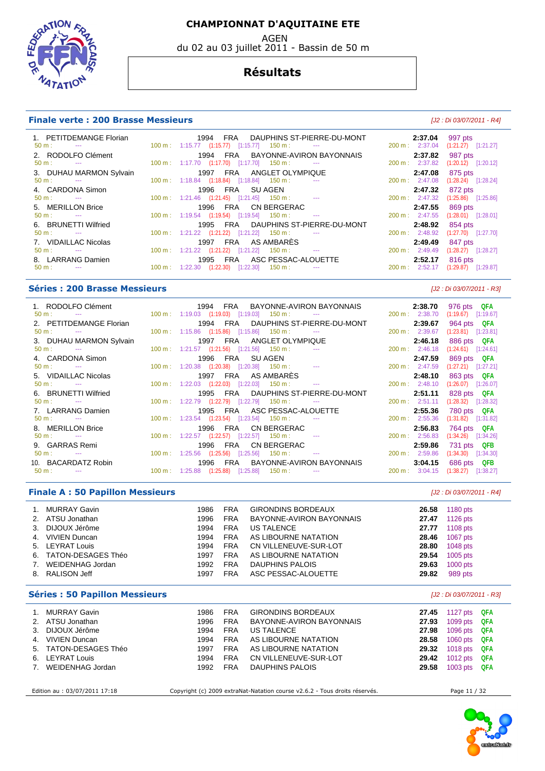# CHAMPIONNAT D'AQUITAINE ETE

AGEN

du 02 au 03 juillet 2011 - Bassin de 50 m

## Résultats

### Finale verte : 200 Brasse Messieurs

*[J2 : Di 03/07/2011 - R4]*

| Rang | Nom | Année | Nat. | Club | Temps | Points | 50 m | 100 m | 150 m | 200 m |
|---|---|---|---|---|---|---|---|---|---|---|
| 1. | PETITDEMANGE Florian | 1994 | FRA | DAUPHINS ST-PIERRE-DU-MONT | 2:37.04 | 997 pts | --- | 1:15.77 (1:15.77) [1:15.77] | --- | 2:37.04 (1:21.27) [1:21.27] |
| 2. | RODOLFO Clément | 1994 | FRA | BAYONNE-AVIRON BAYONNAIS | 2:37.82 | 987 pts | --- | 1:17.70 (1:17.70) [1:17.70] | --- | 2:37.82 (1:20.12) [1:20.12] |
| 3. | DUHAU MARMON Sylvain | 1997 | FRA | ANGLET OLYMPIQUE | 2:47.08 | 875 pts | --- | 1:18.84 (1:18.84) [1:18.84] | --- | 2:47.08 (1:28.24) [1:28.24] |
| 4. | CARDONA Simon | 1996 | FRA | SU AGEN | 2:47.32 | 872 pts | --- | 1:21.46 (1:21.45) [1:21.45] | --- | 2:47.32 (1:25.86) [1:25.86] |
| 5. | MERILLON Brice | 1996 | FRA | CN BERGERAC | 2:47.55 | 869 pts | --- | 1:19.54 (1:19.54) [1:19.54] | --- | 2:47.55 (1:28.01) [1:28.01] |
| 6. | BRUNETTI Wilfried | 1995 | FRA | DAUPHINS ST-PIERRE-DU-MONT | 2:48.92 | 854 pts | --- | 1:21.22 (1:21.22) [1:21.22] | --- | 2:48.92 (1:27.70) [1:27.70] |
| 7. | VIDAILLAC Nicolas | 1997 | FRA | AS AMBARÈS | 2:49.49 | 847 pts | --- | 1:21.22 (1:21.22) [1:21.22] | --- | 2:49.49 (1:28.27) [1:28.27] |
| 8. | LARRANG Damien | 1995 | FRA | ASC PESSAC-ALOUETTE | 2:52.17 | 816 pts | --- | 1:22.30 (1:22.30) [1:22.30] | --- | 2:52.17 (1:29.87) [1:29.87] |

### Séries : 200 Brasse Messieurs

*[J2 : Di 03/07/2011 - R3]*

| Rang | Nom | Année | Nat. | Club | Temps | Points | Qual. | 50 m | 100 m | 150 m | 200 m |
|---|---|---|---|---|---|---|---|---|---|---|---|
| 1. | RODOLFO Clément | 1994 | FRA | BAYONNE-AVIRON BAYONNAIS | 2:38.70 | 976 pts | QFA | --- | 1:19.03 (1:19.03) [1:19.03] | --- | 2:38.70 (1:19.67) [1:19.67] |
| 2. | PETITDEMANGE Florian | 1994 | FRA | DAUPHINS ST-PIERRE-DU-MONT | 2:39.67 | 964 pts | QFA | --- | 1:15.86 (1:15.86) [1:15.86] | --- | 2:39.67 (1:23.81) [1:23.81] |
| 3. | DUHAU MARMON Sylvain | 1997 | FRA | ANGLET OLYMPIQUE | 2:46.18 | 886 pts | QFA | --- | 1:21.57 (1:21.56) [1:21.56] | --- | 2:46.18 (1:24.61) [1:24.61] |
| 4. | CARDONA Simon | 1996 | FRA | SU AGEN | 2:47.59 | 869 pts | QFA | --- | 1:20.38 (1:20.38) [1:20.38] | --- | 2:47.59 (1:27.21) [1:27.21] |
| 5. | VIDAILLAC Nicolas | 1997 | FRA | AS AMBARÈS | 2:48.10 | 863 pts | QFA | --- | 1:22.03 (1:22.03) [1:22.03] | --- | 2:48.10 (1:26.07) [1:26.07] |
| 6. | BRUNETTI Wilfried | 1995 | FRA | DAUPHINS ST-PIERRE-DU-MONT | 2:51.11 | 828 pts | QFA | --- | 1:22.79 (1:22.79) [1:22.79] | --- | 2:51.11 (1:28.32) [1:28.32] |
| 7. | LARRANG Damien | 1995 | FRA | ASC PESSAC-ALOUETTE | 2:55.36 | 780 pts | QFA | --- | 1:23.54 (1:23.54) [1:23.54] | --- | 2:55.36 (1:31.82) [1:31.82] |
| 8. | MERILLON Brice | 1996 | FRA | CN BERGERAC | 2:56.83 | 764 pts | QFA | --- | 1:22.57 (1:22.57) [1:22.57] | --- | 2:56.83 (1:34.26) [1:34.26] |
| 9. | GARRAS Remi | 1996 | FRA | CN BERGERAC | 2:59.86 | 731 pts | QFB | --- | 1:25.56 (1:25.56) [1:25.56] | --- | 2:59.86 (1:34.30) [1:34.30] |
| 10. | BACARDATZ Robin | 1996 | FRA | BAYONNE-AVIRON BAYONNAIS | 3:04.15 | 686 pts | QFB | --- | 1:25.88 (1:25.88) [1:25.88] | --- | 3:04.15 (1:38.27) [1:38.27] |

### Finale A : 50 Papillon Messieurs

*[J2 : Di 03/07/2011 - R4]*

| Rang | Nom | Année | Nat. | Club | Temps | Points |
|---|---|---|---|---|---|---|
| 1. | MURRAY Gavin | 1986 | FRA | GIRONDINS BORDEAUX | 26.58 | 1180 pts |
| 2. | ATSU Jonathan | 1996 | FRA | BAYONNE-AVIRON BAYONNAIS | 27.47 | 1126 pts |
| 3. | DIJOUX Jérôme | 1994 | FRA | US TALENCE | 27.77 | 1108 pts |
| 4. | VIVIEN Duncan | 1994 | FRA | AS LIBOURNE NATATION | 28.46 | 1067 pts |
| 5. | LEYRAT Louis | 1994 | FRA | CN VILLENEUVE-SUR-LOT | 28.80 | 1048 pts |
| 6. | TATON-DESAGES Théo | 1997 | FRA | AS LIBOURNE NATATION | 29.54 | 1005 pts |
| 7. | WEIDENHAG Jordan | 1992 | FRA | DAUPHINS PALOIS | 29.63 | 1000 pts |
| 8. | RALISON Jeff | 1997 | FRA | ASC PESSAC-ALOUETTE | 29.82 | 989 pts |

### Séries : 50 Papillon Messieurs

*[J2 : Di 03/07/2011 - R3]*

| Rang | Nom | Année | Nat. | Club | Temps | Points | Qual. |
|---|---|---|---|---|---|---|---|
| 1. | MURRAY Gavin | 1986 | FRA | GIRONDINS BORDEAUX | 27.45 | 1127 pts | QFA |
| 2. | ATSU Jonathan | 1996 | FRA | BAYONNE-AVIRON BAYONNAIS | 27.93 | 1099 pts | QFA |
| 3. | DIJOUX Jérôme | 1994 | FRA | US TALENCE | 27.98 | 1096 pts | QFA |
| 4. | VIVIEN Duncan | 1994 | FRA | AS LIBOURNE NATATION | 28.58 | 1060 pts | QFA |
| 5. | TATON-DESAGES Théo | 1997 | FRA | AS LIBOURNE NATATION | 29.32 | 1018 pts | QFA |
| 6. | LEYRAT Louis | 1994 | FRA | CN VILLENEUVE-SUR-LOT | 29.42 | 1012 pts | QFA |
| 7. | WEIDENHAG Jordan | 1992 | FRA | DAUPHINS PALOIS | 29.58 | 1003 pts | QFA |

Edition au : 03/07/2011 17:18 — Copyright (c) 2009 extraNat-Natation course v2.6.2 - Tous droits réservés.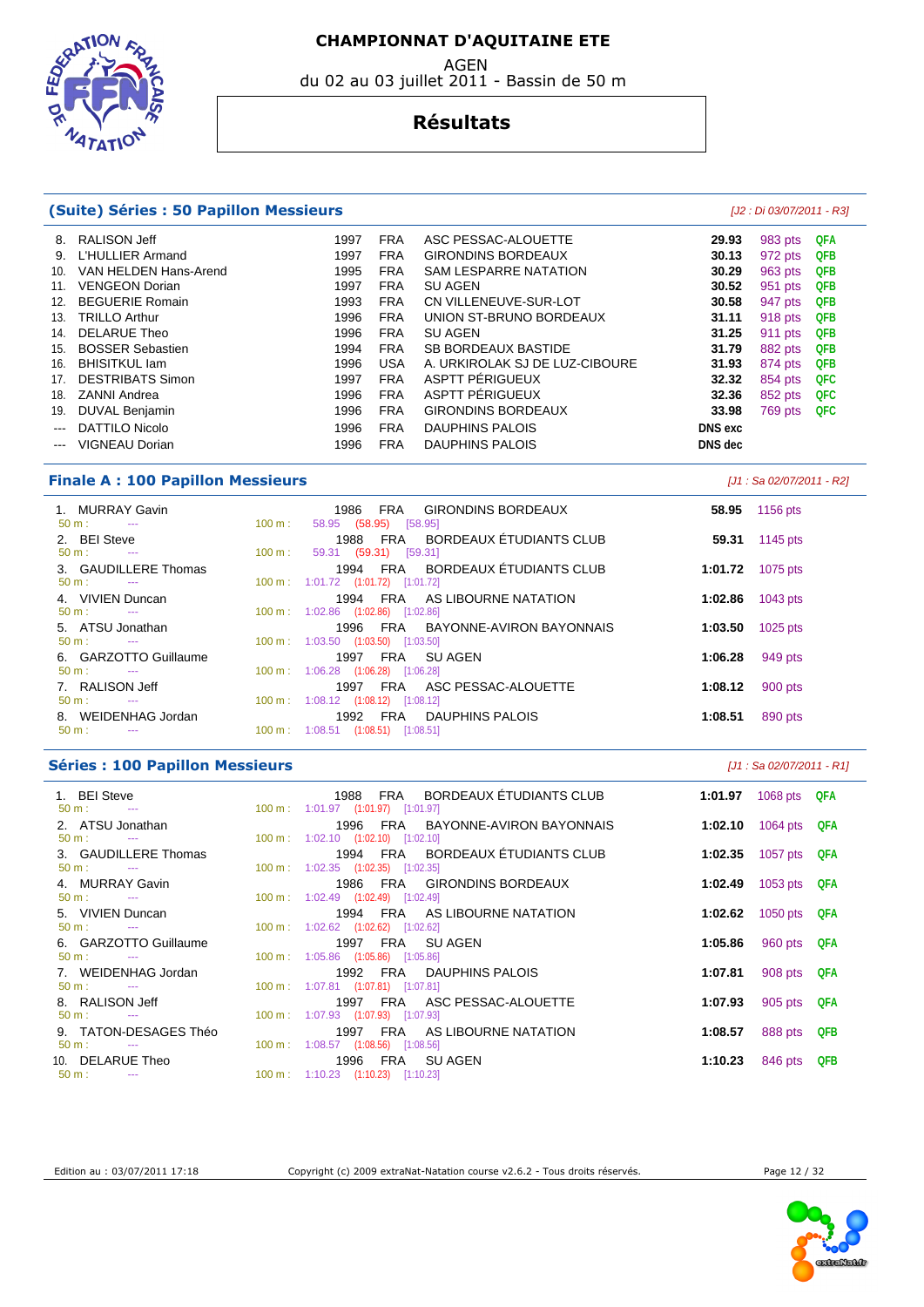# CHAMPIONNAT D'AQUITAINE ETE

AGEN

du 02 au 03 juillet 2011 - Bassin de 50 m

## Résultats

### (Suite) Séries : 50 Papillon Messieurs

[J2 : Di 03/07/2011 - R3]

| Rang | Nom | Année | Nat. | Club | Temps | Points | Qualif. |
|---|---|---|---|---|---|---|---|
| 8. | RALISON Jeff | 1997 | FRA | ASC PESSAC-ALOUETTE | **29.93** | 983 pts | QFA |
| 9. | L'HULLIER Armand | 1997 | FRA | GIRONDINS BORDEAUX | **30.13** | 972 pts | QFB |
| 10. | VAN HELDEN Hans-Arend | 1995 | FRA | SAM LESPARRE NATATION | **30.29** | 963 pts | QFB |
| 11. | VENGEON Dorian | 1997 | FRA | SU AGEN | **30.52** | 951 pts | QFB |
| 12. | BEGUERIE Romain | 1993 | FRA | CN VILLENEUVE-SUR-LOT | **30.58** | 947 pts | QFB |
| 13. | TRILLO Arthur | 1996 | FRA | UNION ST-BRUNO BORDEAUX | **31.11** | 918 pts | QFB |
| 14. | DELARUE Theo | 1996 | FRA | SU AGEN | **31.25** | 911 pts | QFB |
| 15. | BOSSER Sebastien | 1994 | FRA | SB BORDEAUX BASTIDE | **31.79** | 882 pts | QFB |
| 16. | BHISITKUL Iam | 1996 | USA | A. URKIROLAK SJ DE LUZ-CIBOURE | **31.93** | 874 pts | QFB |
| 17. | DESTRIBATS Simon | 1997 | FRA | ASPTT PÉRIGUEUX | **32.32** | 854 pts | QFC |
| 18. | ZANNI Andrea | 1996 | FRA | ASPTT PÉRIGUEUX | **32.36** | 852 pts | QFC |
| 19. | DUVAL Benjamin | 1996 | FRA | GIRONDINS BORDEAUX | **33.98** | 769 pts | QFC |
| --- | DATTILO Nicolo | 1996 | FRA | DAUPHINS PALOIS | **DNS exc** | | |
| --- | VIGNEAU Dorian | 1996 | FRA | DAUPHINS PALOIS | **DNS dec** | | |

### Finale A : 100 Papillon Messieurs

[J1 : Sa 02/07/2011 - R2]

| Rang | Nom | Année | Nat. | Club | Temps | Points |
|---|---|---|---|---|---|---|
| 1. | MURRAY Gavin | 1986 | FRA | GIRONDINS BORDEAUX | **58.95** | 1156 pts |
| | 50 m : --- | 100 m : 58.95 (58.95) [58.95] | | | | |
| 2. | BEI Steve | 1988 | FRA | BORDEAUX ÉTUDIANTS CLUB | **59.31** | 1145 pts |
| | 50 m : --- | 100 m : 59.31 (59.31) [59.31] | | | | |
| 3. | GAUDILLERE Thomas | 1994 | FRA | BORDEAUX ÉTUDIANTS CLUB | **1:01.72** | 1075 pts |
| | 50 m : --- | 100 m : 1:01.72 (1:01.72) [1:01.72] | | | | |
| 4. | VIVIEN Duncan | 1994 | FRA | AS LIBOURNE NATATION | **1:02.86** | 1043 pts |
| | 50 m : --- | 100 m : 1:02.86 (1:02.86) [1:02.86] | | | | |
| 5. | ATSU Jonathan | 1996 | FRA | BAYONNE-AVIRON BAYONNAIS | **1:03.50** | 1025 pts |
| | 50 m : --- | 100 m : 1:03.50 (1:03.50) [1:03.50] | | | | |
| 6. | GARZOTTO Guillaume | 1997 | FRA | SU AGEN | **1:06.28** | 949 pts |
| | 50 m : --- | 100 m : 1:06.28 (1:06.28) [1:06.28] | | | | |
| 7. | RALISON Jeff | 1997 | FRA | ASC PESSAC-ALOUETTE | **1:08.12** | 900 pts |
| | 50 m : --- | 100 m : 1:08.12 (1:08.12) [1:08.12] | | | | |
| 8. | WEIDENHAG Jordan | 1992 | FRA | DAUPHINS PALOIS | **1:08.51** | 890 pts |
| | 50 m : --- | 100 m : 1:08.51 (1:08.51) [1:08.51] | | | | |

### Séries : 100 Papillon Messieurs

[J1 : Sa 02/07/2011 - R1]

| Rang | Nom | Année | Nat. | Club | Temps | Points | Qualif. |
|---|---|---|---|---|---|---|---|
| 1. | BEI Steve | 1988 | FRA | BORDEAUX ÉTUDIANTS CLUB | **1:01.97** | 1068 pts | QFA |
| | 50 m : --- | 100 m : 1:01.97 (1:01.97) [1:01.97] | | | | | |
| 2. | ATSU Jonathan | 1996 | FRA | BAYONNE-AVIRON BAYONNAIS | **1:02.10** | 1064 pts | QFA |
| | 50 m : --- | 100 m : 1:02.10 (1:02.10) [1:02.10] | | | | | |
| 3. | GAUDILLERE Thomas | 1994 | FRA | BORDEAUX ÉTUDIANTS CLUB | **1:02.35** | 1057 pts | QFA |
| | 50 m : --- | 100 m : 1:02.35 (1:02.35) [1:02.35] | | | | | |
| 4. | MURRAY Gavin | 1986 | FRA | GIRONDINS BORDEAUX | **1:02.49** | 1053 pts | QFA |
| | 50 m : --- | 100 m : 1:02.49 (1:02.49) [1:02.49] | | | | | |
| 5. | VIVIEN Duncan | 1994 | FRA | AS LIBOURNE NATATION | **1:02.62** | 1050 pts | QFA |
| | 50 m : --- | 100 m : 1:02.62 (1:02.62) [1:02.62] | | | | | |
| 6. | GARZOTTO Guillaume | 1997 | FRA | SU AGEN | **1:05.86** | 960 pts | QFA |
| | 50 m : --- | 100 m : 1:05.86 (1:05.86) [1:05.86] | | | | | |
| 7. | WEIDENHAG Jordan | 1992 | FRA | DAUPHINS PALOIS | **1:07.81** | 908 pts | QFA |
| | 50 m : --- | 100 m : 1:07.81 (1:07.81) [1:07.81] | | | | | |
| 8. | RALISON Jeff | 1997 | FRA | ASC PESSAC-ALOUETTE | **1:07.93** | 905 pts | QFA |
| | 50 m : --- | 100 m : 1:07.93 (1:07.93) [1:07.93] | | | | | |
| 9. | TATON-DESAGES Théo | 1997 | FRA | AS LIBOURNE NATATION | **1:08.57** | 888 pts | QFB |
| | 50 m : --- | 100 m : 1:08.57 (1:08.56) [1:08.56] | | | | | |
| 10. | DELARUE Theo | 1996 | FRA | SU AGEN | **1:10.23** | 846 pts | QFB |
| | 50 m : --- | 100 m : 1:10.23 (1:10.23) [1:10.23] | | | | | |

Edition au : 03/07/2011 17:18 — Copyright (c) 2009 extraNat-Natation course v2.6.2 - Tous droits réservés.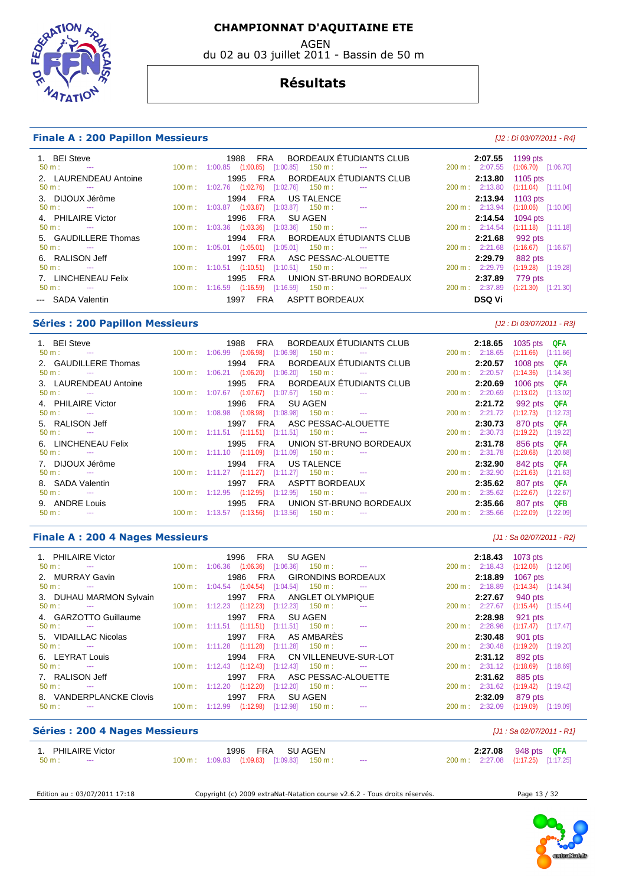# CHAMPIONNAT D'AQUITAINE ETE

AGEN

du 02 au 03 juillet 2011 - Bassin de 50 m

## Résultats

### Finale A : 200 Papillon Messieurs

*[J2 : Di 03/07/2011 - R4]*

| Rang | Nom | Année | Nat. | Club | 50 m | 100 m | 150 m | 200 m | Temps | Points |
|---|---|---|---|---|---|---|---|---|---|---|
| 1. | BEI Steve | 1988 | FRA | BORDEAUX ÉTUDIANTS CLUB | --- | 1:00.85 (1:00.85) [1:00.85] | --- | 2:07.55 (1:06.70) [1:06.70] | 2:07.55 | 1199 pts |
| 2. | LAURENDEAU Antoine | 1995 | FRA | BORDEAUX ÉTUDIANTS CLUB | --- | 1:02.76 (1:02.76) [1:02.76] | --- | 2:13.80 (1:11.04) [1:11.04] | 2:13.80 | 1105 pts |
| 3. | DIJOUX Jérôme | 1994 | FRA | US TALENCE | --- | 1:03.87 (1:03.87) [1:03.87] | --- | 2:13.94 (1:10.06) [1:10.06] | 2:13.94 | 1103 pts |
| 4. | PHILAIRE Victor | 1996 | FRA | SU AGEN | --- | 1:03.36 (1:03.36) [1:03.36] | --- | 2:14.54 (1:11.18) [1:11.18] | 2:14.54 | 1094 pts |
| 5. | GAUDILLERE Thomas | 1994 | FRA | BORDEAUX ÉTUDIANTS CLUB | --- | 1:05.01 (1:05.01) [1:05.01] | --- | 2:21.68 (1:16.67) [1:16.67] | 2:21.68 | 992 pts |
| 6. | RALISON Jeff | 1997 | FRA | ASC PESSAC-ALOUETTE | --- | 1:10.51 (1:10.51) [1:10.51] | --- | 2:29.79 (1:19.28) [1:19.28] | 2:29.79 | 882 pts |
| 7. | LINCHENEAU Felix | 1995 | FRA | UNION ST-BRUNO BORDEAUX | --- | 1:16.59 (1:16.59) [1:16.59] | --- | 2:37.89 (1:21.30) [1:21.30] | 2:37.89 | 779 pts |
| --- | SADA Valentin | 1997 | FRA | ASPTT BORDEAUX | | | | | DSQ Vi | |

### Séries : 200 Papillon Messieurs

*[J2 : Di 03/07/2011 - R3]*

| Rang | Nom | Année | Nat. | Club | 50 m | 100 m | 150 m | 200 m | Temps | Points | Qualif. |
|---|---|---|---|---|---|---|---|---|---|---|---|
| 1. | BEI Steve | 1988 | FRA | BORDEAUX ÉTUDIANTS CLUB | --- | 1:06.99 (1:06.98) [1:06.98] | --- | 2:18.65 (1:11.66) [1:11.66] | 2:18.65 | 1035 pts | QFA |
| 2. | GAUDILLERE Thomas | 1994 | FRA | BORDEAUX ÉTUDIANTS CLUB | --- | 1:06.21 (1:06.20) [1:06.20] | --- | 2:20.57 (1:14.36) [1:14.36] | 2:20.57 | 1008 pts | QFA |
| 3. | LAURENDEAU Antoine | 1995 | FRA | BORDEAUX ÉTUDIANTS CLUB | --- | 1:07.67 (1:07.67) [1:07.67] | --- | 2:20.69 (1:13.02) [1:13.02] | 2:20.69 | 1006 pts | QFA |
| 4. | PHILAIRE Victor | 1996 | FRA | SU AGEN | --- | 1:08.98 (1:08.98) [1:08.98] | --- | 2:21.72 (1:12.73) [1:12.73] | 2:21.72 | 992 pts | QFA |
| 5. | RALISON Jeff | 1997 | FRA | ASC PESSAC-ALOUETTE | --- | 1:11.51 (1:11.51) [1:11.51] | --- | 2:30.73 (1:19.22) [1:19.22] | 2:30.73 | 870 pts | QFA |
| 6. | LINCHENEAU Felix | 1995 | FRA | UNION ST-BRUNO BORDEAUX | --- | 1:11.10 (1:11.09) [1:11.09] | --- | 2:31.78 (1:20.68) [1:20.68] | 2:31.78 | 856 pts | QFA |
| 7. | DIJOUX Jérôme | 1994 | FRA | US TALENCE | --- | 1:11.27 (1:11.27) [1:11.27] | --- | 2:32.90 (1:21.63) [1:21.63] | 2:32.90 | 842 pts | QFA |
| 8. | SADA Valentin | 1997 | FRA | ASPTT BORDEAUX | --- | 1:12.95 (1:12.95) [1:12.95] | --- | 2:35.62 (1:22.67) [1:22.67] | 2:35.62 | 807 pts | QFA |
| 9. | ANDRE Louis | 1995 | FRA | UNION ST-BRUNO BORDEAUX | --- | 1:13.57 (1:13.56) [1:13.56] | --- | 2:35.66 (1:22.09) [1:22.09] | 2:35.66 | 807 pts | QFB |

### Finale A : 200 4 Nages Messieurs

*[J1 : Sa 02/07/2011 - R2]*

| Rang | Nom | Année | Nat. | Club | 50 m | 100 m | 150 m | 200 m | Temps | Points |
|---|---|---|---|---|---|---|---|---|---|---|
| 1. | PHILAIRE Victor | 1996 | FRA | SU AGEN | --- | 1:06.36 (1:06.36) [1:06.36] | --- | 2:18.43 (1:12.06) [1:12.06] | 2:18.43 | 1073 pts |
| 2. | MURRAY Gavin | 1986 | FRA | GIRONDINS BORDEAUX | --- | 1:04.54 (1:04.54) [1:04.54] | --- | 2:18.89 (1:14.34) [1:14.34] | 2:18.89 | 1067 pts |
| 3. | DUHAU MARMON Sylvain | 1997 | FRA | ANGLET OLYMPIQUE | --- | 1:12.23 (1:12.23) [1:12.23] | --- | 2:27.67 (1:15.44) [1:15.44] | 2:27.67 | 940 pts |
| 4. | GARZOTTO Guillaume | 1997 | FRA | SU AGEN | --- | 1:11.51 (1:11.51) [1:11.51] | --- | 2:28.98 (1:17.47) [1:17.47] | 2:28.98 | 921 pts |
| 5. | VIDAILLAC Nicolas | 1997 | FRA | AS AMBARÈS | --- | 1:11.28 (1:11.28) [1:11.28] | --- | 2:30.48 (1:19.20) [1:19.20] | 2:30.48 | 901 pts |
| 6. | LEYRAT Louis | 1994 | FRA | CN VILLENEUVE-SUR-LOT | --- | 1:12.43 (1:12.43) [1:12.43] | --- | 2:31.12 (1:18.69) [1:18.69] | 2:31.12 | 892 pts |
| 7. | RALISON Jeff | 1997 | FRA | ASC PESSAC-ALOUETTE | --- | 1:12.20 (1:12.20) [1:12.20] | --- | 2:31.62 (1:19.42) [1:19.42] | 2:31.62 | 885 pts |
| 8. | VANDERPLANCKE Clovis | 1997 | FRA | SU AGEN | --- | 1:12.99 (1:12.98) [1:12.98] | --- | 2:32.09 (1:19.09) [1:19.09] | 2:32.09 | 879 pts |

### Séries : 200 4 Nages Messieurs

*[J1 : Sa 02/07/2011 - R1]*

| Rang | Nom | Année | Nat. | Club | 50 m | 100 m | 150 m | 200 m | Temps | Points | Qualif. |
|---|---|---|---|---|---|---|---|---|---|---|---|
| 1. | PHILAIRE Victor | 1996 | FRA | SU AGEN | --- | 1:09.83 (1:09.83) [1:09.83] | --- | 2:27.08 (1:17.25) [1:17.25] | 2:27.08 | 948 pts | QFA |

Edition au : 03/07/2011 17:18 — Copyright (c) 2009 extraNat-Natation course v2.6.2 - Tous droits réservés.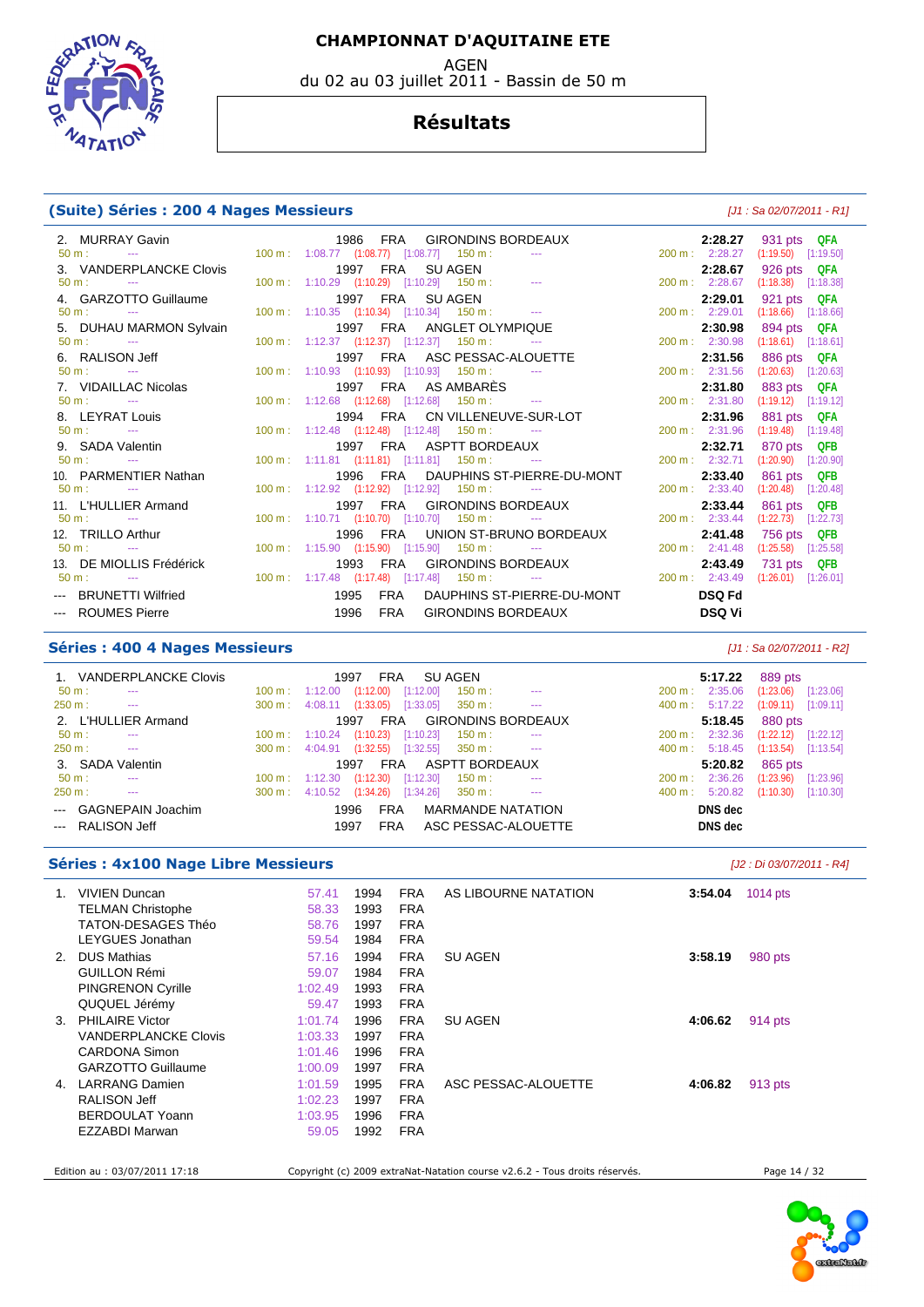# CHAMPIONNAT D'AQUITAINE ETE

AGEN

du 02 au 03 juillet 2011 - Bassin de 50 m

## Résultats

### (Suite) Séries : 200 4 Nages Messieurs

*[J1 : Sa 02/07/2011 - R1]*

| Rang | Nom | Année | Nat. | Club | Temps | Points | Qualif. |
|---|---|---|---|---|---|---|---|
| 2. | MURRAY Gavin | 1986 | FRA | GIRONDINS BORDEAUX | 2:28.27 | 931 pts | QFA |
| | 50 m : --- / 100 m : 1:08.77 (1:08.77) [1:08.77] / 150 m : --- / 200 m : 2:28.27 (1:19.50) [1:19.50] | | | | | | |
| 3. | VANDERPLANCKE Clovis | 1997 | FRA | SU AGEN | 2:28.67 | 926 pts | QFA |
| | 50 m : --- / 100 m : 1:10.29 (1:10.29) [1:10.29] / 150 m : --- / 200 m : 2:28.67 (1:18.38) [1:18.38] | | | | | | |
| 4. | GARZOTTO Guillaume | 1997 | FRA | SU AGEN | 2:29.01 | 921 pts | QFA |
| | 50 m : --- / 100 m : 1:10.35 (1:10.34) [1:10.34] / 150 m : --- / 200 m : 2:29.01 (1:18.66) [1:18.66] | | | | | | |
| 5. | DUHAU MARMON Sylvain | 1997 | FRA | ANGLET OLYMPIQUE | 2:30.98 | 894 pts | QFA |
| | 50 m : --- / 100 m : 1:12.37 (1:12.37) [1:12.37] / 150 m : --- / 200 m : 2:30.98 (1:18.61) [1:18.61] | | | | | | |
| 6. | RALISON Jeff | 1997 | FRA | ASC PESSAC-ALOUETTE | 2:31.56 | 886 pts | QFA |
| | 50 m : --- / 100 m : 1:10.93 (1:10.93) [1:10.93] / 150 m : --- / 200 m : 2:31.56 (1:20.63) [1:20.63] | | | | | | |
| 7. | VIDAILLAC Nicolas | 1997 | FRA | AS AMBARÈS | 2:31.80 | 883 pts | QFA |
| | 50 m : --- / 100 m : 1:12.68 (1:12.68) [1:12.68] / 150 m : --- / 200 m : 2:31.80 (1:19.12) [1:19.12] | | | | | | |
| 8. | LEYRAT Louis | 1994 | FRA | CN VILLENEUVE-SUR-LOT | 2:31.96 | 881 pts | QFA |
| | 50 m : --- / 100 m : 1:12.48 (1:12.48) [1:12.48] / 150 m : --- / 200 m : 2:31.96 (1:19.48) [1:19.48] | | | | | | |
| 9. | SADA Valentin | 1997 | FRA | ASPTT BORDEAUX | 2:32.71 | 870 pts | QFB |
| | 50 m : --- / 100 m : 1:11.81 (1:11.81) [1:11.81] / 150 m : --- / 200 m : 2:32.71 (1:20.90) [1:20.90] | | | | | | |
| 10. | PARMENTIER Nathan | 1996 | FRA | DAUPHINS ST-PIERRE-DU-MONT | 2:33.40 | 861 pts | QFB |
| | 50 m : --- / 100 m : 1:12.92 (1:12.92) [1:12.92] / 150 m : --- / 200 m : 2:33.40 (1:20.48) [1:20.48] | | | | | | |
| 11. | L'HULLIER Armand | 1997 | FRA | GIRONDINS BORDEAUX | 2:33.44 | 861 pts | QFB |
| | 50 m : --- / 100 m : 1:10.71 (1:10.70) [1:10.70] / 150 m : --- / 200 m : 2:33.44 (1:22.73) [1:22.73] | | | | | | |
| 12. | TRILLO Arthur | 1996 | FRA | UNION ST-BRUNO BORDEAUX | 2:41.48 | 756 pts | QFB |
| | 50 m : --- / 100 m : 1:15.90 (1:15.90) [1:15.90] / 150 m : --- / 200 m : 2:41.48 (1:25.58) [1:25.58] | | | | | | |
| 13. | DE MIOLLIS Frédérick | 1993 | FRA | GIRONDINS BORDEAUX | 2:43.49 | 731 pts | QFB |
| | 50 m : --- / 100 m : 1:17.48 (1:17.48) [1:17.48] / 150 m : --- / 200 m : 2:43.49 (1:26.01) [1:26.01] | | | | | | |
| --- | BRUNETTI Wilfried | 1995 | FRA | DAUPHINS ST-PIERRE-DU-MONT | DSQ Fd | | |
| --- | ROUMES Pierre | 1996 | FRA | GIRONDINS BORDEAUX | DSQ Vi | | |

### Séries : 400 4 Nages Messieurs

*[J1 : Sa 02/07/2011 - R2]*

| Rang | Nom | Année | Nat. | Club | Temps | Points |
|---|---|---|---|---|---|---|
| 1. | VANDERPLANCKE Clovis | 1997 | FRA | SU AGEN | 5:17.22 | 889 pts |
| | 50 m : --- / 100 m : 1:12.00 (1:12.00) [1:12.00] / 150 m : --- / 200 m : 2:35.06 (1:23.06) [1:23.06] | | | | | |
| | 250 m : --- / 300 m : 4:08.11 (1:33.05) [1:33.05] / 350 m : --- / 400 m : 5:17.22 (1:09.11) [1:09.11] | | | | | |
| 2. | L'HULLIER Armand | 1997 | FRA | GIRONDINS BORDEAUX | 5:18.45 | 880 pts |
| | 50 m : --- / 100 m : 1:10.24 (1:10.23) [1:10.23] / 150 m : --- / 200 m : 2:32.36 (1:22.12) [1:22.12] | | | | | |
| | 250 m : --- / 300 m : 4:04.91 (1:32.55) [1:32.55] / 350 m : --- / 400 m : 5:18.45 (1:13.54) [1:13.54] | | | | | |
| 3. | SADA Valentin | 1997 | FRA | ASPTT BORDEAUX | 5:20.82 | 865 pts |
| | 50 m : --- / 100 m : 1:12.30 (1:12.30) [1:12.30] / 150 m : --- / 200 m : 2:36.26 (1:23.96) [1:23.96] | | | | | |
| | 250 m : --- / 300 m : 4:10.52 (1:34.26) [1:34.26] / 350 m : --- / 400 m : 5:20.82 (1:10.30) [1:10.30] | | | | | |
| --- | GAGNEPAIN Joachim | 1996 | FRA | MARMANDE NATATION | DNS dec | |
| --- | RALISON Jeff | 1997 | FRA | ASC PESSAC-ALOUETTE | DNS dec | |

### Séries : 4x100 Nage Libre Messieurs

*[J2 : Di 03/07/2011 - R4]*

| Rang | Nom | Temps | Année | Nat. | Club | Temps final | Points |
|---|---|---|---|---|---|---|---|
| 1. | VIVIEN Duncan | 57.41 | 1994 | FRA | AS LIBOURNE NATATION | 3:54.04 | 1014 pts |
| | TELMAN Christophe | 58.33 | 1993 | FRA | | | |
| | TATON-DESAGES Théo | 58.76 | 1997 | FRA | | | |
| | LEYGUES Jonathan | 59.54 | 1984 | FRA | | | |
| 2. | DUS Mathias | 57.16 | 1994 | FRA | SU AGEN | 3:58.19 | 980 pts |
| | GUILLON Rémi | 59.07 | 1984 | FRA | | | |
| | PINGRENON Cyrille | 1:02.49 | 1993 | FRA | | | |
| | QUQUEL Jérémy | 59.47 | 1993 | FRA | | | |
| 3. | PHILAIRE Victor | 1:01.74 | 1996 | FRA | SU AGEN | 4:06.62 | 914 pts |
| | VANDERPLANCKE Clovis | 1:03.33 | 1997 | FRA | | | |
| | CARDONA Simon | 1:01.46 | 1996 | FRA | | | |
| | GARZOTTO Guillaume | 1:00.09 | 1997 | FRA | | | |
| 4. | LARRANG Damien | 1:01.59 | 1995 | FRA | ASC PESSAC-ALOUETTE | 4:06.82 | 913 pts |
| | RALISON Jeff | 1:02.23 | 1997 | FRA | | | |
| | BERDOULAT Yoann | 1:03.95 | 1996 | FRA | | | |
| | EZZABDI Marwan | 59.05 | 1992 | FRA | | | |

Edition au : 03/07/2011 17:18 — Copyright (c) 2009 extraNat-Natation course v2.6.2 - Tous droits réservés.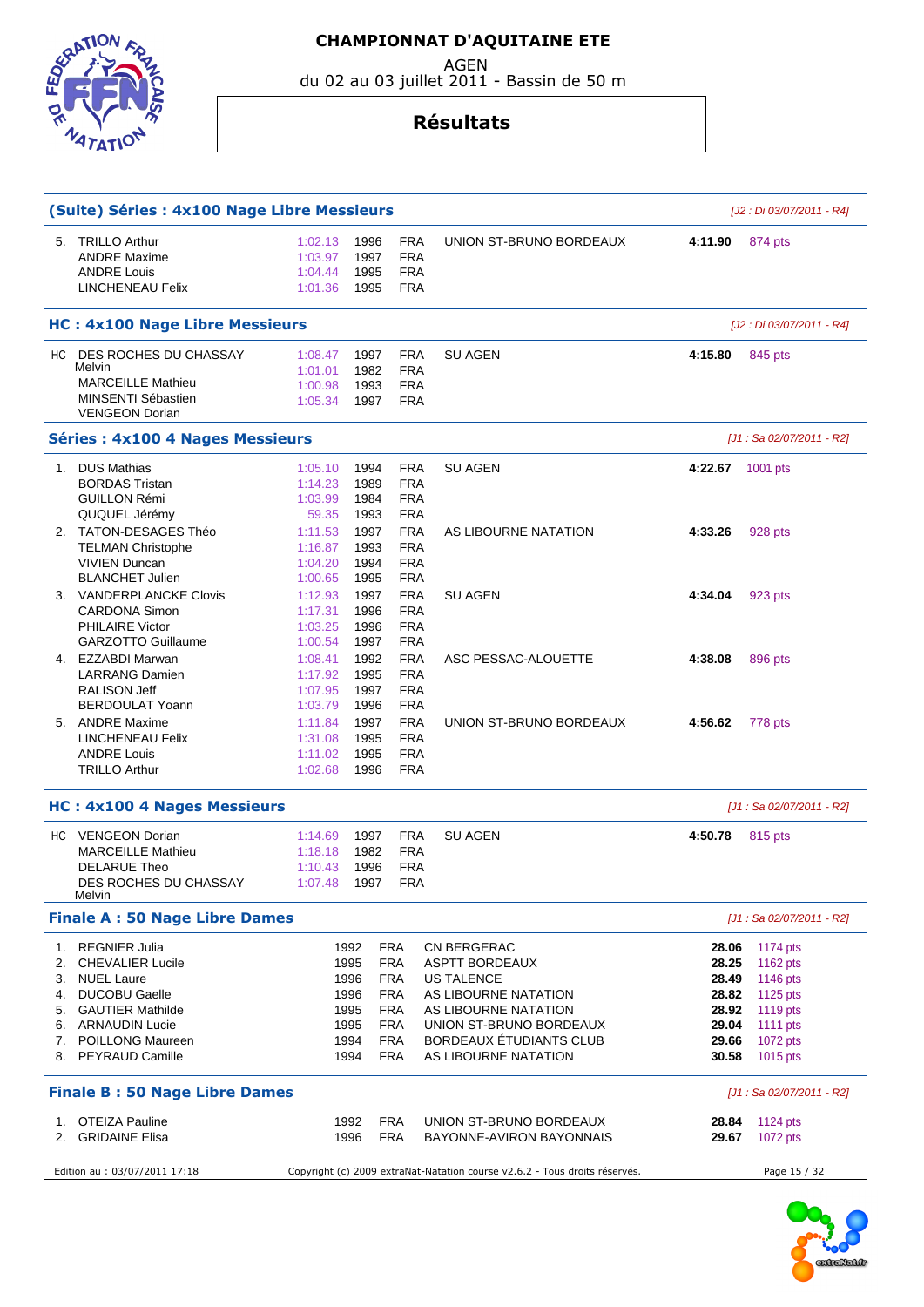# CHAMPIONNAT D'AQUITAINE ETE

AGEN

du 02 au 03 juillet 2011 - Bassin de 50 m

## Résultats

### (Suite) Séries : 4x100 Nage Libre Messieurs

*[J2 : Di 03/07/2011 - R4]*

| Rang | Nom | Temps | Année | Nat. | Club | Temps final | Points |
|---|---|---|---|---|---|---|---|
| 5. | TRILLO Arthur | 1:02.13 | 1996 | FRA | UNION ST-BRUNO BORDEAUX | 4:11.90 | 874 pts |
| | ANDRE Maxime | 1:03.97 | 1997 | FRA | | | |
| | ANDRE Louis | 1:04.44 | 1995 | FRA | | | |
| | LINCHENEAU Felix | 1:01.36 | 1995 | FRA | | | |

### HC : 4x100 Nage Libre Messieurs

*[J2 : Di 03/07/2011 - R4]*

| Rang | Nom | Temps | Année | Nat. | Club | Temps final | Points |
|---|---|---|---|---|---|---|---|
| HC | DES ROCHES DU CHASSAY Melvin | 1:08.47 | 1997 | FRA | SU AGEN | 4:15.80 | 845 pts |
| | MARCEILLE Mathieu | 1:01.01 | 1982 | FRA | | | |
| | MINSENTI Sébastien | 1:00.98 | 1993 | FRA | | | |
| | VENGEON Dorian | 1:05.34 | 1997 | FRA | | | |

### Séries : 4x100 4 Nages Messieurs

*[J1 : Sa 02/07/2011 - R2]*

| Rang | Nom | Temps | Année | Nat. | Club | Temps final | Points |
|---|---|---|---|---|---|---|---|
| 1. | DUS Mathias | 1:05.10 | 1994 | FRA | SU AGEN | 4:22.67 | 1001 pts |
| | BORDAS Tristan | 1:14.23 | 1989 | FRA | | | |
| | GUILLON Rémi | 1:03.99 | 1984 | FRA | | | |
| | QUQUEL Jérémy | 59.35 | 1993 | FRA | | | |
| 2. | TATON-DESAGES Théo | 1:11.53 | 1997 | FRA | AS LIBOURNE NATATION | 4:33.26 | 928 pts |
| | TELMAN Christophe | 1:16.87 | 1993 | FRA | | | |
| | VIVIEN Duncan | 1:04.20 | 1994 | FRA | | | |
| | BLANCHET Julien | 1:00.65 | 1995 | FRA | | | |
| 3. | VANDERPLANCKE Clovis | 1:12.93 | 1997 | FRA | SU AGEN | 4:34.04 | 923 pts |
| | CARDONA Simon | 1:17.31 | 1996 | FRA | | | |
| | PHILAIRE Victor | 1:03.25 | 1996 | FRA | | | |
| | GARZOTTO Guillaume | 1:00.54 | 1997 | FRA | | | |
| 4. | EZZABDI Marwan | 1:08.41 | 1992 | FRA | ASC PESSAC-ALOUETTE | 4:38.08 | 896 pts |
| | LARRANG Damien | 1:17.92 | 1995 | FRA | | | |
| | RALISON Jeff | 1:07.95 | 1997 | FRA | | | |
| | BERDOULAT Yoann | 1:03.79 | 1996 | FRA | | | |
| 5. | ANDRE Maxime | 1:11.84 | 1997 | FRA | UNION ST-BRUNO BORDEAUX | 4:56.62 | 778 pts |
| | LINCHENEAU Felix | 1:31.08 | 1995 | FRA | | | |
| | ANDRE Louis | 1:11.02 | 1995 | FRA | | | |
| | TRILLO Arthur | 1:02.68 | 1996 | FRA | | | |

### HC : 4x100 4 Nages Messieurs

*[J1 : Sa 02/07/2011 - R2]*

| Rang | Nom | Temps | Année | Nat. | Club | Temps final | Points |
|---|---|---|---|---|---|---|---|
| HC | VENGEON Dorian | 1:14.69 | 1997 | FRA | SU AGEN | 4:50.78 | 815 pts |
| | MARCEILLE Mathieu | 1:18.18 | 1982 | FRA | | | |
| | DELARUE Theo | 1:10.43 | 1996 | FRA | | | |
| | DES ROCHES DU CHASSAY Melvin | 1:07.48 | 1997 | FRA | | | |

### Finale A : 50 Nage Libre Dames

*[J1 : Sa 02/07/2011 - R2]*

| Rang | Nom | Année | Nat. | Club | Temps | Points |
|---|---|---|---|---|---|---|
| 1. | REGNIER Julia | 1992 | FRA | CN BERGERAC | 28.06 | 1174 pts |
| 2. | CHEVALIER Lucile | 1995 | FRA | ASPTT BORDEAUX | 28.25 | 1162 pts |
| 3. | NUEL Laure | 1996 | FRA | US TALENCE | 28.49 | 1146 pts |
| 4. | DUCOBU Gaelle | 1996 | FRA | AS LIBOURNE NATATION | 28.82 | 1125 pts |
| 5. | GAUTIER Mathilde | 1995 | FRA | AS LIBOURNE NATATION | 28.92 | 1119 pts |
| 6. | ARNAUDIN Lucie | 1995 | FRA | UNION ST-BRUNO BORDEAUX | 29.04 | 1111 pts |
| 7. | POILLONG Maureen | 1994 | FRA | BORDEAUX ÉTUDIANTS CLUB | 29.66 | 1072 pts |
| 8. | PEYRAUD Camille | 1994 | FRA | AS LIBOURNE NATATION | 30.58 | 1015 pts |

### Finale B : 50 Nage Libre Dames

*[J1 : Sa 02/07/2011 - R2]*

| Rang | Nom | Année | Nat. | Club | Temps | Points |
|---|---|---|---|---|---|---|
| 1. | OTEIZA Pauline | 1992 | FRA | UNION ST-BRUNO BORDEAUX | 28.84 | 1124 pts |
| 2. | GRIDAINE Elisa | 1996 | FRA | BAYONNE-AVIRON BAYONNAIS | 29.67 | 1072 pts |

Edition au : 03/07/2011 17:18 — Copyright (c) 2009 extraNat-Natation course v2.6.2 - Tous droits réservés.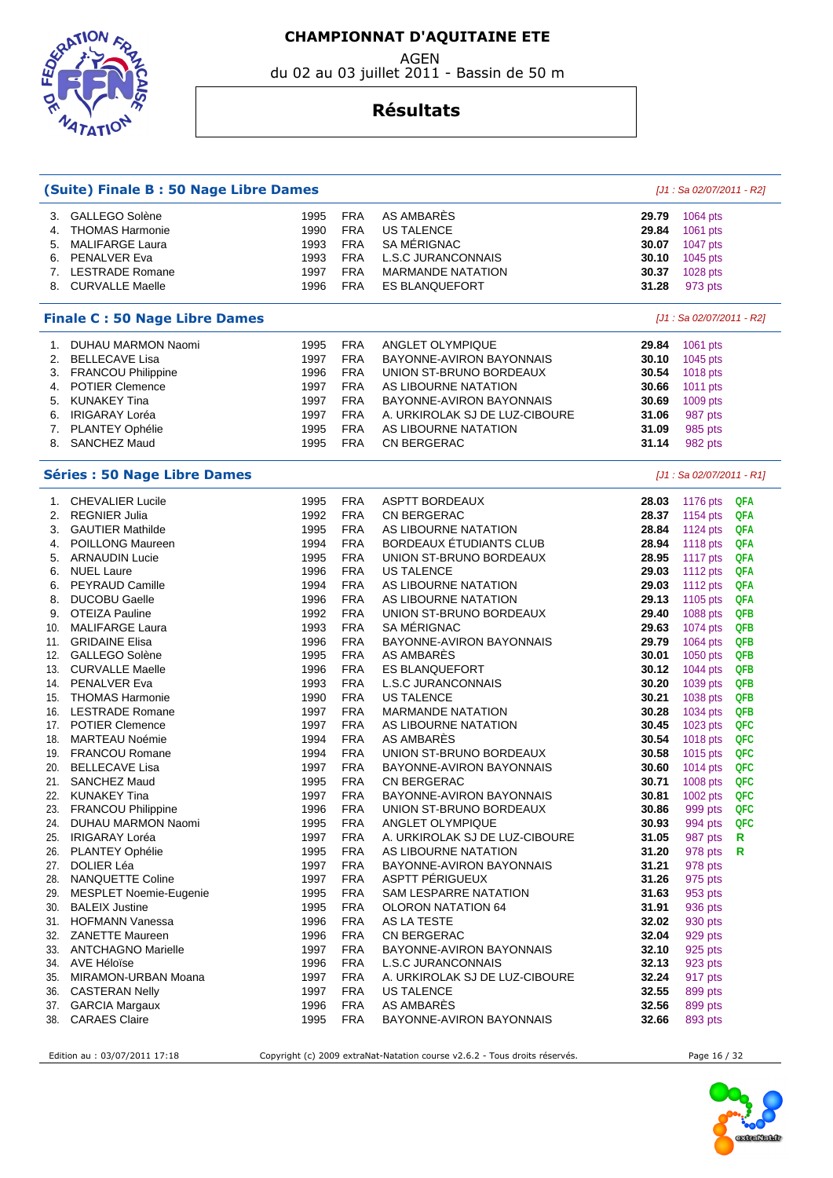# CHAMPIONNAT D'AQUITAINE ETE

AGEN

du 02 au 03 juillet 2011 - Bassin de 50 m

## Résultats

### (Suite) Finale B : 50 Nage Libre Dames

*[J1 : Sa 02/07/2011 - R2]*

| Rang | Nom | Année | Nat. | Club | Temps | Points |
|---|---|---|---|---|---|---|
| 3. | GALLEGO Solène | 1995 | FRA | AS AMBARÈS | **29.79** | 1064 pts |
| 4. | THOMAS Harmonie | 1990 | FRA | US TALENCE | **29.84** | 1061 pts |
| 5. | MALIFARGE Laura | 1993 | FRA | SA MÉRIGNAC | **30.07** | 1047 pts |
| 6. | PENALVER Eva | 1993 | FRA | L.S.C JURANCONNAIS | **30.10** | 1045 pts |
| 7. | LESTRADE Romane | 1997 | FRA | MARMANDE NATATION | **30.37** | 1028 pts |
| 8. | CURVALLE Maelle | 1996 | FRA | ES BLANQUEFORT | **31.28** | 973 pts |

### Finale C : 50 Nage Libre Dames

*[J1 : Sa 02/07/2011 - R2]*

| Rang | Nom | Année | Nat. | Club | Temps | Points |
|---|---|---|---|---|---|---|
| 1. | DUHAU MARMON Naomi | 1995 | FRA | ANGLET OLYMPIQUE | **29.84** | 1061 pts |
| 2. | BELLECAVE Lisa | 1997 | FRA | BAYONNE-AVIRON BAYONNAIS | **30.10** | 1045 pts |
| 3. | FRANCOU Philippine | 1996 | FRA | UNION ST-BRUNO BORDEAUX | **30.54** | 1018 pts |
| 4. | POTIER Clemence | 1997 | FRA | AS LIBOURNE NATATION | **30.66** | 1011 pts |
| 5. | KUNAKEY Tina | 1997 | FRA | BAYONNE-AVIRON BAYONNAIS | **30.69** | 1009 pts |
| 6. | IRIGARAY Loréa | 1997 | FRA | A. URKIROLAK SJ DE LUZ-CIBOURE | **31.06** | 987 pts |
| 7. | PLANTEY Ophélie | 1995 | FRA | AS LIBOURNE NATATION | **31.09** | 985 pts |
| 8. | SANCHEZ Maud | 1995 | FRA | CN BERGERAC | **31.14** | 982 pts |

### Séries : 50 Nage Libre Dames

*[J1 : Sa 02/07/2011 - R1]*

| Rang | Nom | Année | Nat. | Club | Temps | Points | Qualif. |
|---|---|---|---|---|---|---|---|
| 1. | CHEVALIER Lucile | 1995 | FRA | ASPTT BORDEAUX | **28.03** | 1176 pts | QFA |
| 2. | REGNIER Julia | 1992 | FRA | CN BERGERAC | **28.37** | 1154 pts | QFA |
| 3. | GAUTIER Mathilde | 1995 | FRA | AS LIBOURNE NATATION | **28.84** | 1124 pts | QFA |
| 4. | POILLONG Maureen | 1994 | FRA | BORDEAUX ÉTUDIANTS CLUB | **28.94** | 1118 pts | QFA |
| 5. | ARNAUDIN Lucie | 1995 | FRA | UNION ST-BRUNO BORDEAUX | **28.95** | 1117 pts | QFA |
| 6. | NUEL Laure | 1996 | FRA | US TALENCE | **29.03** | 1112 pts | QFA |
| 6. | PEYRAUD Camille | 1994 | FRA | AS LIBOURNE NATATION | **29.03** | 1112 pts | QFA |
| 8. | DUCOBU Gaelle | 1996 | FRA | AS LIBOURNE NATATION | **29.13** | 1105 pts | QFA |
| 9. | OTEIZA Pauline | 1992 | FRA | UNION ST-BRUNO BORDEAUX | **29.40** | 1088 pts | QFB |
| 10. | MALIFARGE Laura | 1993 | FRA | SA MÉRIGNAC | **29.63** | 1074 pts | QFB |
| 11. | GRIDAINE Elisa | 1996 | FRA | BAYONNE-AVIRON BAYONNAIS | **29.79** | 1064 pts | QFB |
| 12. | GALLEGO Solène | 1995 | FRA | AS AMBARÈS | **30.01** | 1050 pts | QFB |
| 13. | CURVALLE Maelle | 1996 | FRA | ES BLANQUEFORT | **30.12** | 1044 pts | QFB |
| 14. | PENALVER Eva | 1993 | FRA | L.S.C JURANCONNAIS | **30.20** | 1039 pts | QFB |
| 15. | THOMAS Harmonie | 1990 | FRA | US TALENCE | **30.21** | 1038 pts | QFB |
| 16. | LESTRADE Romane | 1997 | FRA | MARMANDE NATATION | **30.28** | 1034 pts | QFB |
| 17. | POTIER Clemence | 1997 | FRA | AS LIBOURNE NATATION | **30.45** | 1023 pts | QFC |
| 18. | MARTEAU Noémie | 1994 | FRA | AS AMBARÈS | **30.54** | 1018 pts | QFC |
| 19. | FRANCOU Romane | 1994 | FRA | UNION ST-BRUNO BORDEAUX | **30.58** | 1015 pts | QFC |
| 20. | BELLECAVE Lisa | 1997 | FRA | BAYONNE-AVIRON BAYONNAIS | **30.60** | 1014 pts | QFC |
| 21. | SANCHEZ Maud | 1995 | FRA | CN BERGERAC | **30.71** | 1008 pts | QFC |
| 22. | KUNAKEY Tina | 1997 | FRA | BAYONNE-AVIRON BAYONNAIS | **30.81** | 1002 pts | QFC |
| 23. | FRANCOU Philippine | 1996 | FRA | UNION ST-BRUNO BORDEAUX | **30.86** | 999 pts | QFC |
| 24. | DUHAU MARMON Naomi | 1995 | FRA | ANGLET OLYMPIQUE | **30.93** | 994 pts | QFC |
| 25. | IRIGARAY Loréa | 1997 | FRA | A. URKIROLAK SJ DE LUZ-CIBOURE | **31.05** | 987 pts | R |
| 26. | PLANTEY Ophélie | 1995 | FRA | AS LIBOURNE NATATION | **31.20** | 978 pts | R |
| 27. | DOLIER Léa | 1997 | FRA | BAYONNE-AVIRON BAYONNAIS | **31.21** | 978 pts | |
| 28. | NANQUETTE Coline | 1997 | FRA | ASPTT PÉRIGUEUX | **31.26** | 975 pts | |
| 29. | MESPLET Noemie-Eugenie | 1995 | FRA | SAM LESPARRE NATATION | **31.63** | 953 pts | |
| 30. | BALEIX Justine | 1995 | FRA | OLORON NATATION 64 | **31.91** | 936 pts | |
| 31. | HOFMANN Vanessa | 1996 | FRA | AS LA TESTE | **32.02** | 930 pts | |
| 32. | ZANETTE Maureen | 1996 | FRA | CN BERGERAC | **32.04** | 929 pts | |
| 33. | ANTCHAGNO Marielle | 1997 | FRA | BAYONNE-AVIRON BAYONNAIS | **32.10** | 925 pts | |
| 34. | AVE Héloïse | 1996 | FRA | L.S.C JURANCONNAIS | **32.13** | 923 pts | |
| 35. | MIRAMON-URBAN Moana | 1997 | FRA | A. URKIROLAK SJ DE LUZ-CIBOURE | **32.24** | 917 pts | |
| 36. | CASTERAN Nelly | 1997 | FRA | US TALENCE | **32.55** | 899 pts | |
| 37. | GARCIA Margaux | 1996 | FRA | AS AMBARÈS | **32.56** | 899 pts | |
| 38. | CARAES Claire | 1995 | FRA | BAYONNE-AVIRON BAYONNAIS | **32.66** | 893 pts | |

Edition au : 03/07/2011 17:18 — Copyright (c) 2009 extraNat-Natation course v2.6.2 - Tous droits réservés.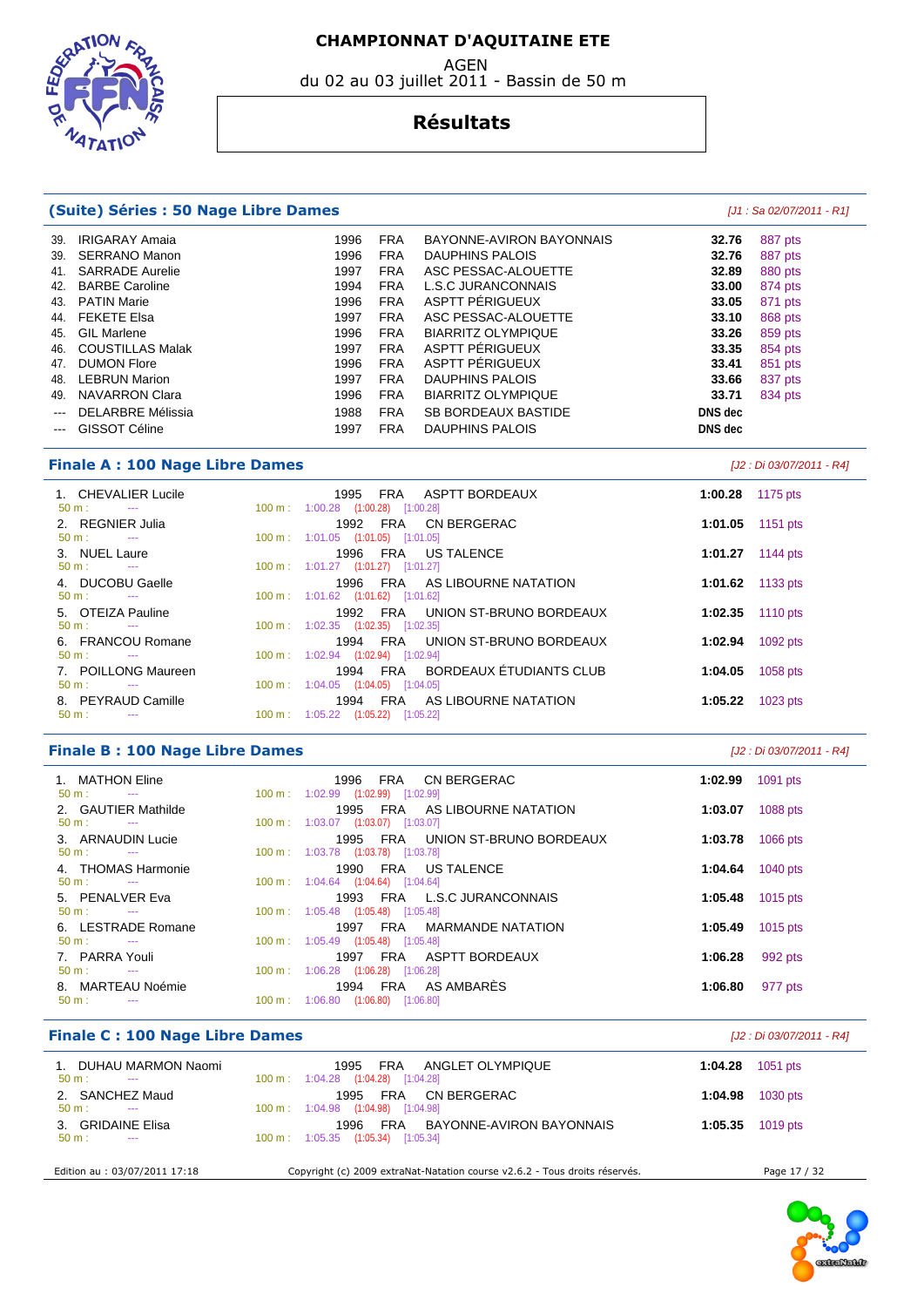# CHAMPIONNAT D'AQUITAINE ETE

AGEN
du 02 au 03 juillet 2011 - Bassin de 50 m

## Résultats

### (Suite) Séries : 50 Nage Libre Dames

*[J1 : Sa 02/07/2011 - R1]*

| Rang | Nom | Année | Nat. | Club | Temps | Points |
|---|---|---|---|---|---|---|
| 39. | IRIGARAY Amaia | 1996 | FRA | BAYONNE-AVIRON BAYONNAIS | **32.76** | 887 pts |
| 39. | SERRANO Manon | 1996 | FRA | DAUPHINS PALOIS | **32.76** | 887 pts |
| 41. | SARRADE Aurelie | 1997 | FRA | ASC PESSAC-ALOUETTE | **32.89** | 880 pts |
| 42. | BARBE Caroline | 1994 | FRA | L.S.C JURANCONNAIS | **33.00** | 874 pts |
| 43. | PATIN Marie | 1996 | FRA | ASPTT PÉRIGUEUX | **33.05** | 871 pts |
| 44. | FEKETE Elsa | 1997 | FRA | ASC PESSAC-ALOUETTE | **33.10** | 868 pts |
| 45. | GIL Marlene | 1996 | FRA | BIARRITZ OLYMPIQUE | **33.26** | 859 pts |
| 46. | COUSTILLAS Malak | 1997 | FRA | ASPTT PÉRIGUEUX | **33.35** | 854 pts |
| 47. | DUMON Flore | 1996 | FRA | ASPTT PÉRIGUEUX | **33.41** | 851 pts |
| 48. | LEBRUN Marion | 1997 | FRA | DAUPHINS PALOIS | **33.66** | 837 pts |
| 49. | NAVARRON Clara | 1996 | FRA | BIARRITZ OLYMPIQUE | **33.71** | 834 pts |
| --- | DELARBRE Mélissia | 1988 | FRA | SB BORDEAUX BASTIDE | **DNS dec** | |
| --- | GISSOT Céline | 1997 | FRA | DAUPHINS PALOIS | **DNS dec** | |

### Finale A : 100 Nage Libre Dames

*[J2 : Di 03/07/2011 - R4]*

| Rang | Nom | Année | Nat. | Club | 50 m | 100 m | Temps | Points |
|---|---|---|---|---|---|---|---|---|
| 1. | CHEVALIER Lucile | 1995 | FRA | ASPTT BORDEAUX | --- | 1:00.28 (1:00.28) [1:00.28] | **1:00.28** | 1175 pts |
| 2. | REGNIER Julia | 1992 | FRA | CN BERGERAC | --- | 1:01.05 (1:01.05) [1:01.05] | **1:01.05** | 1151 pts |
| 3. | NUEL Laure | 1996 | FRA | US TALENCE | --- | 1:01.27 (1:01.27) [1:01.27] | **1:01.27** | 1144 pts |
| 4. | DUCOBU Gaelle | 1996 | FRA | AS LIBOURNE NATATION | --- | 1:01.62 (1:01.62) [1:01.62] | **1:01.62** | 1133 pts |
| 5. | OTEIZA Pauline | 1992 | FRA | UNION ST-BRUNO BORDEAUX | --- | 1:02.35 (1:02.35) [1:02.35] | **1:02.35** | 1110 pts |
| 6. | FRANCOU Romane | 1994 | FRA | UNION ST-BRUNO BORDEAUX | --- | 1:02.94 (1:02.94) [1:02.94] | **1:02.94** | 1092 pts |
| 7. | POILLONG Maureen | 1994 | FRA | BORDEAUX ÉTUDIANTS CLUB | --- | 1:04.05 (1:04.05) [1:04.05] | **1:04.05** | 1058 pts |
| 8. | PEYRAUD Camille | 1994 | FRA | AS LIBOURNE NATATION | --- | 1:05.22 (1:05.22) [1:05.22] | **1:05.22** | 1023 pts |

### Finale B : 100 Nage Libre Dames

*[J2 : Di 03/07/2011 - R4]*

| Rang | Nom | Année | Nat. | Club | 50 m | 100 m | Temps | Points |
|---|---|---|---|---|---|---|---|---|
| 1. | MATHON Eline | 1996 | FRA | CN BERGERAC | --- | 1:02.99 (1:02.99) [1:02.99] | **1:02.99** | 1091 pts |
| 2. | GAUTIER Mathilde | 1995 | FRA | AS LIBOURNE NATATION | --- | 1:03.07 (1:03.07) [1:03.07] | **1:03.07** | 1088 pts |
| 3. | ARNAUDIN Lucie | 1995 | FRA | UNION ST-BRUNO BORDEAUX | --- | 1:03.78 (1:03.78) [1:03.78] | **1:03.78** | 1066 pts |
| 4. | THOMAS Harmonie | 1990 | FRA | US TALENCE | --- | 1:04.64 (1:04.64) [1:04.64] | **1:04.64** | 1040 pts |
| 5. | PENALVER Eva | 1993 | FRA | L.S.C JURANCONNAIS | --- | 1:05.48 (1:05.48) [1:05.48] | **1:05.48** | 1015 pts |
| 6. | LESTRADE Romane | 1997 | FRA | MARMANDE NATATION | --- | 1:05.49 (1:05.48) [1:05.48] | **1:05.49** | 1015 pts |
| 7. | PARRA Youli | 1997 | FRA | ASPTT BORDEAUX | --- | 1:06.28 (1:06.28) [1:06.28] | **1:06.28** | 992 pts |
| 8. | MARTEAU Noémie | 1994 | FRA | AS AMBARÈS | --- | 1:06.80 (1:06.80) [1:06.80] | **1:06.80** | 977 pts |

### Finale C : 100 Nage Libre Dames

*[J2 : Di 03/07/2011 - R4]*

| Rang | Nom | Année | Nat. | Club | 50 m | 100 m | Temps | Points |
|---|---|---|---|---|---|---|---|---|
| 1. | DUHAU MARMON Naomi | 1995 | FRA | ANGLET OLYMPIQUE | --- | 1:04.28 (1:04.28) [1:04.28] | **1:04.28** | 1051 pts |
| 2. | SANCHEZ Maud | 1995 | FRA | CN BERGERAC | --- | 1:04.98 (1:04.98) [1:04.98] | **1:04.98** | 1030 pts |
| 3. | GRIDAINE Elisa | 1996 | FRA | BAYONNE-AVIRON BAYONNAIS | --- | 1:05.35 (1:05.34) [1:05.34] | **1:05.35** | 1019 pts |

Edition au : 03/07/2011 17:18 — Copyright (c) 2009 extraNat-Natation course v2.6.2 - Tous droits réservés.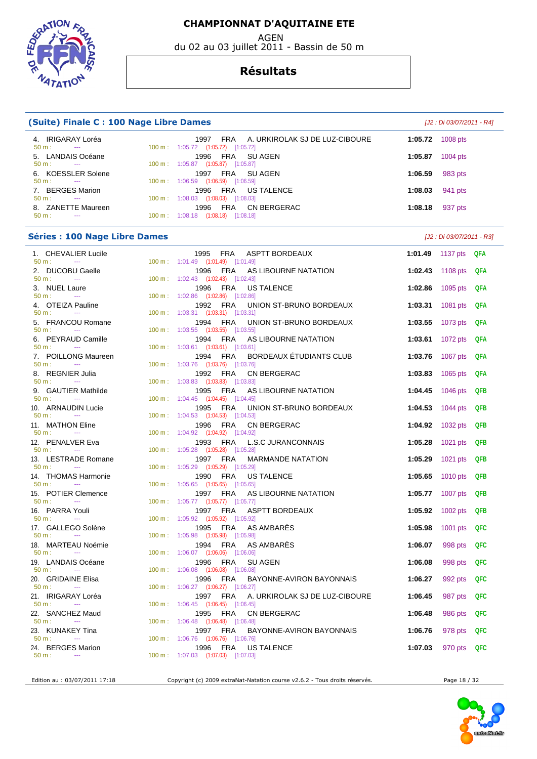# CHAMPIONNAT D'AQUITAINE ETE

AGEN

du 02 au 03 juillet 2011 - Bassin de 50 m

## Résultats

### (Suite) Finale C : 100 Nage Libre Dames

*[J2 : Di 03/07/2011 - R4]*

| Rang | Nom | Année | Nat. | Club | Temps | Points |
|---|---|---|---|---|---|---|
| 4. | IRIGARAY Loréa | 1997 | FRA | A. URKIROLAK SJ DE LUZ-CIBOURE | 1:05.72 | 1008 pts |
| | 50 m : --- 100 m : 1:05.72 (1:05.72) [1:05.72] | | | | | |
| 5. | LANDAIS Océane | 1996 | FRA | SU AGEN | 1:05.87 | 1004 pts |
| | 50 m : --- 100 m : 1:05.87 (1:05.87) [1:05.87] | | | | | |
| 6. | KOESSLER Solene | 1997 | FRA | SU AGEN | 1:06.59 | 983 pts |
| | 50 m : --- 100 m : 1:06.59 (1:06.59) [1:06.59] | | | | | |
| 7. | BERGES Marion | 1996 | FRA | US TALENCE | 1:08.03 | 941 pts |
| | 50 m : --- 100 m : 1:08.03 (1:08.03) [1:08.03] | | | | | |
| 8. | ZANETTE Maureen | 1996 | FRA | CN BERGERAC | 1:08.18 | 937 pts |
| | 50 m : --- 100 m : 1:08.18 (1:08.18) [1:08.18] | | | | | |

### Séries : 100 Nage Libre Dames

*[J2 : Di 03/07/2011 - R3]*

| Rang | Nom | Année | Nat. | Club | Temps | Points | Qualif. |
|---|---|---|---|---|---|---|---|
| 1. | CHEVALIER Lucile | 1995 | FRA | ASPTT BORDEAUX | 1:01.49 | 1137 pts | QFA |
| | 50 m : --- 100 m : 1:01.49 (1:01.49) [1:01.49] | | | | | | |
| 2. | DUCOBU Gaelle | 1996 | FRA | AS LIBOURNE NATATION | 1:02.43 | 1108 pts | QFA |
| | 50 m : --- 100 m : 1:02.43 (1:02.43) [1:02.43] | | | | | | |
| 3. | NUEL Laure | 1996 | FRA | US TALENCE | 1:02.86 | 1095 pts | QFA |
| | 50 m : --- 100 m : 1:02.86 (1:02.86) [1:02.86] | | | | | | |
| 4. | OTEIZA Pauline | 1992 | FRA | UNION ST-BRUNO BORDEAUX | 1:03.31 | 1081 pts | QFA |
| | 50 m : --- 100 m : 1:03.31 (1:03.31) [1:03.31] | | | | | | |
| 5. | FRANCOU Romane | 1994 | FRA | UNION ST-BRUNO BORDEAUX | 1:03.55 | 1073 pts | QFA |
| | 50 m : --- 100 m : 1:03.55 (1:03.55) [1:03.55] | | | | | | |
| 6. | PEYRAUD Camille | 1994 | FRA | AS LIBOURNE NATATION | 1:03.61 | 1072 pts | QFA |
| | 50 m : --- 100 m : 1:03.61 (1:03.61) [1:03.61] | | | | | | |
| 7. | POILLONG Maureen | 1994 | FRA | BORDEAUX ÉTUDIANTS CLUB | 1:03.76 | 1067 pts | QFA |
| | 50 m : --- 100 m : 1:03.76 (1:03.76) [1:03.76] | | | | | | |
| 8. | REGNIER Julia | 1992 | FRA | CN BERGERAC | 1:03.83 | 1065 pts | QFA |
| | 50 m : --- 100 m : 1:03.83 (1:03.83) [1:03.83] | | | | | | |
| 9. | GAUTIER Mathilde | 1995 | FRA | AS LIBOURNE NATATION | 1:04.45 | 1046 pts | QFB |
| | 50 m : --- 100 m : 1:04.45 (1:04.45) [1:04.45] | | | | | | |
| 10. | ARNAUDIN Lucie | 1995 | FRA | UNION ST-BRUNO BORDEAUX | 1:04.53 | 1044 pts | QFB |
| | 50 m : --- 100 m : 1:04.53 (1:04.53) [1:04.53] | | | | | | |
| 11. | MATHON Eline | 1996 | FRA | CN BERGERAC | 1:04.92 | 1032 pts | QFB |
| | 50 m : --- 100 m : 1:04.92 (1:04.92) [1:04.92] | | | | | | |
| 12. | PENALVER Eva | 1993 | FRA | L.S.C JURANCONNAIS | 1:05.28 | 1021 pts | QFB |
| | 50 m : --- 100 m : 1:05.28 (1:05.28) [1:05.28] | | | | | | |
| 13. | LESTRADE Romane | 1997 | FRA | MARMANDE NATATION | 1:05.29 | 1021 pts | QFB |
| | 50 m : --- 100 m : 1:05.29 (1:05.29) [1:05.29] | | | | | | |
| 14. | THOMAS Harmonie | 1990 | FRA | US TALENCE | 1:05.65 | 1010 pts | QFB |
| | 50 m : --- 100 m : 1:05.65 (1:05.65) [1:05.65] | | | | | | |
| 15. | POTIER Clemence | 1997 | FRA | AS LIBOURNE NATATION | 1:05.77 | 1007 pts | QFB |
| | 50 m : --- 100 m : 1:05.77 (1:05.77) [1:05.77] | | | | | | |
| 16. | PARRA Youli | 1997 | FRA | ASPTT BORDEAUX | 1:05.92 | 1002 pts | QFB |
| | 50 m : --- 100 m : 1:05.92 (1:05.92) [1:05.92] | | | | | | |
| 17. | GALLEGO Solène | 1995 | FRA | AS AMBARÈS | 1:05.98 | 1001 pts | QFC |
| | 50 m : --- 100 m : 1:05.98 (1:05.98) [1:05.98] | | | | | | |
| 18. | MARTEAU Noémie | 1994 | FRA | AS AMBARÈS | 1:06.07 | 998 pts | QFC |
| | 50 m : --- 100 m : 1:06.07 (1:06.06) [1:06.06] | | | | | | |
| 19. | LANDAIS Océane | 1996 | FRA | SU AGEN | 1:06.08 | 998 pts | QFC |
| | 50 m : --- 100 m : 1:06.08 (1:06.08) [1:06.08] | | | | | | |
| 20. | GRIDAINE Elisa | 1996 | FRA | BAYONNE-AVIRON BAYONNAIS | 1:06.27 | 992 pts | QFC |
| | 50 m : --- 100 m : 1:06.27 (1:06.27) [1:06.27] | | | | | | |
| 21. | IRIGARAY Loréa | 1997 | FRA | A. URKIROLAK SJ DE LUZ-CIBOURE | 1:06.45 | 987 pts | QFC |
| | 50 m : --- 100 m : 1:06.45 (1:06.45) [1:06.45] | | | | | | |
| 22. | SANCHEZ Maud | 1995 | FRA | CN BERGERAC | 1:06.48 | 986 pts | QFC |
| | 50 m : --- 100 m : 1:06.48 (1:06.48) [1:06.48] | | | | | | |
| 23. | KUNAKEY Tina | 1997 | FRA | BAYONNE-AVIRON BAYONNAIS | 1:06.76 | 978 pts | QFC |
| | 50 m : --- 100 m : 1:06.76 (1:06.76) [1:06.76] | | | | | | |
| 24. | BERGES Marion | 1996 | FRA | US TALENCE | 1:07.03 | 970 pts | QFC |
| | 50 m : --- 100 m : 1:07.03 (1:07.03) [1:07.03] | | | | | | |

Edition au : 03/07/2011 17:18 — Copyright (c) 2009 extraNat-Natation course v2.6.2 - Tous droits réservés.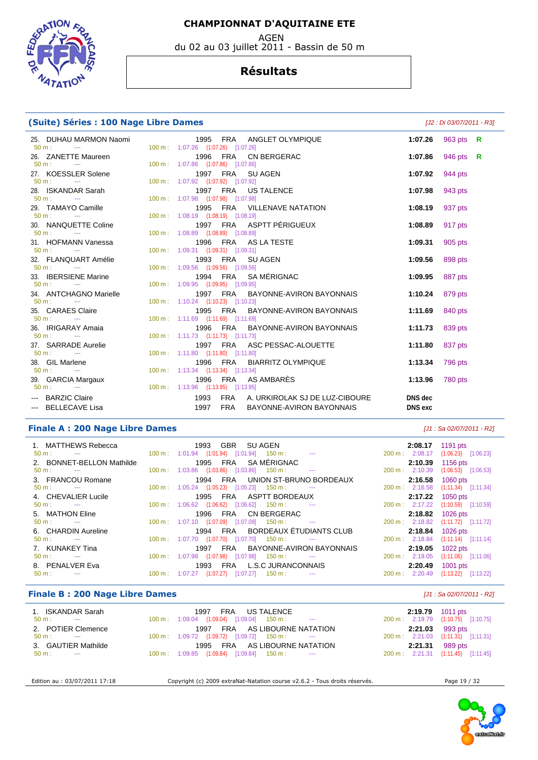# CHAMPIONNAT D'AQUITAINE ETE

AGEN
du 02 au 03 juillet 2011 - Bassin de 50 m

## Résultats

### (Suite) Séries : 100 Nage Libre Dames

*[J2 : Di 03/07/2011 - R3]*

| Rang | Nom | Année | Nat. | Club | Temps | Points | |
|---|---|---|---|---|---|---|---|
| 25. | DUHAU MARMON Naomi | 1995 | FRA | ANGLET OLYMPIQUE | 1:07.26 | 963 pts | R |
| | 50 m : --- | 100 m : 1:07.26 (1:07.26) [1:07.26] | | | | | |
| 26. | ZANETTE Maureen | 1996 | FRA | CN BERGERAC | 1:07.86 | 946 pts | R |
| | 50 m : --- | 100 m : 1:07.86 (1:07.86) [1:07.86] | | | | | |
| 27. | KOESSLER Solene | 1997 | FRA | SU AGEN | 1:07.92 | 944 pts | |
| | 50 m : --- | 100 m : 1:07.92 (1:07.92) [1:07.92] | | | | | |
| 28. | ISKANDAR Sarah | 1997 | FRA | US TALENCE | 1:07.98 | 943 pts | |
| | 50 m : --- | 100 m : 1:07.98 (1:07.98) [1:07.98] | | | | | |
| 29. | TAMAYO Camille | 1995 | FRA | VILLENAVE NATATION | 1:08.19 | 937 pts | |
| | 50 m : --- | 100 m : 1:08.19 (1:08.19) [1:08.19] | | | | | |
| 30. | NANQUETTE Coline | 1997 | FRA | ASPTT PÉRIGUEUX | 1:08.89 | 917 pts | |
| | 50 m : --- | 100 m : 1:08.89 (1:08.89) [1:08.89] | | | | | |
| 31. | HOFMANN Vanessa | 1996 | FRA | AS LA TESTE | 1:09.31 | 905 pts | |
| | 50 m : --- | 100 m : 1:09.31 (1:09.31) [1:09.31] | | | | | |
| 32. | FLANQUART Amélie | 1993 | FRA | SU AGEN | 1:09.56 | 898 pts | |
| | 50 m : --- | 100 m : 1:09.56 (1:09.56) [1:09.56] | | | | | |
| 33. | IBERSIENE Marine | 1994 | FRA | SA MÉRIGNAC | 1:09.95 | 887 pts | |
| | 50 m : --- | 100 m : 1:09.95 (1:09.95) [1:09.95] | | | | | |
| 34. | ANTCHAGNO Marielle | 1997 | FRA | BAYONNE-AVIRON BAYONNAIS | 1:10.24 | 879 pts | |
| | 50 m : --- | 100 m : 1:10.24 (1:10.23) [1:10.23] | | | | | |
| 35. | CARAES Claire | 1995 | FRA | BAYONNE-AVIRON BAYONNAIS | 1:11.69 | 840 pts | |
| | 50 m : --- | 100 m : 1:11.69 (1:11.69) [1:11.69] | | | | | |
| 36. | IRIGARAY Amaia | 1996 | FRA | BAYONNE-AVIRON BAYONNAIS | 1:11.73 | 839 pts | |
| | 50 m : --- | 100 m : 1:11.73 (1:11.73) [1:11.73] | | | | | |
| 37. | SARRADE Aurelie | 1997 | FRA | ASC PESSAC-ALOUETTE | 1:11.80 | 837 pts | |
| | 50 m : --- | 100 m : 1:11.80 (1:11.80) [1:11.80] | | | | | |
| 38. | GIL Marlene | 1996 | FRA | BIARRITZ OLYMPIQUE | 1:13.34 | 796 pts | |
| | 50 m : --- | 100 m : 1:13.34 (1:13.34) [1:13.34] | | | | | |
| 39. | GARCIA Margaux | 1996 | FRA | AS AMBARÈS | 1:13.96 | 780 pts | |
| | 50 m : --- | 100 m : 1:13.96 (1:13.95) [1:13.95] | | | | | |
| --- | BARZIC Claire | 1993 | FRA | A. URKIROLAK SJ DE LUZ-CIBOURE | DNS dec | | |
| --- | BELLECAVE Lisa | 1997 | FRA | BAYONNE-AVIRON BAYONNAIS | DNS exc | | |

### Finale A : 200 Nage Libre Dames

*[J1 : Sa 02/07/2011 - R2]*

| Rang | Nom | Année | Nat. | Club | Temps | Points |
|---|---|---|---|---|---|---|
| 1. | MATTHEWS Rebecca | 1993 | GBR | SU AGEN | 2:08.17 | 1191 pts |
| | 50 m : --- | 100 m : 1:01.94 (1:01.94) [1:01.94] | 150 m : --- | | 200 m : 2:08.17 | (1:06.23) [1:06.23] |
| 2. | BONNET-BELLON Mathilde | 1995 | FRA | SA MÉRIGNAC | 2:10.39 | 1156 pts |
| | 50 m : --- | 100 m : 1:03.86 (1:03.86) [1:03.86] | 150 m : --- | | 200 m : 2:10.39 | (1:06.53) [1:06.53] |
| 3. | FRANCOU Romane | 1994 | FRA | UNION ST-BRUNO BORDEAUX | 2:16.58 | 1060 pts |
| | 50 m : --- | 100 m : 1:05.24 (1:05.23) [1:05.23] | 150 m : --- | | 200 m : 2:16.58 | (1:11.34) [1:11.34] |
| 4. | CHEVALIER Lucile | 1995 | FRA | ASPTT BORDEAUX | 2:17.22 | 1050 pts |
| | 50 m : --- | 100 m : 1:06.62 (1:06.62) [1:06.62] | 150 m : --- | | 200 m : 2:17.22 | (1:10.59) [1:10.59] |
| 5. | MATHON Eline | 1996 | FRA | CN BERGERAC | 2:18.82 | 1026 pts |
| | 50 m : --- | 100 m : 1:07.10 (1:07.09) [1:07.09] | 150 m : --- | | 200 m : 2:18.82 | (1:11.72) [1:11.72] |
| 6. | CHARDIN Aureline | 1994 | FRA | BORDEAUX ÉTUDIANTS CLUB | 2:18.84 | 1026 pts |
| | 50 m : --- | 100 m : 1:07.70 (1:07.70) [1:07.70] | 150 m : --- | | 200 m : 2:18.84 | (1:11.14) [1:11.14] |
| 7. | KUNAKEY Tina | 1997 | FRA | BAYONNE-AVIRON BAYONNAIS | 2:19.05 | 1022 pts |
| | 50 m : --- | 100 m : 1:07.98 (1:07.98) [1:07.98] | 150 m : --- | | 200 m : 2:19.05 | (1:11.06) [1:11.06] |
| 8. | PENALVER Eva | 1993 | FRA | L.S.C JURANCONNAIS | 2:20.49 | 1001 pts |
| | 50 m : --- | 100 m : 1:07.27 (1:07.27) [1:07.27] | 150 m : --- | | 200 m : 2:20.49 | (1:13.22) [1:13.22] |

### Finale B : 200 Nage Libre Dames

*[J1 : Sa 02/07/2011 - R2]*

| Rang | Nom | Année | Nat. | Club | Temps | Points |
|---|---|---|---|---|---|---|
| 1. | ISKANDAR Sarah | 1997 | FRA | US TALENCE | 2:19.79 | 1011 pts |
| | 50 m : --- | 100 m : 1:09.04 (1:09.04) [1:09.04] | 150 m : --- | | 200 m : 2:19.79 | (1:10.75) [1:10.75] |
| 2. | POTIER Clemence | 1997 | FRA | AS LIBOURNE NATATION | 2:21.03 | 993 pts |
| | 50 m : --- | 100 m : 1:09.72 (1:09.72) [1:09.72] | 150 m : --- | | 200 m : 2:21.03 | (1:11.31) [1:11.31] |
| 3. | GAUTIER Mathilde | 1995 | FRA | AS LIBOURNE NATATION | 2:21.31 | 989 pts |
| | 50 m : --- | 100 m : 1:09.85 (1:09.84) [1:09.84] | 150 m : --- | | 200 m : 2:21.31 | (1:11.45) [1:11.45] |

Edition au : 03/07/2011 17:18 — Copyright (c) 2009 extraNat-Natation course v2.6.2 - Tous droits réservés.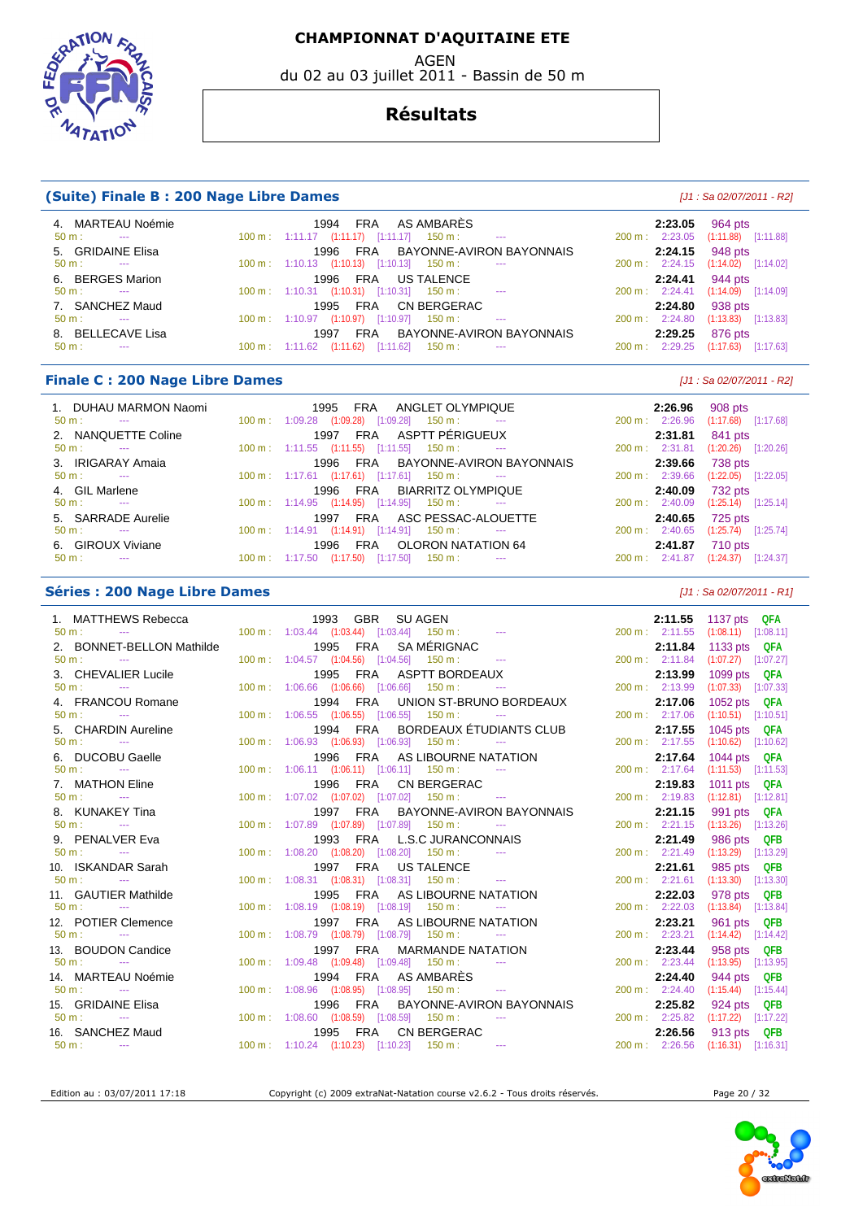# CHAMPIONNAT D'AQUITAINE ETE

AGEN

du 02 au 03 juillet 2011 - Bassin de 50 m

## Résultats

### (Suite) Finale B : 200 Nage Libre Dames

*[J1 : Sa 02/07/2011 - R2]*

| Rang | Nom | Année | Nat. | Club | 50 m | 100 m | 150 m | 200 m | Temps | Points |
|---|---|---|---|---|---|---|---|---|---|---|
| 4. | MARTEAU Noémie | 1994 | FRA | AS AMBARÈS | --- | 1:11.17 (1:11.17) [1:11.17] | --- | 2:23.05 (1:11.88) [1:11.88] | 2:23.05 | 964 pts |
| 5. | GRIDAINE Elisa | 1996 | FRA | BAYONNE-AVIRON BAYONNAIS | --- | 1:10.13 (1:10.13) [1:10.13] | --- | 2:24.15 (1:14.02) [1:14.02] | 2:24.15 | 948 pts |
| 6. | BERGES Marion | 1996 | FRA | US TALENCE | --- | 1:10.31 (1:10.31) [1:10.31] | --- | 2:24.41 (1:14.09) [1:14.09] | 2:24.41 | 944 pts |
| 7. | SANCHEZ Maud | 1995 | FRA | CN BERGERAC | --- | 1:10.97 (1:10.97) [1:10.97] | --- | 2:24.80 (1:13.83) [1:13.83] | 2:24.80 | 938 pts |
| 8. | BELLECAVE Lisa | 1997 | FRA | BAYONNE-AVIRON BAYONNAIS | --- | 1:11.62 (1:11.62) [1:11.62] | --- | 2:29.25 (1:17.63) [1:17.63] | 2:29.25 | 876 pts |

### Finale C : 200 Nage Libre Dames

*[J1 : Sa 02/07/2011 - R2]*

| Rang | Nom | Année | Nat. | Club | 50 m | 100 m | 150 m | 200 m | Temps | Points |
|---|---|---|---|---|---|---|---|---|---|---|
| 1. | DUHAU MARMON Naomi | 1995 | FRA | ANGLET OLYMPIQUE | --- | 1:09.28 (1:09.28) [1:09.28] | --- | 2:26.96 (1:17.68) [1:17.68] | 2:26.96 | 908 pts |
| 2. | NANQUETTE Coline | 1997 | FRA | ASPTT PÉRIGUEUX | --- | 1:11.55 (1:11.55) [1:11.55] | --- | 2:31.81 (1:20.26) [1:20.26] | 2:31.81 | 841 pts |
| 3. | IRIGARAY Amaia | 1996 | FRA | BAYONNE-AVIRON BAYONNAIS | --- | 1:17.61 (1:17.61) [1:17.61] | --- | 2:39.66 (1:22.05) [1:22.05] | 2:39.66 | 738 pts |
| 4. | GIL Marlene | 1996 | FRA | BIARRITZ OLYMPIQUE | --- | 1:14.95 (1:14.95) [1:14.95] | --- | 2:40.09 (1:25.14) [1:25.14] | 2:40.09 | 732 pts |
| 5. | SARRADE Aurelie | 1997 | FRA | ASC PESSAC-ALOUETTE | --- | 1:14.91 (1:14.91) [1:14.91] | --- | 2:40.65 (1:25.74) [1:25.74] | 2:40.65 | 725 pts |
| 6. | GIROUX Viviane | 1996 | FRA | OLORON NATATION 64 | --- | 1:17.50 (1:17.50) [1:17.50] | --- | 2:41.87 (1:24.37) [1:24.37] | 2:41.87 | 710 pts |

### Séries : 200 Nage Libre Dames

*[J1 : Sa 02/07/2011 - R1]*

| Rang | Nom | Année | Nat. | Club | 50 m | 100 m | 150 m | 200 m | Temps | Points | Qualif. |
|---|---|---|---|---|---|---|---|---|---|---|---|
| 1. | MATTHEWS Rebecca | 1993 | GBR | SU AGEN | --- | 1:03.44 (1:03.44) [1:03.44] | --- | 2:11.55 (1:08.11) [1:08.11] | 2:11.55 | 1137 pts | QFA |
| 2. | BONNET-BELLON Mathilde | 1995 | FRA | SA MÉRIGNAC | --- | 1:04.57 (1:04.56) [1:04.56] | --- | 2:11.84 (1:07.27) [1:07.27] | 2:11.84 | 1133 pts | QFA |
| 3. | CHEVALIER Lucile | 1995 | FRA | ASPTT BORDEAUX | --- | 1:06.66 (1:06.66) [1:06.66] | --- | 2:13.99 (1:07.33) [1:07.33] | 2:13.99 | 1099 pts | QFA |
| 4. | FRANCOU Romane | 1994 | FRA | UNION ST-BRUNO BORDEAUX | --- | 1:06.55 (1:06.55) [1:06.55] | --- | 2:17.06 (1:10.51) [1:10.51] | 2:17.06 | 1052 pts | QFA |
| 5. | CHARDIN Aureline | 1994 | FRA | BORDEAUX ÉTUDIANTS CLUB | --- | 1:06.93 (1:06.93) [1:06.93] | --- | 2:17.55 (1:10.62) [1:10.62] | 2:17.55 | 1045 pts | QFA |
| 6. | DUCOBU Gaelle | 1996 | FRA | AS LIBOURNE NATATION | --- | 1:06.11 (1:06.11) [1:06.11] | --- | 2:17.64 (1:11.53) [1:11.53] | 2:17.64 | 1044 pts | QFA |
| 7. | MATHON Eline | 1996 | FRA | CN BERGERAC | --- | 1:07.02 (1:07.02) [1:07.02] | --- | 2:19.83 (1:12.81) [1:12.81] | 2:19.83 | 1011 pts | QFA |
| 8. | KUNAKEY Tina | 1997 | FRA | BAYONNE-AVIRON BAYONNAIS | --- | 1:07.89 (1:07.89) [1:07.89] | --- | 2:21.15 (1:13.26) [1:13.26] | 2:21.15 | 991 pts | QFA |
| 9. | PENALVER Eva | 1993 | FRA | L.S.C JURANCONNAIS | --- | 1:08.20 (1:08.20) [1:08.20] | --- | 2:21.49 (1:13.29) [1:13.29] | 2:21.49 | 986 pts | QFB |
| 10. | ISKANDAR Sarah | 1997 | FRA | US TALENCE | --- | 1:08.31 (1:08.31) [1:08.31] | --- | 2:21.61 (1:13.30) [1:13.30] | 2:21.61 | 985 pts | QFB |
| 11. | GAUTIER Mathilde | 1995 | FRA | AS LIBOURNE NATATION | --- | 1:08.19 (1:08.19) [1:08.19] | --- | 2:22.03 (1:13.84) [1:13.84] | 2:22.03 | 978 pts | QFB |
| 12. | POTIER Clemence | 1997 | FRA | AS LIBOURNE NATATION | --- | 1:08.79 (1:08.79) [1:08.79] | --- | 2:23.21 (1:14.42) [1:14.42] | 2:23.21 | 961 pts | QFB |
| 13. | BOUDON Candice | 1997 | FRA | MARMANDE NATATION | --- | 1:09.48 (1:09.48) [1:09.48] | --- | 2:23.44 (1:13.95) [1:13.95] | 2:23.44 | 958 pts | QFB |
| 14. | MARTEAU Noémie | 1994 | FRA | AS AMBARÈS | --- | 1:08.96 (1:08.95) [1:08.95] | --- | 2:24.40 (1:15.44) [1:15.44] | 2:24.40 | 944 pts | QFB |
| 15. | GRIDAINE Elisa | 1996 | FRA | BAYONNE-AVIRON BAYONNAIS | --- | 1:08.60 (1:08.59) [1:08.59] | --- | 2:25.82 (1:17.22) [1:17.22] | 2:25.82 | 924 pts | QFB |
| 16. | SANCHEZ Maud | 1995 | FRA | CN BERGERAC | --- | 1:10.24 (1:10.23) [1:10.23] | --- | 2:26.56 (1:16.31) [1:16.31] | 2:26.56 | 913 pts | QFB |

Edition au : 03/07/2011 17:18 — Copyright (c) 2009 extraNat-Natation course v2.6.2 - Tous droits réservés.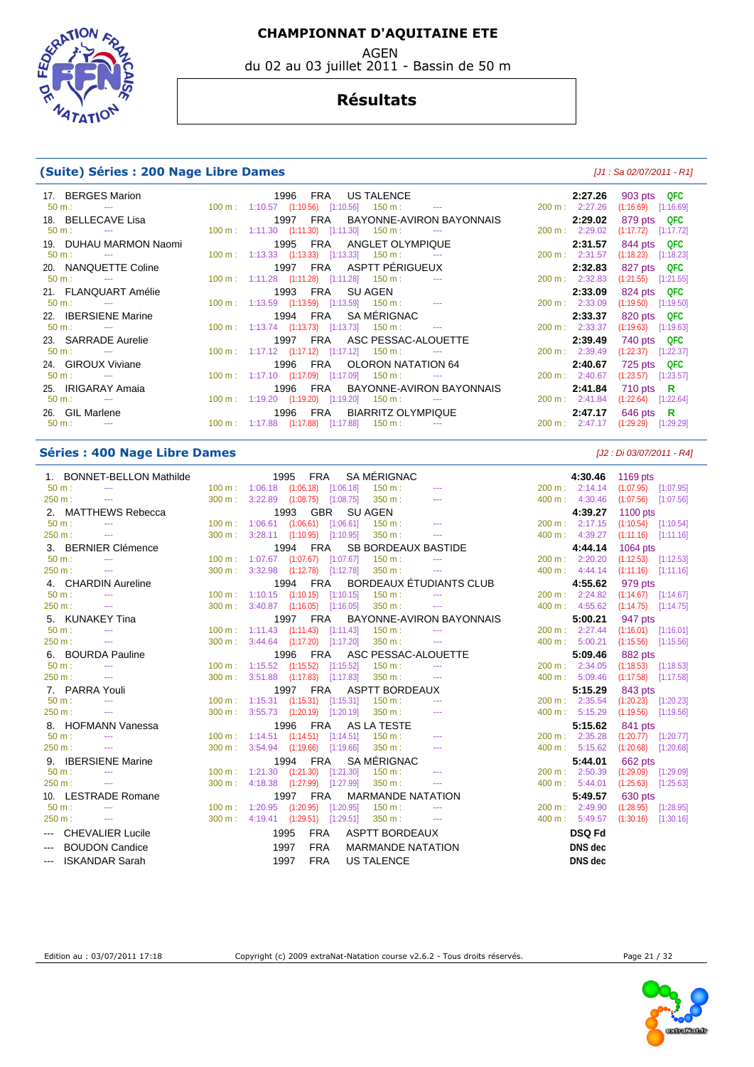# CHAMPIONNAT D'AQUITAINE ETE

AGEN

du 02 au 03 juillet 2011 - Bassin de 50 m

## Résultats

### (Suite) Séries : 200 Nage Libre Dames

*[J1 : Sa 02/07/2011 - R1]*

| Rang | Nom | Année | Nat. | Club | 50 m | 100 m | 150 m | 200 m | Temps | Points | |
|---|---|---|---|---|---|---|---|---|---|---|---|
| 17. | BERGES Marion | 1996 | FRA | US TALENCE | --- | 1:10.57 (1:10.56) [1:10.56] | --- | 2:27.26 (1:16.69) [1:16.69] | 2:27.26 | 903 pts | QFC |
| 18. | BELLECAVE Lisa | 1997 | FRA | BAYONNE-AVIRON BAYONNAIS | --- | 1:11.30 (1:11.30) [1:11.30] | --- | 2:29.02 (1:17.72) [1:17.72] | 2:29.02 | 879 pts | QFC |
| 19. | DUHAU MARMON Naomi | 1995 | FRA | ANGLET OLYMPIQUE | --- | 1:13.33 (1:13.33) [1:13.33] | --- | 2:31.57 (1:18.23) [1:18.23] | 2:31.57 | 844 pts | QFC |
| 20. | NANQUETTE Coline | 1997 | FRA | ASPTT PÉRIGUEUX | --- | 1:11.28 (1:11.28) [1:11.28] | --- | 2:32.83 (1:21.55) [1:21.55] | 2:32.83 | 827 pts | QFC |
| 21. | FLANQUART Amélie | 1993 | FRA | SU AGEN | --- | 1:13.59 (1:13.59) [1:13.59] | --- | 2:33.09 (1:19.50) [1:19.50] | 2:33.09 | 824 pts | QFC |
| 22. | IBERSIENE Marine | 1994 | FRA | SA MÉRIGNAC | --- | 1:13.74 (1:13.73) [1:13.73] | --- | 2:33.37 (1:19.63) [1:19.63] | 2:33.37 | 820 pts | QFC |
| 23. | SARRADE Aurelie | 1997 | FRA | ASC PESSAC-ALOUETTE | --- | 1:17.12 (1:17.12) [1:17.12] | --- | 2:39.49 (1:22.37) [1:22.37] | 2:39.49 | 740 pts | QFC |
| 24. | GIROUX Viviane | 1996 | FRA | OLORON NATATION 64 | --- | 1:17.10 (1:17.09) [1:17.09] | --- | 2:40.67 (1:23.57) [1:23.57] | 2:40.67 | 725 pts | QFC |
| 25. | IRIGARAY Amaia | 1996 | FRA | BAYONNE-AVIRON BAYONNAIS | --- | 1:19.20 (1:19.20) [1:19.20] | --- | 2:41.84 (1:22.64) [1:22.64] | 2:41.84 | 710 pts | R |
| 26. | GIL Marlene | 1996 | FRA | BIARRITZ OLYMPIQUE | --- | 1:17.88 (1:17.88) [1:17.88] | --- | 2:47.17 (1:29.29) [1:29.29] | 2:47.17 | 646 pts | R |

### Séries : 400 Nage Libre Dames

*[J2 : Di 03/07/2011 - R4]*

| Rang | Nom | Année | Nat. | Club | 50 m | 100 m | 150 m | 200 m | 250 m | 300 m | 350 m | 400 m | Temps | Points |
|---|---|---|---|---|---|---|---|---|---|---|---|---|---|---|
| 1. | BONNET-BELLON Mathilde | 1995 | FRA | SA MÉRIGNAC | --- | 1:06.18 (1:06.18) [1:06.18] | --- | 2:14.14 (1:07.95) [1:07.95] | --- | 3:22.89 (1:08.75) [1:08.75] | --- | 4:30.46 (1:07.56) [1:07.56] | 4:30.46 | 1169 pts |
| 2. | MATTHEWS Rebecca | 1993 | GBR | SU AGEN | --- | 1:06.61 (1:06.61) [1:06.61] | --- | 2:17.15 (1:10.54) [1:10.54] | --- | 3:28.11 (1:10.95) [1:10.95] | --- | 4:39.27 (1:11.16) [1:11.16] | 4:39.27 | 1100 pts |
| 3. | BERNIER Clémence | 1994 | FRA | SB BORDEAUX BASTIDE | --- | 1:07.67 (1:07.67) [1:07.67] | --- | 2:20.20 (1:12.53) [1:12.53] | --- | 3:32.98 (1:12.78) [1:12.78] | --- | 4:44.14 (1:11.16) [1:11.16] | 4:44.14 | 1064 pts |
| 4. | CHARDIN Aureline | 1994 | FRA | BORDEAUX ÉTUDIANTS CLUB | --- | 1:10.15 (1:10.15) [1:10.15] | --- | 2:24.82 (1:14.67) [1:14.67] | --- | 3:40.87 (1:16.05) [1:16.05] | --- | 4:55.62 (1:14.75) [1:14.75] | 4:55.62 | 979 pts |
| 5. | KUNAKEY Tina | 1997 | FRA | BAYONNE-AVIRON BAYONNAIS | --- | 1:11.43 (1:11.43) [1:11.43] | --- | 2:27.44 (1:16.01) [1:16.01] | --- | 3:44.64 (1:17.20) [1:17.20] | --- | 5:00.21 (1:15.56) [1:15.56] | 5:00.21 | 947 pts |
| 6. | BOURDA Pauline | 1996 | FRA | ASC PESSAC-ALOUETTE | --- | 1:15.52 (1:15.52) [1:15.52] | --- | 2:34.05 (1:18.53) [1:18.53] | --- | 3:51.88 (1:17.83) [1:17.83] | --- | 5:09.46 (1:17.58) [1:17.58] | 5:09.46 | 882 pts |
| 7. | PARRA Youli | 1997 | FRA | ASPTT BORDEAUX | --- | 1:15.31 (1:15.31) [1:15.31] | --- | 2:35.54 (1:20.23) [1:20.23] | --- | 3:55.73 (1:20.19) [1:20.19] | --- | 5:15.29 (1:19.56) [1:19.56] | 5:15.29 | 843 pts |
| 8. | HOFMANN Vanessa | 1996 | FRA | AS LA TESTE | --- | 1:14.51 (1:14.51) [1:14.51] | --- | 2:35.28 (1:20.77) [1:20.77] | --- | 3:54.94 (1:19.66) [1:19.66] | --- | 5:15.62 (1:20.68) [1:20.68] | 5:15.62 | 841 pts |
| 9. | IBERSIENE Marine | 1994 | FRA | SA MÉRIGNAC | --- | 1:21.30 (1:21.30) [1:21.30] | --- | 2:50.39 (1:29.09) [1:29.09] | --- | 4:18.38 (1:27.99) [1:27.99] | --- | 5:44.01 (1:25.63) [1:25.63] | 5:44.01 | 662 pts |
| 10. | LESTRADE Romane | 1997 | FRA | MARMANDE NATATION | --- | 1:20.95 (1:20.95) [1:20.95] | --- | 2:49.90 (1:28.95) [1:28.95] | --- | 4:19.41 (1:29.51) [1:29.51] | --- | 5:49.57 (1:30.16) [1:30.16] | 5:49.57 | 630 pts |
| --- | CHEVALIER Lucile | 1995 | FRA | ASPTT BORDEAUX | | | | | | | | | DSQ Fd | |
| --- | BOUDON Candice | 1997 | FRA | MARMANDE NATATION | | | | | | | | | DNS dec | |
| --- | ISKANDAR Sarah | 1997 | FRA | US TALENCE | | | | | | | | | DNS dec | |

Edition au : 03/07/2011 17:18 — Copyright (c) 2009 extraNat-Natation course v2.6.2 - Tous droits réservés.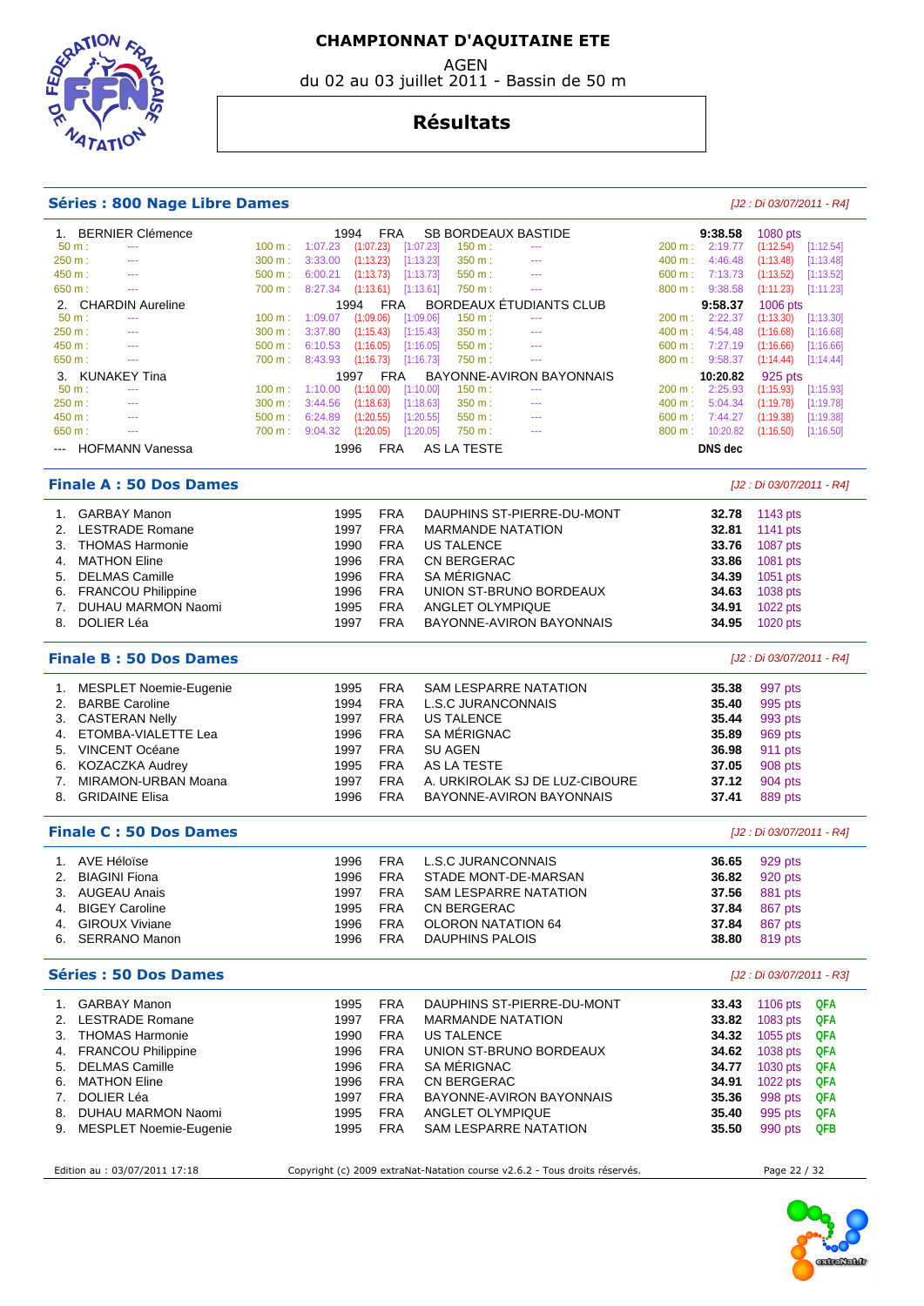# CHAMPIONNAT D'AQUITAINE ETE

AGEN

du 02 au 03 juillet 2011 - Bassin de 50 m

## Résultats

### Séries : 800 Nage Libre Dames

*[J2 : Di 03/07/2011 - R4]*

1. BERNIER Clémence — 1994 — FRA — SB BORDEAUX BASTIDE — **9:38.58** — 1080 pts

| 50 m : | --- | 100 m : | 1:07.23 | (1:07.23) | [1:07.23] | 150 m : | --- | 200 m : | 2:19.77 | (1:12.54) | [1:12.54] |
|---|---|---|---|---|---|---|---|---|---|---|---|
| 250 m : | --- | 300 m : | 3:33.00 | (1:13.23) | [1:13.23] | 350 m : | --- | 400 m : | 4:46.48 | (1:13.48) | [1:13.48] |
| 450 m : | --- | 500 m : | 6:00.21 | (1:13.73) | [1:13.73] | 550 m : | --- | 600 m : | 7:13.73 | (1:13.52) | [1:13.52] |
| 650 m : | --- | 700 m : | 8:27.34 | (1:13.61) | [1:13.61] | 750 m : | --- | 800 m : | 9:38.58 | (1:11.23) | [1:11.23] |

2. CHARDIN Aureline — 1994 — FRA — BORDEAUX ÉTUDIANTS CLUB — **9:58.37** — 1006 pts

| 50 m : | --- | 100 m : | 1:09.07 | (1:09.06) | [1:09.06] | 150 m : | --- | 200 m : | 2:22.37 | (1:13.30) | [1:13.30] |
|---|---|---|---|---|---|---|---|---|---|---|---|
| 250 m : | --- | 300 m : | 3:37.80 | (1:15.43) | [1:15.43] | 350 m : | --- | 400 m : | 4:54.48 | (1:16.68) | [1:16.68] |
| 450 m : | --- | 500 m : | 6:10.53 | (1:16.05) | [1:16.05] | 550 m : | --- | 600 m : | 7:27.19 | (1:16.66) | [1:16.66] |
| 650 m : | --- | 700 m : | 8:43.93 | (1:16.73) | [1:16.73] | 750 m : | --- | 800 m : | 9:58.37 | (1:14.44) | [1:14.44] |

3. KUNAKEY Tina — 1997 — FRA — BAYONNE-AVIRON BAYONNAIS — **10:20.82** — 925 pts

| 50 m : | --- | 100 m : | 1:10.00 | (1:10.00) | [1:10.00] | 150 m : | --- | 200 m : | 2:25.93 | (1:15.93) | [1:15.93] |
|---|---|---|---|---|---|---|---|---|---|---|---|
| 250 m : | --- | 300 m : | 3:44.56 | (1:18.63) | [1:18.63] | 350 m : | --- | 400 m : | 5:04.34 | (1:19.78) | [1:19.78] |
| 450 m : | --- | 500 m : | 6:24.89 | (1:20.55) | [1:20.55] | 550 m : | --- | 600 m : | 7:44.27 | (1:19.38) | [1:19.38] |
| 650 m : | --- | 700 m : | 9:04.32 | (1:20.05) | [1:20.05] | 750 m : | --- | 800 m : | 10:20.82 | (1:16.50) | [1:16.50] |

--- HOFMANN Vanessa — 1996 — FRA — AS LA TESTE — **DNS dec**

### Finale A : 50 Dos Dames

*[J2 : Di 03/07/2011 - R4]*

| Rg | Nom | Année | Nat | Club | Temps | Points |
|---|---|---|---|---|---|---|
| 1. | GARBAY Manon | 1995 | FRA | DAUPHINS ST-PIERRE-DU-MONT | **32.78** | 1143 pts |
| 2. | LESTRADE Romane | 1997 | FRA | MARMANDE NATATION | **32.81** | 1141 pts |
| 3. | THOMAS Harmonie | 1990 | FRA | US TALENCE | **33.76** | 1087 pts |
| 4. | MATHON Eline | 1996 | FRA | CN BERGERAC | **33.86** | 1081 pts |
| 5. | DELMAS Camille | 1996 | FRA | SA MÉRIGNAC | **34.39** | 1051 pts |
| 6. | FRANCOU Philippine | 1996 | FRA | UNION ST-BRUNO BORDEAUX | **34.63** | 1038 pts |
| 7. | DUHAU MARMON Naomi | 1995 | FRA | ANGLET OLYMPIQUE | **34.91** | 1022 pts |
| 8. | DOLIER Léa | 1997 | FRA | BAYONNE-AVIRON BAYONNAIS | **34.95** | 1020 pts |

### Finale B : 50 Dos Dames

*[J2 : Di 03/07/2011 - R4]*

| Rg | Nom | Année | Nat | Club | Temps | Points |
|---|---|---|---|---|---|---|
| 1. | MESPLET Noemie-Eugenie | 1995 | FRA | SAM LESPARRE NATATION | **35.38** | 997 pts |
| 2. | BARBE Caroline | 1994 | FRA | L.S.C JURANCONNAIS | **35.40** | 995 pts |
| 3. | CASTERAN Nelly | 1997 | FRA | US TALENCE | **35.44** | 993 pts |
| 4. | ETOMBA-VIALETTE Lea | 1996 | FRA | SA MÉRIGNAC | **35.89** | 969 pts |
| 5. | VINCENT Océane | 1997 | FRA | SU AGEN | **36.98** | 911 pts |
| 6. | KOZACZKA Audrey | 1995 | FRA | AS LA TESTE | **37.05** | 908 pts |
| 7. | MIRAMON-URBAN Moana | 1997 | FRA | A. URKIROLAK SJ DE LUZ-CIBOURE | **37.12** | 904 pts |
| 8. | GRIDAINE Elisa | 1996 | FRA | BAYONNE-AVIRON BAYONNAIS | **37.41** | 889 pts |

### Finale C : 50 Dos Dames

*[J2 : Di 03/07/2011 - R4]*

| Rg | Nom | Année | Nat | Club | Temps | Points |
|---|---|---|---|---|---|---|
| 1. | AVE Héloïse | 1996 | FRA | L.S.C JURANCONNAIS | **36.65** | 929 pts |
| 2. | BIAGINI Fiona | 1996 | FRA | STADE MONT-DE-MARSAN | **36.82** | 920 pts |
| 3. | AUGEAU Anais | 1997 | FRA | SAM LESPARRE NATATION | **37.56** | 881 pts |
| 4. | BIGEY Caroline | 1995 | FRA | CN BERGERAC | **37.84** | 867 pts |
| 4. | GIROUX Viviane | 1996 | FRA | OLORON NATATION 64 | **37.84** | 867 pts |
| 6. | SERRANO Manon | 1996 | FRA | DAUPHINS PALOIS | **38.80** | 819 pts |

### Séries : 50 Dos Dames

*[J2 : Di 03/07/2011 - R3]*

| Rg | Nom | Année | Nat | Club | Temps | Points | Qualif. |
|---|---|---|---|---|---|---|---|
| 1. | GARBAY Manon | 1995 | FRA | DAUPHINS ST-PIERRE-DU-MONT | **33.43** | 1106 pts | QFA |
| 2. | LESTRADE Romane | 1997 | FRA | MARMANDE NATATION | **33.82** | 1083 pts | QFA |
| 3. | THOMAS Harmonie | 1990 | FRA | US TALENCE | **34.32** | 1055 pts | QFA |
| 4. | FRANCOU Philippine | 1996 | FRA | UNION ST-BRUNO BORDEAUX | **34.62** | 1038 pts | QFA |
| 5. | DELMAS Camille | 1996 | FRA | SA MÉRIGNAC | **34.77** | 1030 pts | QFA |
| 6. | MATHON Eline | 1996 | FRA | CN BERGERAC | **34.91** | 1022 pts | QFA |
| 7. | DOLIER Léa | 1997 | FRA | BAYONNE-AVIRON BAYONNAIS | **35.36** | 998 pts | QFA |
| 8. | DUHAU MARMON Naomi | 1995 | FRA | ANGLET OLYMPIQUE | **35.40** | 995 pts | QFA |
| 9. | MESPLET Noemie-Eugenie | 1995 | FRA | SAM LESPARRE NATATION | **35.50** | 990 pts | QFB |

Edition au : 03/07/2011 17:18 — Copyright (c) 2009 extraNat-Natation course v2.6.2 - Tous droits réservés.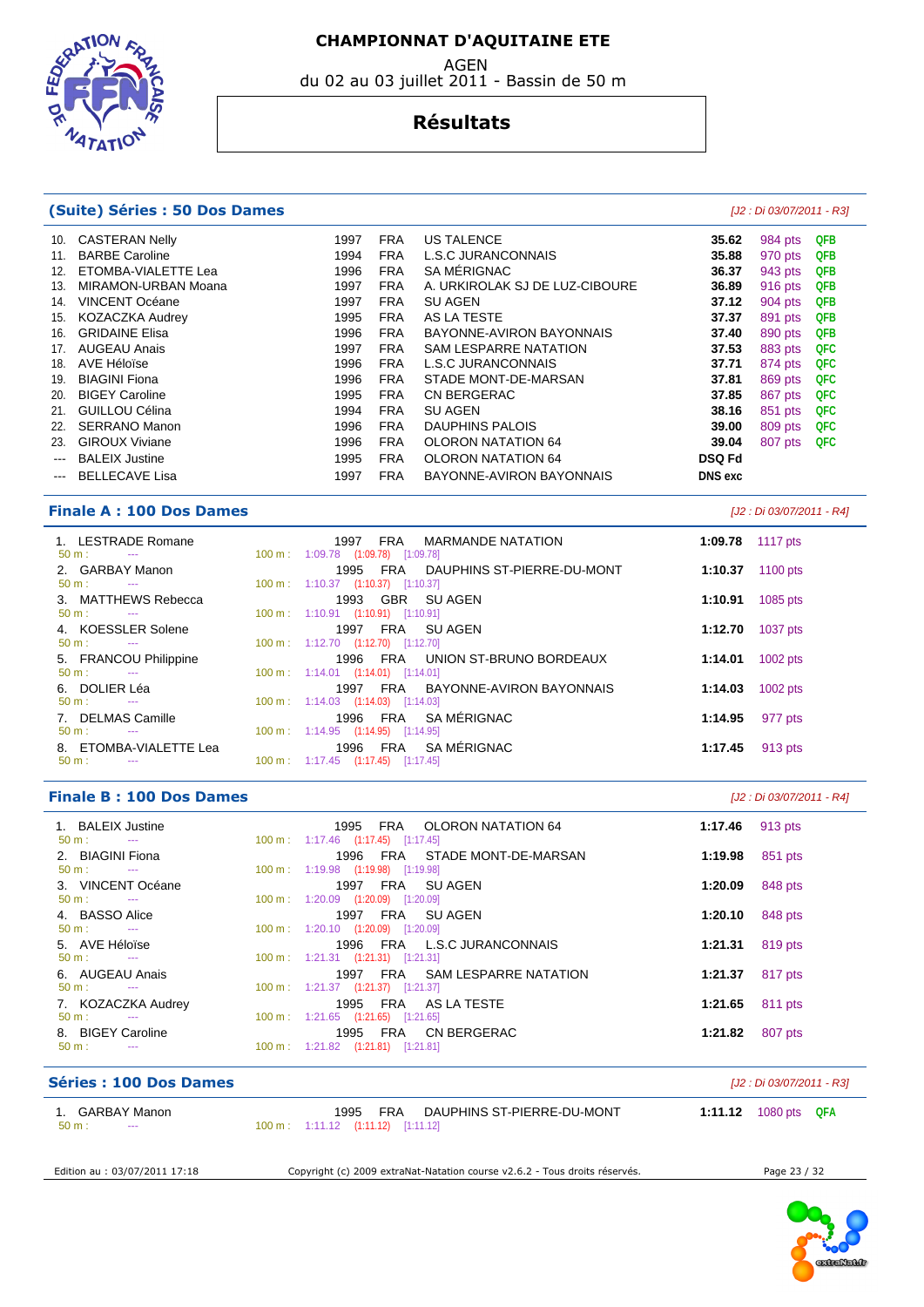# CHAMPIONNAT D'AQUITAINE ETE

AGEN

du 02 au 03 juillet 2011 - Bassin de 50 m

## Résultats

### (Suite) Séries : 50 Dos Dames

*[J2 : Di 03/07/2011 - R3]*

| Rang | Nom | Année | Nat | Club | Temps | Points | Qualif |
|---|---|---|---|---|---|---|---|
| 10. | CASTERAN Nelly | 1997 | FRA | US TALENCE | **35.62** | 984 pts | QFB |
| 11. | BARBE Caroline | 1994 | FRA | L.S.C JURANCONNAIS | **35.88** | 970 pts | QFB |
| 12. | ETOMBA-VIALETTE Lea | 1996 | FRA | SA MÉRIGNAC | **36.37** | 943 pts | QFB |
| 13. | MIRAMON-URBAN Moana | 1997 | FRA | A. URKIROLAK SJ DE LUZ-CIBOURE | **36.89** | 916 pts | QFB |
| 14. | VINCENT Océane | 1997 | FRA | SU AGEN | **37.12** | 904 pts | QFB |
| 15. | KOZACZKA Audrey | 1995 | FRA | AS LA TESTE | **37.37** | 891 pts | QFB |
| 16. | GRIDAINE Elisa | 1996 | FRA | BAYONNE-AVIRON BAYONNAIS | **37.40** | 890 pts | QFB |
| 17. | AUGEAU Anais | 1997 | FRA | SAM LESPARRE NATATION | **37.53** | 883 pts | QFC |
| 18. | AVE Héloïse | 1996 | FRA | L.S.C JURANCONNAIS | **37.71** | 874 pts | QFC |
| 19. | BIAGINI Fiona | 1996 | FRA | STADE MONT-DE-MARSAN | **37.81** | 869 pts | QFC |
| 20. | BIGEY Caroline | 1995 | FRA | CN BERGERAC | **37.85** | 867 pts | QFC |
| 21. | GUILLOU Célina | 1994 | FRA | SU AGEN | **38.16** | 851 pts | QFC |
| 22. | SERRANO Manon | 1996 | FRA | DAUPHINS PALOIS | **39.00** | 809 pts | QFC |
| 23. | GIROUX Viviane | 1996 | FRA | OLORON NATATION 64 | **39.04** | 807 pts | QFC |
| --- | BALEIX Justine | 1995 | FRA | OLORON NATATION 64 | **DSQ Fd** | | |
| --- | BELLECAVE Lisa | 1997 | FRA | BAYONNE-AVIRON BAYONNAIS | **DNS exc** | | |

### Finale A : 100 Dos Dames

*[J2 : Di 03/07/2011 - R4]*

| Rang | Nom | Année | Nat | Club | Temps | Points |
|---|---|---|---|---|---|---|
| 1. | LESTRADE Romane | 1997 | FRA | MARMANDE NATATION | **1:09.78** | 1117 pts |
| | 50 m : --- | 100 m : 1:09.78 (1:09.78) [1:09.78] | | | | |
| 2. | GARBAY Manon | 1995 | FRA | DAUPHINS ST-PIERRE-DU-MONT | **1:10.37** | 1100 pts |
| | 50 m : --- | 100 m : 1:10.37 (1:10.37) [1:10.37] | | | | |
| 3. | MATTHEWS Rebecca | 1993 | GBR | SU AGEN | **1:10.91** | 1085 pts |
| | 50 m : --- | 100 m : 1:10.91 (1:10.91) [1:10.91] | | | | |
| 4. | KOESSLER Solene | 1997 | FRA | SU AGEN | **1:12.70** | 1037 pts |
| | 50 m : --- | 100 m : 1:12.70 (1:12.70) [1:12.70] | | | | |
| 5. | FRANCOU Philippine | 1996 | FRA | UNION ST-BRUNO BORDEAUX | **1:14.01** | 1002 pts |
| | 50 m : --- | 100 m : 1:14.01 (1:14.01) [1:14.01] | | | | |
| 6. | DOLIER Léa | 1997 | FRA | BAYONNE-AVIRON BAYONNAIS | **1:14.03** | 1002 pts |
| | 50 m : --- | 100 m : 1:14.03 (1:14.03) [1:14.03] | | | | |
| 7. | DELMAS Camille | 1996 | FRA | SA MÉRIGNAC | **1:14.95** | 977 pts |
| | 50 m : --- | 100 m : 1:14.95 (1:14.95) [1:14.95] | | | | |
| 8. | ETOMBA-VIALETTE Lea | 1996 | FRA | SA MÉRIGNAC | **1:17.45** | 913 pts |
| | 50 m : --- | 100 m : 1:17.45 (1:17.45) [1:17.45] | | | | |

### Finale B : 100 Dos Dames

*[J2 : Di 03/07/2011 - R4]*

| Rang | Nom | Année | Nat | Club | Temps | Points |
|---|---|---|---|---|---|---|
| 1. | BALEIX Justine | 1995 | FRA | OLORON NATATION 64 | **1:17.46** | 913 pts |
| | 50 m : --- | 100 m : 1:17.46 (1:17.45) [1:17.45] | | | | |
| 2. | BIAGINI Fiona | 1996 | FRA | STADE MONT-DE-MARSAN | **1:19.98** | 851 pts |
| | 50 m : --- | 100 m : 1:19.98 (1:19.98) [1:19.98] | | | | |
| 3. | VINCENT Océane | 1997 | FRA | SU AGEN | **1:20.09** | 848 pts |
| | 50 m : --- | 100 m : 1:20.09 (1:20.09) [1:20.09] | | | | |
| 4. | BASSO Alice | 1997 | FRA | SU AGEN | **1:20.10** | 848 pts |
| | 50 m : --- | 100 m : 1:20.10 (1:20.09) [1:20.09] | | | | |
| 5. | AVE Héloïse | 1996 | FRA | L.S.C JURANCONNAIS | **1:21.31** | 819 pts |
| | 50 m : --- | 100 m : 1:21.31 (1:21.31) [1:21.31] | | | | |
| 6. | AUGEAU Anais | 1997 | FRA | SAM LESPARRE NATATION | **1:21.37** | 817 pts |
| | 50 m : --- | 100 m : 1:21.37 (1:21.37) [1:21.37] | | | | |
| 7. | KOZACZKA Audrey | 1995 | FRA | AS LA TESTE | **1:21.65** | 811 pts |
| | 50 m : --- | 100 m : 1:21.65 (1:21.65) [1:21.65] | | | | |
| 8. | BIGEY Caroline | 1995 | FRA | CN BERGERAC | **1:21.82** | 807 pts |
| | 50 m : --- | 100 m : 1:21.82 (1:21.81) [1:21.81] | | | | |

### Séries : 100 Dos Dames

*[J2 : Di 03/07/2011 - R3]*

| Rang | Nom | Année | Nat | Club | Temps | Points | Qualif |
|---|---|---|---|---|---|---|---|
| 1. | GARBAY Manon | 1995 | FRA | DAUPHINS ST-PIERRE-DU-MONT | **1:11.12** | 1080 pts | QFA |
| | 50 m : --- | 100 m : 1:11.12 (1:11.12) [1:11.12] | | | | | |

Edition au : 03/07/2011 17:18 — Copyright (c) 2009 extraNat-Natation course v2.6.2 - Tous droits réservés.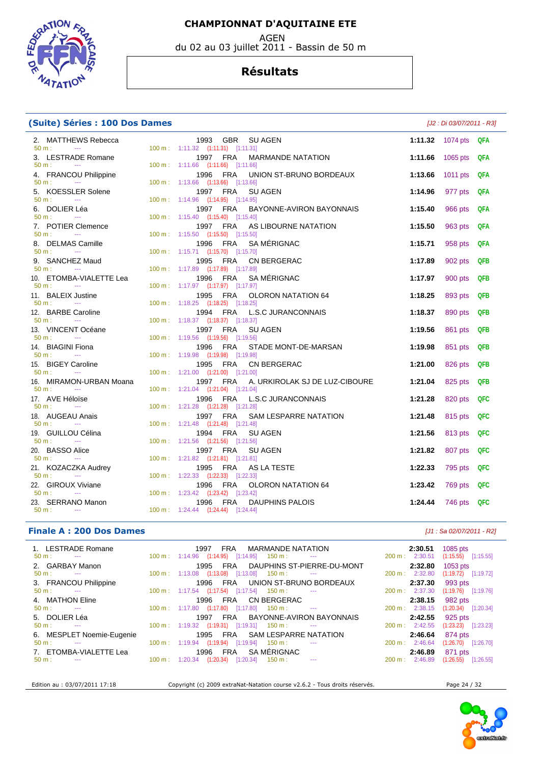# CHAMPIONNAT D'AQUITAINE ETE

AGEN

du 02 au 03 juillet 2011 - Bassin de 50 m

## Résultats

### (Suite) Séries : 100 Dos Dames

*[J2 : Di 03/07/2011 - R3]*

| Rang | Nom | Année | Nat. | Club | Temps | Points | Qualif. | 50 m | 100 m |
|---|---|---|---|---|---|---|---|---|---|
| 2. | MATTHEWS Rebecca | 1993 | GBR | SU AGEN | 1:11.32 | 1074 pts | QFA | --- | 1:11.32 (1:11.31) [1:11.31] |
| 3. | LESTRADE Romane | 1997 | FRA | MARMANDE NATATION | 1:11.66 | 1065 pts | QFA | --- | 1:11.66 (1:11.66) [1:11.66] |
| 4. | FRANCOU Philippine | 1996 | FRA | UNION ST-BRUNO BORDEAUX | 1:13.66 | 1011 pts | QFA | --- | 1:13.66 (1:13.66) [1:13.66] |
| 5. | KOESSLER Solene | 1997 | FRA | SU AGEN | 1:14.96 | 977 pts | QFA | --- | 1:14.96 (1:14.95) [1:14.95] |
| 6. | DOLIER Léa | 1997 | FRA | BAYONNE-AVIRON BAYONNAIS | 1:15.40 | 966 pts | QFA | --- | 1:15.40 (1:15.40) [1:15.40] |
| 7. | POTIER Clemence | 1997 | FRA | AS LIBOURNE NATATION | 1:15.50 | 963 pts | QFA | --- | 1:15.50 (1:15.50) [1:15.50] |
| 8. | DELMAS Camille | 1996 | FRA | SA MÉRIGNAC | 1:15.71 | 958 pts | QFA | --- | 1:15.71 (1:15.70) [1:15.70] |
| 9. | SANCHEZ Maud | 1995 | FRA | CN BERGERAC | 1:17.89 | 902 pts | QFB | --- | 1:17.89 (1:17.89) [1:17.89] |
| 10. | ETOMBA-VIALETTE Lea | 1996 | FRA | SA MÉRIGNAC | 1:17.97 | 900 pts | QFB | --- | 1:17.97 (1:17.97) [1:17.97] |
| 11. | BALEIX Justine | 1995 | FRA | OLORON NATATION 64 | 1:18.25 | 893 pts | QFB | --- | 1:18.25 (1:18.25) [1:18.25] |
| 12. | BARBE Caroline | 1994 | FRA | L.S.C JURANCONNAIS | 1:18.37 | 890 pts | QFB | --- | 1:18.37 (1:18.37) [1:18.37] |
| 13. | VINCENT Océane | 1997 | FRA | SU AGEN | 1:19.56 | 861 pts | QFB | --- | 1:19.56 (1:19.56) [1:19.56] |
| 14. | BIAGINI Fiona | 1996 | FRA | STADE MONT-DE-MARSAN | 1:19.98 | 851 pts | QFB | --- | 1:19.98 (1:19.98) [1:19.98] |
| 15. | BIGEY Caroline | 1995 | FRA | CN BERGERAC | 1:21.00 | 826 pts | QFB | --- | 1:21.00 (1:21.00) [1:21.00] |
| 16. | MIRAMON-URBAN Moana | 1997 | FRA | A. URKIROLAK SJ DE LUZ-CIBOURE | 1:21.04 | 825 pts | QFB | --- | 1:21.04 (1:21.04) [1:21.04] |
| 17. | AVE Héloïse | 1996 | FRA | L.S.C JURANCONNAIS | 1:21.28 | 820 pts | QFC | --- | 1:21.28 (1:21.28) [1:21.28] |
| 18. | AUGEAU Anais | 1997 | FRA | SAM LESPARRE NATATION | 1:21.48 | 815 pts | QFC | --- | 1:21.48 (1:21.48) [1:21.48] |
| 19. | GUILLOU Célina | 1994 | FRA | SU AGEN | 1:21.56 | 813 pts | QFC | --- | 1:21.56 (1:21.56) [1:21.56] |
| 20. | BASSO Alice | 1997 | FRA | SU AGEN | 1:21.82 | 807 pts | QFC | --- | 1:21.82 (1:21.81) [1:21.81] |
| 21. | KOZACZKA Audrey | 1995 | FRA | AS LA TESTE | 1:22.33 | 795 pts | QFC | --- | 1:22.33 (1:22.33) [1:22.33] |
| 22. | GIROUX Viviane | 1996 | FRA | OLORON NATATION 64 | 1:23.42 | 769 pts | QFC | --- | 1:23.42 (1:23.42) [1:23.42] |
| 23. | SERRANO Manon | 1996 | FRA | DAUPHINS PALOIS | 1:24.44 | 746 pts | QFC | --- | 1:24.44 (1:24.44) [1:24.44] |

### Finale A : 200 Dos Dames

*[J1 : Sa 02/07/2011 - R2]*

| Rang | Nom | Année | Nat. | Club | Temps | Points | 50 m | 100 m | 150 m | 200 m |
|---|---|---|---|---|---|---|---|---|---|---|
| 1. | LESTRADE Romane | 1997 | FRA | MARMANDE NATATION | 2:30.51 | 1085 pts | --- | 1:14.96 (1:14.95) [1:14.95] | --- | 2:30.51 (1:15.55) [1:15.55] |
| 2. | GARBAY Manon | 1995 | FRA | DAUPHINS ST-PIERRE-DU-MONT | 2:32.80 | 1053 pts | --- | 1:13.08 (1:13.08) [1:13.08] | --- | 2:32.80 (1:19.72) [1:19.72] |
| 3. | FRANCOU Philippine | 1996 | FRA | UNION ST-BRUNO BORDEAUX | 2:37.30 | 993 pts | --- | 1:17.54 (1:17.54) [1:17.54] | --- | 2:37.30 (1:19.76) [1:19.76] |
| 4. | MATHON Eline | 1996 | FRA | CN BERGERAC | 2:38.15 | 982 pts | --- | 1:17.80 (1:17.80) [1:17.80] | --- | 2:38.15 (1:20.34) [1:20.34] |
| 5. | DOLIER Léa | 1997 | FRA | BAYONNE-AVIRON BAYONNAIS | 2:42.55 | 925 pts | --- | 1:19.32 (1:19.31) [1:19.31] | --- | 2:42.55 (1:23.23) [1:23.23] |
| 6. | MESPLET Noemie-Eugenie | 1995 | FRA | SAM LESPARRE NATATION | 2:46.64 | 874 pts | --- | 1:19.94 (1:19.94) [1:19.94] | --- | 2:46.64 (1:26.70) [1:26.70] |
| 7. | ETOMBA-VIALETTE Lea | 1996 | FRA | SA MÉRIGNAC | 2:46.89 | 871 pts | --- | 1:20.34 (1:20.34) [1:20.34] | --- | 2:46.89 (1:26.55) [1:26.55] |

Edition au : 03/07/2011 17:18 — Copyright (c) 2009 extraNat-Natation course v2.6.2 - Tous droits réservés.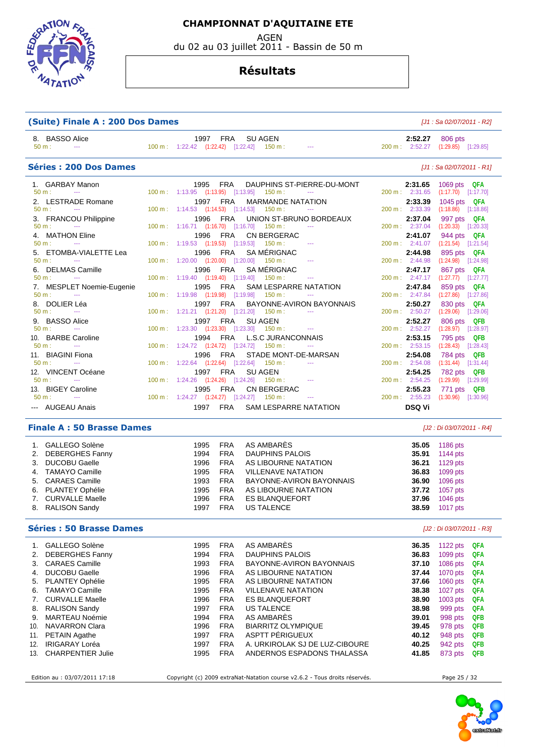# CHAMPIONNAT D'AQUITAINE ETE

AGEN

du 02 au 03 juillet 2011 - Bassin de 50 m

## Résultats

### (Suite) Finale A : 200 Dos Dames

*[J1 : Sa 02/07/2011 - R2]*

| Rang | Nom | Année | Nat. | Club | 50 m | 100 m | 150 m | 200 m | Temps | Points | Qualif. |
|---|---|---|---|---|---|---|---|---|---|---|---|
| 8. | BASSO Alice | 1997 | FRA | SU AGEN | --- | 1:22.42 (1:22.42) [1:22.42] | --- | 2:52.27 (1:29.85) [1:29.85] | **2:52.27** | 806 pts | |

### Séries : 200 Dos Dames

*[J1 : Sa 02/07/2011 - R1]*

| Rang | Nom | Année | Nat. | Club | 50 m | 100 m | 150 m | 200 m | Temps | Points | Qualif. |
|---|---|---|---|---|---|---|---|---|---|---|---|
| 1. | GARBAY Manon | 1995 | FRA | DAUPHINS ST-PIERRE-DU-MONT | --- | 1:13.95 (1:13.95) [1:13.95] | --- | 2:31.65 (1:17.70) [1:17.70] | **2:31.65** | 1069 pts | QFA |
| 2. | LESTRADE Romane | 1997 | FRA | MARMANDE NATATION | --- | 1:14.53 (1:14.53) [1:14.53] | --- | 2:33.39 (1:18.86) [1:18.86] | **2:33.39** | 1045 pts | QFA |
| 3. | FRANCOU Philippine | 1996 | FRA | UNION ST-BRUNO BORDEAUX | --- | 1:16.71 (1:16.70) [1:16.70] | --- | 2:37.04 (1:20.33) [1:20.33] | **2:37.04** | 997 pts | QFA |
| 4. | MATHON Eline | 1996 | FRA | CN BERGERAC | --- | 1:19.53 (1:19.53) [1:19.53] | --- | 2:41.07 (1:21.54) [1:21.54] | **2:41.07** | 944 pts | QFA |
| 5. | ETOMBA-VIALETTE Lea | 1996 | FRA | SA MÉRIGNAC | --- | 1:20.00 (1:20.00) [1:20.00] | --- | 2:44.98 (1:24.98) [1:24.98] | **2:44.98** | 895 pts | QFA |
| 6. | DELMAS Camille | 1996 | FRA | SA MÉRIGNAC | --- | 1:19.40 (1:19.40) [1:19.40] | --- | 2:47.17 (1:27.77) [1:27.77] | **2:47.17** | 867 pts | QFA |
| 7. | MESPLET Noemie-Eugenie | 1995 | FRA | SAM LESPARRE NATATION | --- | 1:19.98 (1:19.98) [1:19.98] | --- | 2:47.84 (1:27.86) [1:27.86] | **2:47.84** | 859 pts | QFA |
| 8. | DOLIER Léa | 1997 | FRA | BAYONNE-AVIRON BAYONNAIS | --- | 1:21.21 (1:21.20) [1:21.20] | --- | 2:50.27 (1:29.06) [1:29.06] | **2:50.27** | 830 pts | QFA |
| 9. | BASSO Alice | 1997 | FRA | SU AGEN | --- | 1:23.30 (1:23.30) [1:23.30] | --- | 2:52.27 (1:28.97) [1:28.97] | **2:52.27** | 806 pts | QFB |
| 10. | BARBE Caroline | 1994 | FRA | L.S.C JURANCONNAIS | --- | 1:24.72 (1:24.72) [1:24.72] | --- | 2:53.15 (1:28.43) [1:28.43] | **2:53.15** | 795 pts | QFB |
| 11. | BIAGINI Fiona | 1996 | FRA | STADE MONT-DE-MARSAN | --- | 1:22.64 (1:22.64) [1:22.64] | --- | 2:54.08 (1:31.44) [1:31.44] | **2:54.08** | 784 pts | QFB |
| 12. | VINCENT Océane | 1997 | FRA | SU AGEN | --- | 1:24.26 (1:24.26) [1:24.26] | --- | 2:54.25 (1:29.99) [1:29.99] | **2:54.25** | 782 pts | QFB |
| 13. | BIGEY Caroline | 1995 | FRA | CN BERGERAC | --- | 1:24.27 (1:24.27) [1:24.27] | --- | 2:55.23 (1:30.96) [1:30.96] | **2:55.23** | 771 pts | QFB |
| --- | AUGEAU Anais | 1997 | FRA | SAM LESPARRE NATATION | | | | | **DSQ Vi** | | |

### Finale A : 50 Brasse Dames

*[J2 : Di 03/07/2011 - R4]*

| Rang | Nom | Année | Nat. | Club | Temps | Points |
|---|---|---|---|---|---|---|
| 1. | GALLEGO Solène | 1995 | FRA | AS AMBARÈS | **35.05** | 1186 pts |
| 2. | DEBERGHES Fanny | 1994 | FRA | DAUPHINS PALOIS | **35.91** | 1144 pts |
| 3. | DUCOBU Gaelle | 1996 | FRA | AS LIBOURNE NATATION | **36.21** | 1129 pts |
| 4. | TAMAYO Camille | 1995 | FRA | VILLENAVE NATATION | **36.83** | 1099 pts |
| 5. | CARAES Camille | 1993 | FRA | BAYONNE-AVIRON BAYONNAIS | **36.90** | 1096 pts |
| 6. | PLANTEY Ophélie | 1995 | FRA | AS LIBOURNE NATATION | **37.72** | 1057 pts |
| 7. | CURVALLE Maelle | 1996 | FRA | ES BLANQUEFORT | **37.96** | 1046 pts |
| 8. | RALISON Sandy | 1997 | FRA | US TALENCE | **38.59** | 1017 pts |

### Séries : 50 Brasse Dames

*[J2 : Di 03/07/2011 - R3]*

| Rang | Nom | Année | Nat. | Club | Temps | Points | Qualif. |
|---|---|---|---|---|---|---|---|
| 1. | GALLEGO Solène | 1995 | FRA | AS AMBARÈS | **36.35** | 1122 pts | QFA |
| 2. | DEBERGHES Fanny | 1994 | FRA | DAUPHINS PALOIS | **36.83** | 1099 pts | QFA |
| 3. | CARAES Camille | 1993 | FRA | BAYONNE-AVIRON BAYONNAIS | **37.10** | 1086 pts | QFA |
| 4. | DUCOBU Gaelle | 1996 | FRA | AS LIBOURNE NATATION | **37.44** | 1070 pts | QFA |
| 5. | PLANTEY Ophélie | 1995 | FRA | AS LIBOURNE NATATION | **37.66** | 1060 pts | QFA |
| 6. | TAMAYO Camille | 1995 | FRA | VILLENAVE NATATION | **38.38** | 1027 pts | QFA |
| 7. | CURVALLE Maelle | 1996 | FRA | ES BLANQUEFORT | **38.90** | 1003 pts | QFA |
| 8. | RALISON Sandy | 1997 | FRA | US TALENCE | **38.98** | 999 pts | QFA |
| 9. | MARTEAU Noémie | 1994 | FRA | AS AMBARÈS | **39.01** | 998 pts | QFB |
| 10. | NAVARRON Clara | 1996 | FRA | BIARRITZ OLYMPIQUE | **39.45** | 978 pts | QFB |
| 11. | PETAIN Agathe | 1997 | FRA | ASPTT PÉRIGUEUX | **40.12** | 948 pts | QFB |
| 12. | IRIGARAY Loréa | 1997 | FRA | A. URKIROLAK SJ DE LUZ-CIBOURE | **40.25** | 942 pts | QFB |
| 13. | CHARPENTIER Julie | 1995 | FRA | ANDERNOS ESPADONS THALASSA | **41.85** | 873 pts | QFB |

Edition au : 03/07/2011 17:18 — Copyright (c) 2009 extraNat-Natation course v2.6.2 - Tous droits réservés.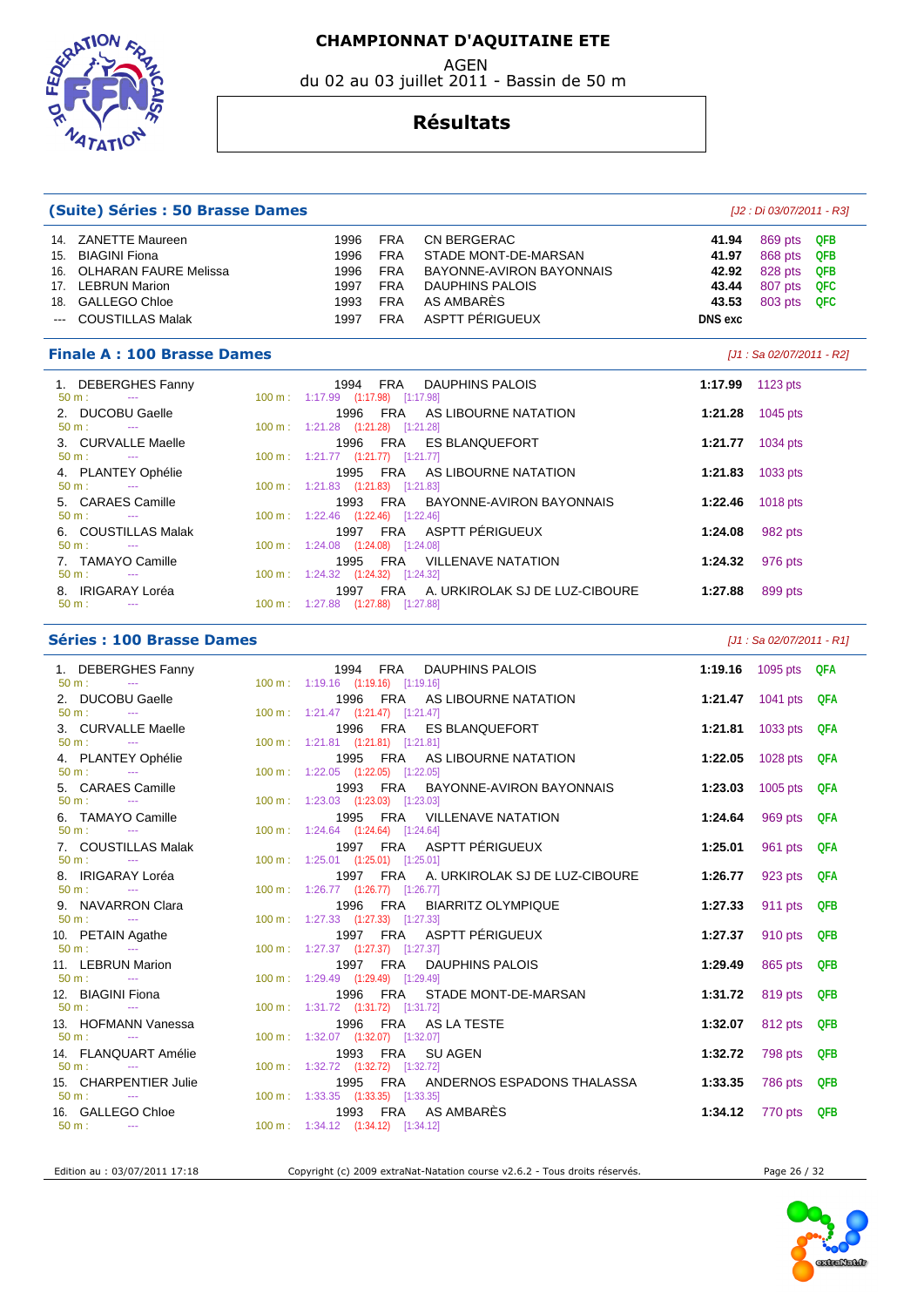# CHAMPIONNAT D'AQUITAINE ETE

AGEN

du 02 au 03 juillet 2011 - Bassin de 50 m

## Résultats

### (Suite) Séries : 50 Brasse Dames

*[J2 : Di 03/07/2011 - R3]*

| Rg | Nom | Année | Nat | Club | Temps | Points | Qualif |
|---|---|---|---|---|---|---|---|
| 14. | ZANETTE Maureen | 1996 | FRA | CN BERGERAC | **41.94** | 869 pts | QFB |
| 15. | BIAGINI Fiona | 1996 | FRA | STADE MONT-DE-MARSAN | **41.97** | 868 pts | QFB |
| 16. | OLHARAN FAURE Melissa | 1996 | FRA | BAYONNE-AVIRON BAYONNAIS | **42.92** | 828 pts | QFB |
| 17. | LEBRUN Marion | 1997 | FRA | DAUPHINS PALOIS | **43.44** | 807 pts | QFC |
| 18. | GALLEGO Chloe | 1993 | FRA | AS AMBARÈS | **43.53** | 803 pts | QFC |
| --- | COUSTILLAS Malak | 1997 | FRA | ASPTT PÉRIGUEUX | **DNS exc** | | |

### Finale A : 100 Brasse Dames

*[J1 : Sa 02/07/2011 - R2]*

| Rg | Nom | Année | Nat | Club | Temps | Points | 50 m | 100 m |
|---|---|---|---|---|---|---|---|---|
| 1. | DEBERGHES Fanny | 1994 | FRA | DAUPHINS PALOIS | **1:17.99** | 1123 pts | --- | 1:17.99 (1:17.98) [1:17.98] |
| 2. | DUCOBU Gaelle | 1996 | FRA | AS LIBOURNE NATATION | **1:21.28** | 1045 pts | --- | 1:21.28 (1:21.28) [1:21.28] |
| 3. | CURVALLE Maelle | 1996 | FRA | ES BLANQUEFORT | **1:21.77** | 1034 pts | --- | 1:21.77 (1:21.77) [1:21.77] |
| 4. | PLANTEY Ophélie | 1995 | FRA | AS LIBOURNE NATATION | **1:21.83** | 1033 pts | --- | 1:21.83 (1:21.83) [1:21.83] |
| 5. | CARAES Camille | 1993 | FRA | BAYONNE-AVIRON BAYONNAIS | **1:22.46** | 1018 pts | --- | 1:22.46 (1:22.46) [1:22.46] |
| 6. | COUSTILLAS Malak | 1997 | FRA | ASPTT PÉRIGUEUX | **1:24.08** | 982 pts | --- | 1:24.08 (1:24.08) [1:24.08] |
| 7. | TAMAYO Camille | 1995 | FRA | VILLENAVE NATATION | **1:24.32** | 976 pts | --- | 1:24.32 (1:24.32) [1:24.32] |
| 8. | IRIGARAY Loréa | 1997 | FRA | A. URKIROLAK SJ DE LUZ-CIBOURE | **1:27.88** | 899 pts | --- | 1:27.88 (1:27.88) [1:27.88] |

### Séries : 100 Brasse Dames

*[J1 : Sa 02/07/2011 - R1]*

| Rg | Nom | Année | Nat | Club | Temps | Points | Qualif | 50 m | 100 m |
|---|---|---|---|---|---|---|---|---|---|
| 1. | DEBERGHES Fanny | 1994 | FRA | DAUPHINS PALOIS | **1:19.16** | 1095 pts | QFA | --- | 1:19.16 (1:19.16) [1:19.16] |
| 2. | DUCOBU Gaelle | 1996 | FRA | AS LIBOURNE NATATION | **1:21.47** | 1041 pts | QFA | --- | 1:21.47 (1:21.47) [1:21.47] |
| 3. | CURVALLE Maelle | 1996 | FRA | ES BLANQUEFORT | **1:21.81** | 1033 pts | QFA | --- | 1:21.81 (1:21.81) [1:21.81] |
| 4. | PLANTEY Ophélie | 1995 | FRA | AS LIBOURNE NATATION | **1:22.05** | 1028 pts | QFA | --- | 1:22.05 (1:22.05) [1:22.05] |
| 5. | CARAES Camille | 1993 | FRA | BAYONNE-AVIRON BAYONNAIS | **1:23.03** | 1005 pts | QFA | --- | 1:23.03 (1:23.03) [1:23.03] |
| 6. | TAMAYO Camille | 1995 | FRA | VILLENAVE NATATION | **1:24.64** | 969 pts | QFA | --- | 1:24.64 (1:24.64) [1:24.64] |
| 7. | COUSTILLAS Malak | 1997 | FRA | ASPTT PÉRIGUEUX | **1:25.01** | 961 pts | QFA | --- | 1:25.01 (1:25.01) [1:25.01] |
| 8. | IRIGARAY Loréa | 1997 | FRA | A. URKIROLAK SJ DE LUZ-CIBOURE | **1:26.77** | 923 pts | QFA | --- | 1:26.77 (1:26.77) [1:26.77] |
| 9. | NAVARRON Clara | 1996 | FRA | BIARRITZ OLYMPIQUE | **1:27.33** | 911 pts | QFB | --- | 1:27.33 (1:27.33) [1:27.33] |
| 10. | PETAIN Agathe | 1997 | FRA | ASPTT PÉRIGUEUX | **1:27.37** | 910 pts | QFB | --- | 1:27.37 (1:27.37) [1:27.37] |
| 11. | LEBRUN Marion | 1997 | FRA | DAUPHINS PALOIS | **1:29.49** | 865 pts | QFB | --- | 1:29.49 (1:29.49) [1:29.49] |
| 12. | BIAGINI Fiona | 1996 | FRA | STADE MONT-DE-MARSAN | **1:31.72** | 819 pts | QFB | --- | 1:31.72 (1:31.72) [1:31.72] |
| 13. | HOFMANN Vanessa | 1996 | FRA | AS LA TESTE | **1:32.07** | 812 pts | QFB | --- | 1:32.07 (1:32.07) [1:32.07] |
| 14. | FLANQUART Amélie | 1993 | FRA | SU AGEN | **1:32.72** | 798 pts | QFB | --- | 1:32.72 (1:32.72) [1:32.72] |
| 15. | CHARPENTIER Julie | 1995 | FRA | ANDERNOS ESPADONS THALASSA | **1:33.35** | 786 pts | QFB | --- | 1:33.35 (1:33.35) [1:33.35] |
| 16. | GALLEGO Chloe | 1993 | FRA | AS AMBARÈS | **1:34.12** | 770 pts | QFB | --- | 1:34.12 (1:34.12) [1:34.12] |

Edition au : 03/07/2011 17:18 — Copyright (c) 2009 extraNat-Natation course v2.6.2 - Tous droits réservés.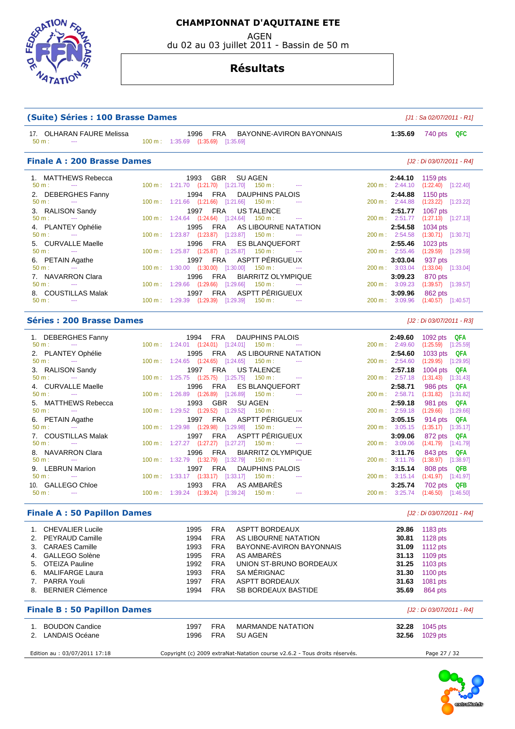# CHAMPIONNAT D'AQUITAINE ETE

AGEN

du 02 au 03 juillet 2011 - Bassin de 50 m

## Résultats

### (Suite) Séries : 100 Brasse Dames

*[J1 : Sa 02/07/2011 - R1]*

| Rg | Nom | Année | Nat | Club | Temps | Points | Qualif |
|---|---|---|---|---|---|---|---|
| 17. | OLHARAN FAURE Melissa | 1996 | FRA | BAYONNE-AVIRON BAYONNAIS | 1:35.69 | 740 pts | QFC |

50 m : --- / 100 m : 1:35.69 (1:35.69) [1:35.69]

### Finale A : 200 Brasse Dames

*[J2 : Di 03/07/2011 - R4]*

| Rg | Nom | Année | Nat | Club | Temps | Points | 50 m | 100 m | 150 m | 200 m |
|---|---|---|---|---|---|---|---|---|---|---|
| 1. | MATTHEWS Rebecca | 1993 | GBR | SU AGEN | 2:44.10 | 1159 pts | --- | 1:21.70 (1:21.70) [1:21.70] | --- | 2:44.10 (1:22.40) [1:22.40] |
| 2. | DEBERGHES Fanny | 1994 | FRA | DAUPHINS PALOIS | 2:44.88 | 1150 pts | --- | 1:21.66 (1:21.66) [1:21.66] | --- | 2:44.88 (1:23.22) [1:23.22] |
| 3. | RALISON Sandy | 1997 | FRA | US TALENCE | 2:51.77 | 1067 pts | --- | 1:24.64 (1:24.64) [1:24.64] | --- | 2:51.77 (1:27.13) [1:27.13] |
| 4. | PLANTEY Ophélie | 1995 | FRA | AS LIBOURNE NATATION | 2:54.58 | 1034 pts | --- | 1:23.87 (1:23.87) [1:23.87] | --- | 2:54.58 (1:30.71) [1:30.71] |
| 5. | CURVALLE Maelle | 1996 | FRA | ES BLANQUEFORT | 2:55.46 | 1023 pts | --- | 1:25.87 (1:25.87) [1:25.87] | --- | 2:55.46 (1:29.59) [1:29.59] |
| 6. | PETAIN Agathe | 1997 | FRA | ASPTT PÉRIGUEUX | 3:03.04 | 937 pts | --- | 1:30.00 (1:30.00) [1:30.00] | --- | 3:03.04 (1:33.04) [1:33.04] |
| 7. | NAVARRON Clara | 1996 | FRA | BIARRITZ OLYMPIQUE | 3:09.23 | 870 pts | --- | 1:29.66 (1:29.66) [1:29.66] | --- | 3:09.23 (1:39.57) [1:39.57] |
| 8. | COUSTILLAS Malak | 1997 | FRA | ASPTT PÉRIGUEUX | 3:09.96 | 862 pts | --- | 1:29.39 (1:29.39) [1:29.39] | --- | 3:09.96 (1:40.57) [1:40.57] |

### Séries : 200 Brasse Dames

*[J2 : Di 03/07/2011 - R3]*

| Rg | Nom | Année | Nat | Club | Temps | Points | Qualif | 50 m | 100 m | 150 m | 200 m |
|---|---|---|---|---|---|---|---|---|---|---|---|
| 1. | DEBERGHES Fanny | 1994 | FRA | DAUPHINS PALOIS | 2:49.60 | 1092 pts | QFA | --- | 1:24.01 (1:24.01) [1:24.01] | --- | 2:49.60 (1:25.59) [1:25.59] |
| 2. | PLANTEY Ophélie | 1995 | FRA | AS LIBOURNE NATATION | 2:54.60 | 1033 pts | QFA | --- | 1:24.65 (1:24.65) [1:24.65] | --- | 2:54.60 (1:29.95) [1:29.95] |
| 3. | RALISON Sandy | 1997 | FRA | US TALENCE | 2:57.18 | 1004 pts | QFA | --- | 1:25.75 (1:25.75) [1:25.75] | --- | 2:57.18 (1:31.43) [1:31.43] |
| 4. | CURVALLE Maelle | 1996 | FRA | ES BLANQUEFORT | 2:58.71 | 986 pts | QFA | --- | 1:26.89 (1:26.89) [1:26.89] | --- | 2:58.71 (1:31.82) [1:31.82] |
| 5. | MATTHEWS Rebecca | 1993 | GBR | SU AGEN | 2:59.18 | 981 pts | QFA | --- | 1:29.52 (1:29.52) [1:29.52] | --- | 2:59.18 (1:29.66) [1:29.66] |
| 6. | PETAIN Agathe | 1997 | FRA | ASPTT PÉRIGUEUX | 3:05.15 | 914 pts | QFA | --- | 1:29.98 (1:29.98) [1:29.98] | --- | 3:05.15 (1:35.17) [1:35.17] |
| 7. | COUSTILLAS Malak | 1997 | FRA | ASPTT PÉRIGUEUX | 3:09.06 | 872 pts | QFA | --- | 1:27.27 (1:27.27) [1:27.27] | --- | 3:09.06 (1:41.79) [1:41.79] |
| 8. | NAVARRON Clara | 1996 | FRA | BIARRITZ OLYMPIQUE | 3:11.76 | 843 pts | QFA | --- | 1:32.79 (1:32.79) [1:32.79] | --- | 3:11.76 (1:38.97) [1:38.97] |
| 9. | LEBRUN Marion | 1997 | FRA | DAUPHINS PALOIS | 3:15.14 | 808 pts | QFB | --- | 1:33.17 (1:33.17) [1:33.17] | --- | 3:15.14 (1:41.97) [1:41.97] |
| 10. | GALLEGO Chloe | 1993 | FRA | AS AMBARÈS | 3:25.74 | 702 pts | QFB | --- | 1:39.24 (1:39.24) [1:39.24] | --- | 3:25.74 (1:46.50) [1:46.50] |

### Finale A : 50 Papillon Dames

*[J2 : Di 03/07/2011 - R4]*

| Rg | Nom | Année | Nat | Club | Temps | Points |
|---|---|---|---|---|---|---|
| 1. | CHEVALIER Lucile | 1995 | FRA | ASPTT BORDEAUX | 29.86 | 1183 pts |
| 2. | PEYRAUD Camille | 1994 | FRA | AS LIBOURNE NATATION | 30.81 | 1128 pts |
| 3. | CARAES Camille | 1993 | FRA | BAYONNE-AVIRON BAYONNAIS | 31.09 | 1112 pts |
| 4. | GALLEGO Solène | 1995 | FRA | AS AMBARÈS | 31.13 | 1109 pts |
| 5. | OTEIZA Pauline | 1992 | FRA | UNION ST-BRUNO BORDEAUX | 31.25 | 1103 pts |
| 6. | MALIFARGE Laura | 1993 | FRA | SA MÉRIGNAC | 31.30 | 1100 pts |
| 7. | PARRA Youli | 1997 | FRA | ASPTT BORDEAUX | 31.63 | 1081 pts |
| 8. | BERNIER Clémence | 1994 | FRA | SB BORDEAUX BASTIDE | 35.69 | 864 pts |

### Finale B : 50 Papillon Dames

*[J2 : Di 03/07/2011 - R4]*

| Rg | Nom | Année | Nat | Club | Temps | Points |
|---|---|---|---|---|---|---|
| 1. | BOUDON Candice | 1997 | FRA | MARMANDE NATATION | 32.28 | 1045 pts |
| 2. | LANDAIS Océane | 1996 | FRA | SU AGEN | 32.56 | 1029 pts |

Edition au : 03/07/2011 17:18 — Copyright (c) 2009 extraNat-Natation course v2.6.2 - Tous droits réservés.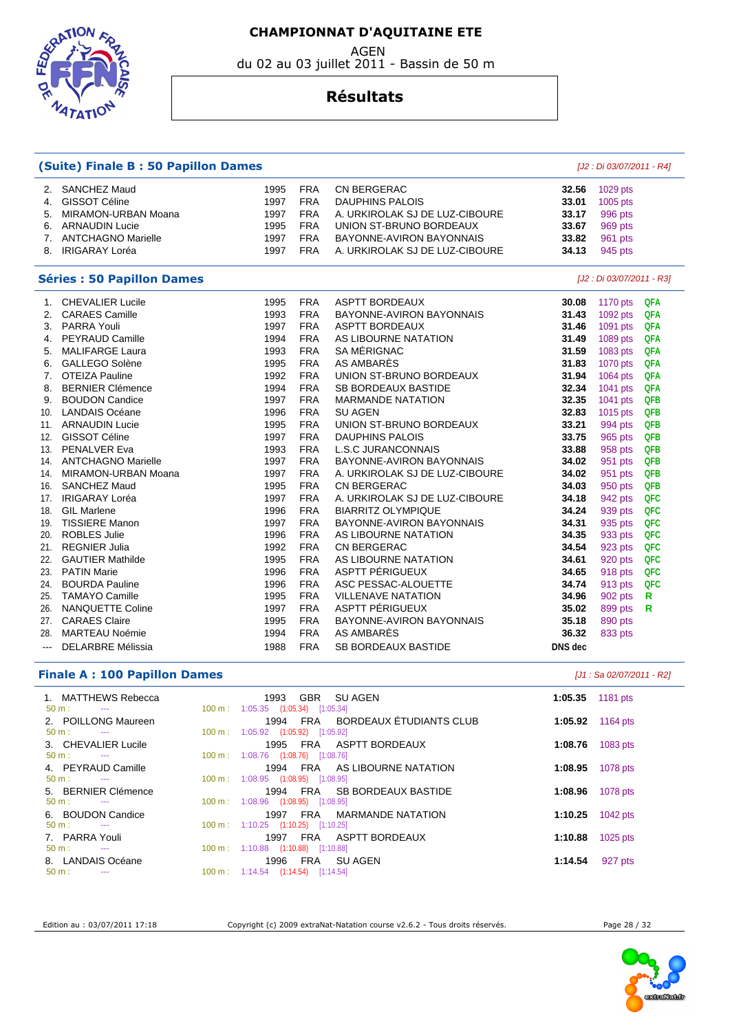# CHAMPIONNAT D'AQUITAINE ETE

AGEN

du 02 au 03 juillet 2011 - Bassin de 50 m

## Résultats

### (Suite) Finale B : 50 Papillon Dames

*[J2 : Di 03/07/2011 - R4]*

| Rang | Nom | Année | Nat. | Club | Temps | Points |
|---|---|---|---|---|---|---|
| 2. | SANCHEZ Maud | 1995 | FRA | CN BERGERAC | **32.56** | 1029 pts |
| 4. | GISSOT Céline | 1997 | FRA | DAUPHINS PALOIS | **33.01** | 1005 pts |
| 5. | MIRAMON-URBAN Moana | 1997 | FRA | A. URKIROLAK SJ DE LUZ-CIBOURE | **33.17** | 996 pts |
| 6. | ARNAUDIN Lucie | 1995 | FRA | UNION ST-BRUNO BORDEAUX | **33.67** | 969 pts |
| 7. | ANTCHAGNO Marielle | 1997 | FRA | BAYONNE-AVIRON BAYONNAIS | **33.82** | 961 pts |
| 8. | IRIGARAY Loréa | 1997 | FRA | A. URKIROLAK SJ DE LUZ-CIBOURE | **34.13** | 945 pts |

### Séries : 50 Papillon Dames

*[J2 : Di 03/07/2011 - R3]*

| Rang | Nom | Année | Nat. | Club | Temps | Points | Qualif. |
|---|---|---|---|---|---|---|---|
| 1. | CHEVALIER Lucile | 1995 | FRA | ASPTT BORDEAUX | **30.08** | 1170 pts | QFA |
| 2. | CARAES Camille | 1993 | FRA | BAYONNE-AVIRON BAYONNAIS | **31.43** | 1092 pts | QFA |
| 3. | PARRA Youli | 1997 | FRA | ASPTT BORDEAUX | **31.46** | 1091 pts | QFA |
| 4. | PEYRAUD Camille | 1994 | FRA | AS LIBOURNE NATATION | **31.49** | 1089 pts | QFA |
| 5. | MALIFARGE Laura | 1993 | FRA | SA MÉRIGNAC | **31.59** | 1083 pts | QFA |
| 6. | GALLEGO Solène | 1995 | FRA | AS AMBARÈS | **31.83** | 1070 pts | QFA |
| 7. | OTEIZA Pauline | 1992 | FRA | UNION ST-BRUNO BORDEAUX | **31.94** | 1064 pts | QFA |
| 8. | BERNIER Clémence | 1994 | FRA | SB BORDEAUX BASTIDE | **32.34** | 1041 pts | QFA |
| 9. | BOUDON Candice | 1997 | FRA | MARMANDE NATATION | **32.35** | 1041 pts | QFB |
| 10. | LANDAIS Océane | 1996 | FRA | SU AGEN | **32.83** | 1015 pts | QFB |
| 11. | ARNAUDIN Lucie | 1995 | FRA | UNION ST-BRUNO BORDEAUX | **33.21** | 994 pts | QFB |
| 12. | GISSOT Céline | 1997 | FRA | DAUPHINS PALOIS | **33.75** | 965 pts | QFB |
| 13. | PENALVER Eva | 1993 | FRA | L.S.C JURANCONNAIS | **33.88** | 958 pts | QFB |
| 14. | ANTCHAGNO Marielle | 1997 | FRA | BAYONNE-AVIRON BAYONNAIS | **34.02** | 951 pts | QFB |
| 14. | MIRAMON-URBAN Moana | 1997 | FRA | A. URKIROLAK SJ DE LUZ-CIBOURE | **34.02** | 951 pts | QFB |
| 16. | SANCHEZ Maud | 1995 | FRA | CN BERGERAC | **34.03** | 950 pts | QFB |
| 17. | IRIGARAY Loréa | 1997 | FRA | A. URKIROLAK SJ DE LUZ-CIBOURE | **34.18** | 942 pts | QFC |
| 18. | GIL Marlene | 1996 | FRA | BIARRITZ OLYMPIQUE | **34.24** | 939 pts | QFC |
| 19. | TISSIERE Manon | 1997 | FRA | BAYONNE-AVIRON BAYONNAIS | **34.31** | 935 pts | QFC |
| 20. | ROBLES Julie | 1996 | FRA | AS LIBOURNE NATATION | **34.35** | 933 pts | QFC |
| 21. | REGNIER Julia | 1992 | FRA | CN BERGERAC | **34.54** | 923 pts | QFC |
| 22. | GAUTIER Mathilde | 1995 | FRA | AS LIBOURNE NATATION | **34.61** | 920 pts | QFC |
| 23. | PATIN Marie | 1996 | FRA | ASPTT PÉRIGUEUX | **34.65** | 918 pts | QFC |
| 24. | BOURDA Pauline | 1996 | FRA | ASC PESSAC-ALOUETTE | **34.74** | 913 pts | QFC |
| 25. | TAMAYO Camille | 1995 | FRA | VILLENAVE NATATION | **34.96** | 902 pts | R |
| 26. | NANQUETTE Coline | 1997 | FRA | ASPTT PÉRIGUEUX | **35.02** | 899 pts | R |
| 27. | CARAES Claire | 1995 | FRA | BAYONNE-AVIRON BAYONNAIS | **35.18** | 890 pts | |
| 28. | MARTEAU Noémie | 1994 | FRA | AS AMBARÈS | **36.32** | 833 pts | |
| --- | DELARBRE Mélissia | 1988 | FRA | SB BORDEAUX BASTIDE | **DNS dec** | | |

### Finale A : 100 Papillon Dames

*[J1 : Sa 02/07/2011 - R2]*

| Rang | Nom | Année | Nat. | Club | Temps | Points |
|---|---|---|---|---|---|---|
| 1. | MATTHEWS Rebecca | 1993 | GBR | SU AGEN | **1:05.35** | 1181 pts |
| | 50 m : --- / 100 m : 1:05.35 (1:05.34) [1:05.34] | | | | | |
| 2. | POILLONG Maureen | 1994 | FRA | BORDEAUX ÉTUDIANTS CLUB | **1:05.92** | 1164 pts |
| | 50 m : --- / 100 m : 1:05.92 (1:05.92) [1:05.92] | | | | | |
| 3. | CHEVALIER Lucile | 1995 | FRA | ASPTT BORDEAUX | **1:08.76** | 1083 pts |
| | 50 m : --- / 100 m : 1:08.76 (1:08.76) [1:08.76] | | | | | |
| 4. | PEYRAUD Camille | 1994 | FRA | AS LIBOURNE NATATION | **1:08.95** | 1078 pts |
| | 50 m : --- / 100 m : 1:08.95 (1:08.95) [1:08.95] | | | | | |
| 5. | BERNIER Clémence | 1994 | FRA | SB BORDEAUX BASTIDE | **1:08.96** | 1078 pts |
| | 50 m : --- / 100 m : 1:08.96 (1:08.95) [1:08.95] | | | | | |
| 6. | BOUDON Candice | 1997 | FRA | MARMANDE NATATION | **1:10.25** | 1042 pts |
| | 50 m : --- / 100 m : 1:10.25 (1:10.25) [1:10.25] | | | | | |
| 7. | PARRA Youli | 1997 | FRA | ASPTT BORDEAUX | **1:10.88** | 1025 pts |
| | 50 m : --- / 100 m : 1:10.88 (1:10.88) [1:10.88] | | | | | |
| 8. | LANDAIS Océane | 1996 | FRA | SU AGEN | **1:14.54** | 927 pts |
| | 50 m : --- / 100 m : 1:14.54 (1:14.54) [1:14.54] | | | | | |

Edition au : 03/07/2011 17:18 — Copyright (c) 2009 extraNat-Natation course v2.6.2 - Tous droits réservés.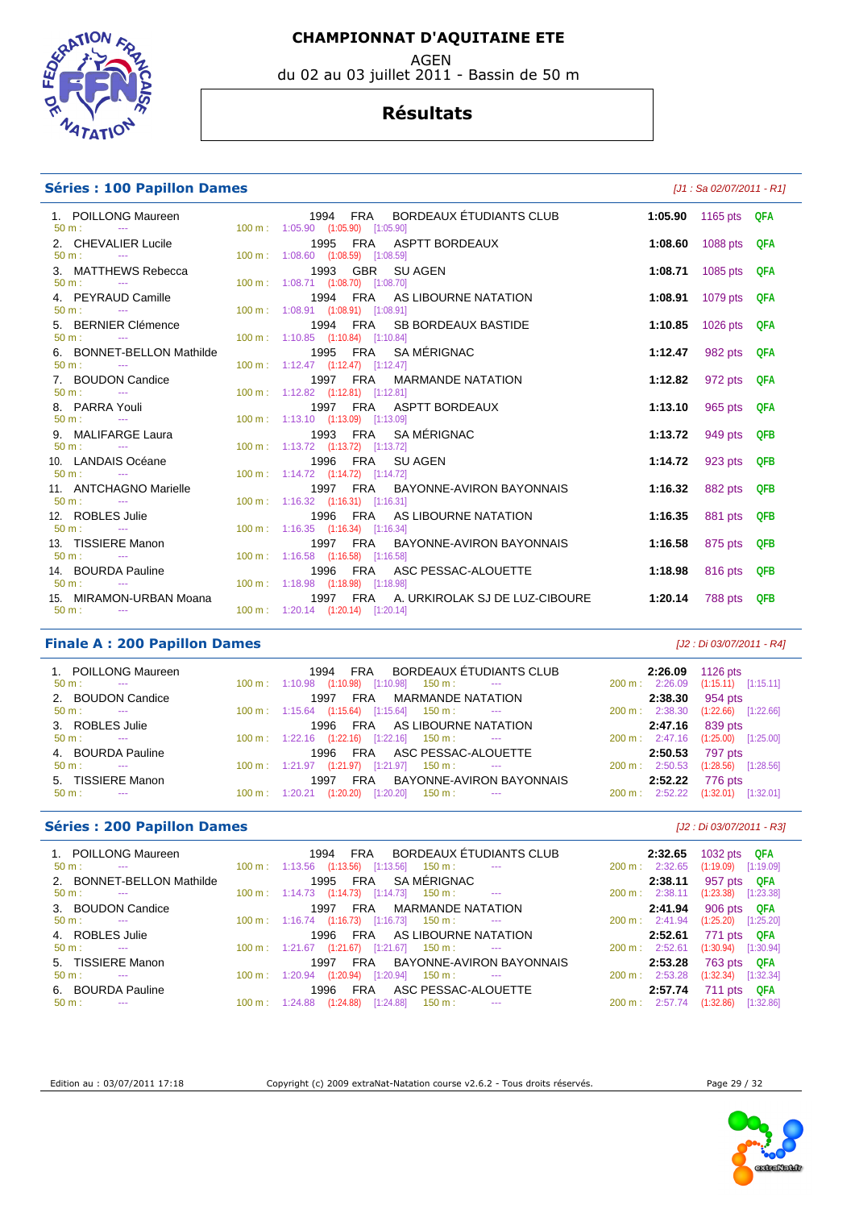# CHAMPIONNAT D'AQUITAINE ETE

AGEN

du 02 au 03 juillet 2011 - Bassin de 50 m

## Résultats

### Séries : 100 Papillon Dames

*[J1 : Sa 02/07/2011 - R1]*

| Rg | Nom | Année | Nat | Club | Temps | Points | Qualif | Splits |
|---|---|---|---|---|---|---|---|---|
| 1. | POILLONG Maureen | 1994 | FRA | BORDEAUX ÉTUDIANTS CLUB | 1:05.90 | 1165 pts | QFA | 50 m : --- ; 100 m : 1:05.90 (1:05.90) [1:05.90] |
| 2. | CHEVALIER Lucile | 1995 | FRA | ASPTT BORDEAUX | 1:08.60 | 1088 pts | QFA | 50 m : --- ; 100 m : 1:08.60 (1:08.59) [1:08.59] |
| 3. | MATTHEWS Rebecca | 1993 | GBR | SU AGEN | 1:08.71 | 1085 pts | QFA | 50 m : --- ; 100 m : 1:08.71 (1:08.70) [1:08.70] |
| 4. | PEYRAUD Camille | 1994 | FRA | AS LIBOURNE NATATION | 1:08.91 | 1079 pts | QFA | 50 m : --- ; 100 m : 1:08.91 (1:08.91) [1:08.91] |
| 5. | BERNIER Clémence | 1994 | FRA | SB BORDEAUX BASTIDE | 1:10.85 | 1026 pts | QFA | 50 m : --- ; 100 m : 1:10.85 (1:10.84) [1:10.84] |
| 6. | BONNET-BELLON Mathilde | 1995 | FRA | SA MÉRIGNAC | 1:12.47 | 982 pts | QFA | 50 m : --- ; 100 m : 1:12.47 (1:12.47) [1:12.47] |
| 7. | BOUDON Candice | 1997 | FRA | MARMANDE NATATION | 1:12.82 | 972 pts | QFA | 50 m : --- ; 100 m : 1:12.82 (1:12.81) [1:12.81] |
| 8. | PARRA Youli | 1997 | FRA | ASPTT BORDEAUX | 1:13.10 | 965 pts | QFA | 50 m : --- ; 100 m : 1:13.10 (1:13.09) [1:13.09] |
| 9. | MALIFARGE Laura | 1993 | FRA | SA MÉRIGNAC | 1:13.72 | 949 pts | QFB | 50 m : --- ; 100 m : 1:13.72 (1:13.72) [1:13.72] |
| 10. | LANDAIS Océane | 1996 | FRA | SU AGEN | 1:14.72 | 923 pts | QFB | 50 m : --- ; 100 m : 1:14.72 (1:14.72) [1:14.72] |
| 11. | ANTCHAGNO Marielle | 1997 | FRA | BAYONNE-AVIRON BAYONNAIS | 1:16.32 | 882 pts | QFB | 50 m : --- ; 100 m : 1:16.32 (1:16.31) [1:16.31] |
| 12. | ROBLES Julie | 1996 | FRA | AS LIBOURNE NATATION | 1:16.35 | 881 pts | QFB | 50 m : --- ; 100 m : 1:16.35 (1:16.34) [1:16.34] |
| 13. | TISSIERE Manon | 1997 | FRA | BAYONNE-AVIRON BAYONNAIS | 1:16.58 | 875 pts | QFB | 50 m : --- ; 100 m : 1:16.58 (1:16.58) [1:16.58] |
| 14. | BOURDA Pauline | 1996 | FRA | ASC PESSAC-ALOUETTE | 1:18.98 | 816 pts | QFB | 50 m : --- ; 100 m : 1:18.98 (1:18.98) [1:18.98] |
| 15. | MIRAMON-URBAN Moana | 1997 | FRA | A. URKIROLAK SJ DE LUZ-CIBOURE | 1:20.14 | 788 pts | QFB | 50 m : --- ; 100 m : 1:20.14 (1:20.14) [1:20.14] |

### Finale A : 200 Papillon Dames

*[J2 : Di 03/07/2011 - R4]*

| Rg | Nom | Année | Nat | Club | Temps | Points | Splits |
|---|---|---|---|---|---|---|---|
| 1. | POILLONG Maureen | 1994 | FRA | BORDEAUX ÉTUDIANTS CLUB | 2:26.09 | 1126 pts | 50 m : --- ; 100 m : 1:10.98 (1:10.98) [1:10.98] ; 150 m : --- ; 200 m : 2:26.09 (1:15.11) [1:15.11] |
| 2. | BOUDON Candice | 1997 | FRA | MARMANDE NATATION | 2:38.30 | 954 pts | 50 m : --- ; 100 m : 1:15.64 (1:15.64) [1:15.64] ; 150 m : --- ; 200 m : 2:38.30 (1:22.66) [1:22.66] |
| 3. | ROBLES Julie | 1996 | FRA | AS LIBOURNE NATATION | 2:47.16 | 839 pts | 50 m : --- ; 100 m : 1:22.16 (1:22.16) [1:22.16] ; 150 m : --- ; 200 m : 2:47.16 (1:25.00) [1:25.00] |
| 4. | BOURDA Pauline | 1996 | FRA | ASC PESSAC-ALOUETTE | 2:50.53 | 797 pts | 50 m : --- ; 100 m : 1:21.97 (1:21.97) [1:21.97] ; 150 m : --- ; 200 m : 2:50.53 (1:28.56) [1:28.56] |
| 5. | TISSIERE Manon | 1997 | FRA | BAYONNE-AVIRON BAYONNAIS | 2:52.22 | 776 pts | 50 m : --- ; 100 m : 1:20.21 (1:20.20) [1:20.20] ; 150 m : --- ; 200 m : 2:52.22 (1:32.01) [1:32.01] |

### Séries : 200 Papillon Dames

*[J2 : Di 03/07/2011 - R3]*

| Rg | Nom | Année | Nat | Club | Temps | Points | Qualif | Splits |
|---|---|---|---|---|---|---|---|---|
| 1. | POILLONG Maureen | 1994 | FRA | BORDEAUX ÉTUDIANTS CLUB | 2:32.65 | 1032 pts | QFA | 50 m : --- ; 100 m : 1:13.56 (1:13.56) [1:13.56] ; 150 m : --- ; 200 m : 2:32.65 (1:19.09) [1:19.09] |
| 2. | BONNET-BELLON Mathilde | 1995 | FRA | SA MÉRIGNAC | 2:38.11 | 957 pts | QFA | 50 m : --- ; 100 m : 1:14.73 (1:14.73) [1:14.73] ; 150 m : --- ; 200 m : 2:38.11 (1:23.38) [1:23.38] |
| 3. | BOUDON Candice | 1997 | FRA | MARMANDE NATATION | 2:41.94 | 906 pts | QFA | 50 m : --- ; 100 m : 1:16.74 (1:16.73) [1:16.73] ; 150 m : --- ; 200 m : 2:41.94 (1:25.20) [1:25.20] |
| 4. | ROBLES Julie | 1996 | FRA | AS LIBOURNE NATATION | 2:52.61 | 771 pts | QFA | 50 m : --- ; 100 m : 1:21.67 (1:21.67) [1:21.67] ; 150 m : --- ; 200 m : 2:52.61 (1:30.94) [1:30.94] |
| 5. | TISSIERE Manon | 1997 | FRA | BAYONNE-AVIRON BAYONNAIS | 2:53.28 | 763 pts | QFA | 50 m : --- ; 100 m : 1:20.94 (1:20.94) [1:20.94] ; 150 m : --- ; 200 m : 2:53.28 (1:32.34) [1:32.34] |
| 6. | BOURDA Pauline | 1996 | FRA | ASC PESSAC-ALOUETTE | 2:57.74 | 711 pts | QFA | 50 m : --- ; 100 m : 1:24.88 (1:24.88) [1:24.88] ; 150 m : --- ; 200 m : 2:57.74 (1:32.86) [1:32.86] |

Edition au : 03/07/2011 17:18 — Copyright (c) 2009 extraNat-Natation course v2.6.2 - Tous droits réservés.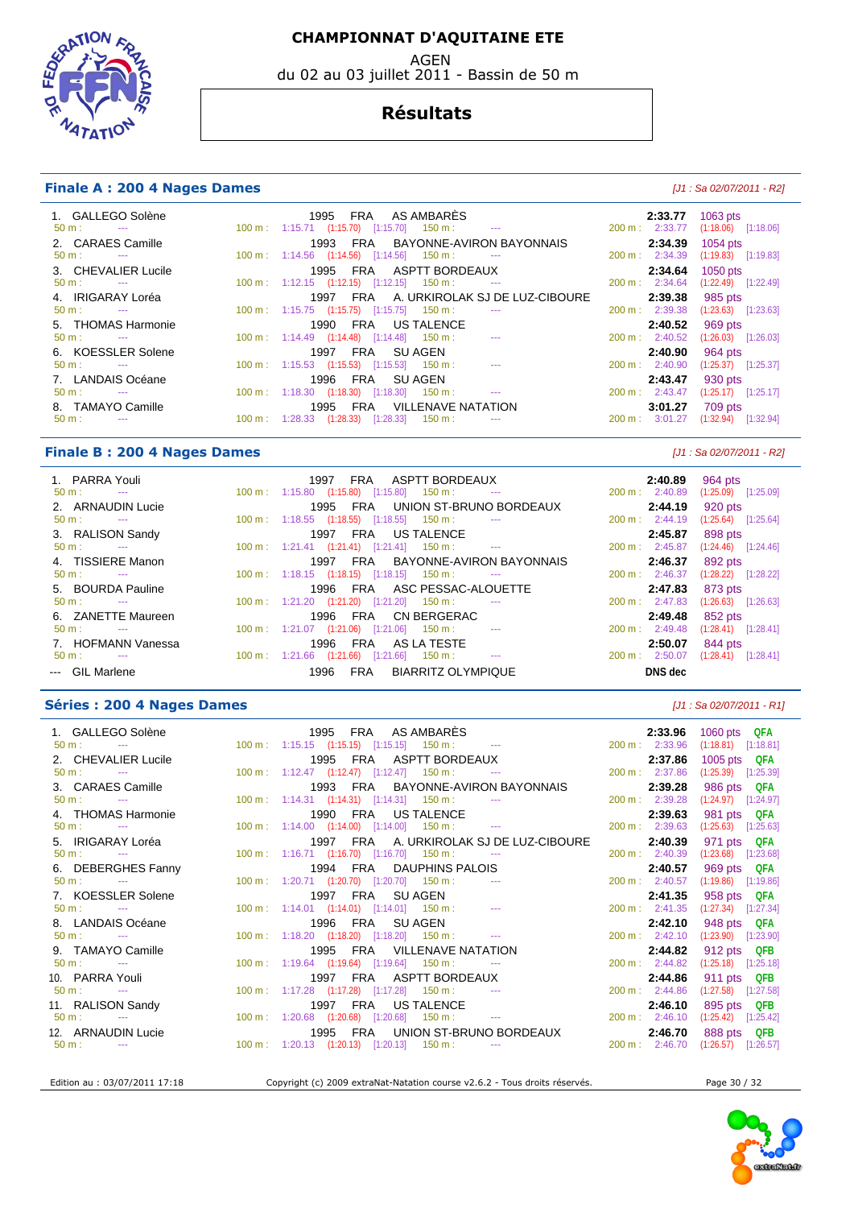# CHAMPIONNAT D'AQUITAINE ETE

AGEN

du 02 au 03 juillet 2011 - Bassin de 50 m

## Résultats

### Finale A : 200 4 Nages Dames

*[J1 : Sa 02/07/2011 - R2]*

| Rang | Nom | Année | Nat. | Club | Temps | Points |
|---|---|---|---|---|---|---|
| 1. | GALLEGO Solène | 1995 | FRA | AS AMBARÈS | 2:33.77 | 1063 pts |
| | 50 m : --- / 100 m : 1:15.71 (1:15.70) [1:15.70] / 150 m : --- / 200 m : 2:33.77 (1:18.06) [1:18.06] | | | | | |
| 2. | CARAES Camille | 1993 | FRA | BAYONNE-AVIRON BAYONNAIS | 2:34.39 | 1054 pts |
| | 50 m : --- / 100 m : 1:14.56 (1:14.56) [1:14.56] / 150 m : --- / 200 m : 2:34.39 (1:19.83) [1:19.83] | | | | | |
| 3. | CHEVALIER Lucile | 1995 | FRA | ASPTT BORDEAUX | 2:34.64 | 1050 pts |
| | 50 m : --- / 100 m : 1:12.15 (1:12.15) [1:12.15] / 150 m : --- / 200 m : 2:34.64 (1:22.49) [1:22.49] | | | | | |
| 4. | IRIGARAY Loréa | 1997 | FRA | A. URKIROLAK SJ DE LUZ-CIBOURE | 2:39.38 | 985 pts |
| | 50 m : --- / 100 m : 1:15.75 (1:15.75) [1:15.75] / 150 m : --- / 200 m : 2:39.38 (1:23.63) [1:23.63] | | | | | |
| 5. | THOMAS Harmonie | 1990 | FRA | US TALENCE | 2:40.52 | 969 pts |
| | 50 m : --- / 100 m : 1:14.49 (1:14.48) [1:14.48] / 150 m : --- / 200 m : 2:40.52 (1:26.03) [1:26.03] | | | | | |
| 6. | KOESSLER Solene | 1997 | FRA | SU AGEN | 2:40.90 | 964 pts |
| | 50 m : --- / 100 m : 1:15.53 (1:15.53) [1:15.53] / 150 m : --- / 200 m : 2:40.90 (1:25.37) [1:25.37] | | | | | |
| 7. | LANDAIS Océane | 1996 | FRA | SU AGEN | 2:43.47 | 930 pts |
| | 50 m : --- / 100 m : 1:18.30 (1:18.30) [1:18.30] / 150 m : --- / 200 m : 2:43.47 (1:25.17) [1:25.17] | | | | | |
| 8. | TAMAYO Camille | 1995 | FRA | VILLENAVE NATATION | 3:01.27 | 709 pts |
| | 50 m : --- / 100 m : 1:28.33 (1:28.33) [1:28.33] / 150 m : --- / 200 m : 3:01.27 (1:32.94) [1:32.94] | | | | | |

### Finale B : 200 4 Nages Dames

*[J1 : Sa 02/07/2011 - R2]*

| Rang | Nom | Année | Nat. | Club | Temps | Points |
|---|---|---|---|---|---|---|
| 1. | PARRA Youli | 1997 | FRA | ASPTT BORDEAUX | 2:40.89 | 964 pts |
| | 50 m : --- / 100 m : 1:15.80 (1:15.80) [1:15.80] / 150 m : --- / 200 m : 2:40.89 (1:25.09) [1:25.09] | | | | | |
| 2. | ARNAUDIN Lucie | 1995 | FRA | UNION ST-BRUNO BORDEAUX | 2:44.19 | 920 pts |
| | 50 m : --- / 100 m : 1:18.55 (1:18.55) [1:18.55] / 150 m : --- / 200 m : 2:44.19 (1:25.64) [1:25.64] | | | | | |
| 3. | RALISON Sandy | 1997 | FRA | US TALENCE | 2:45.87 | 898 pts |
| | 50 m : --- / 100 m : 1:21.41 (1:21.41) [1:21.41] / 150 m : --- / 200 m : 2:45.87 (1:24.46) [1:24.46] | | | | | |
| 4. | TISSIERE Manon | 1997 | FRA | BAYONNE-AVIRON BAYONNAIS | 2:46.37 | 892 pts |
| | 50 m : --- / 100 m : 1:18.15 (1:18.15) [1:18.15] / 150 m : --- / 200 m : 2:46.37 (1:28.22) [1:28.22] | | | | | |
| 5. | BOURDA Pauline | 1996 | FRA | ASC PESSAC-ALOUETTE | 2:47.83 | 873 pts |
| | 50 m : --- / 100 m : 1:21.20 (1:21.20) [1:21.20] / 150 m : --- / 200 m : 2:47.83 (1:26.63) [1:26.63] | | | | | |
| 6. | ZANETTE Maureen | 1996 | FRA | CN BERGERAC | 2:49.48 | 852 pts |
| | 50 m : --- / 100 m : 1:21.07 (1:21.06) [1:21.06] / 150 m : --- / 200 m : 2:49.48 (1:28.41) [1:28.41] | | | | | |
| 7. | HOFMANN Vanessa | 1996 | FRA | AS LA TESTE | 2:50.07 | 844 pts |
| | 50 m : --- / 100 m : 1:21.66 (1:21.66) [1:21.66] / 150 m : --- / 200 m : 2:50.07 (1:28.41) [1:28.41] | | | | | |
| --- | GIL Marlene | 1996 | FRA | BIARRITZ OLYMPIQUE | DNS dec | |

### Séries : 200 4 Nages Dames

*[J1 : Sa 02/07/2011 - R1]*

| Rang | Nom | Année | Nat. | Club | Temps | Points | Qualif. |
|---|---|---|---|---|---|---|---|
| 1. | GALLEGO Solène | 1995 | FRA | AS AMBARÈS | 2:33.96 | 1060 pts | QFA |
| | 50 m : --- / 100 m : 1:15.15 (1:15.15) [1:15.15] / 150 m : --- / 200 m : 2:33.96 (1:18.81) [1:18.81] | | | | | | |
| 2. | CHEVALIER Lucile | 1995 | FRA | ASPTT BORDEAUX | 2:37.86 | 1005 pts | QFA |
| | 50 m : --- / 100 m : 1:12.47 (1:12.47) [1:12.47] / 150 m : --- / 200 m : 2:37.86 (1:25.39) [1:25.39] | | | | | | |
| 3. | CARAES Camille | 1993 | FRA | BAYONNE-AVIRON BAYONNAIS | 2:39.28 | 986 pts | QFA |
| | 50 m : --- / 100 m : 1:14.31 (1:14.31) [1:14.31] / 150 m : --- / 200 m : 2:39.28 (1:24.97) [1:24.97] | | | | | | |
| 4. | THOMAS Harmonie | 1990 | FRA | US TALENCE | 2:39.63 | 981 pts | QFA |
| | 50 m : --- / 100 m : 1:14.00 (1:14.00) [1:14.00] / 150 m : --- / 200 m : 2:39.63 (1:25.63) [1:25.63] | | | | | | |
| 5. | IRIGARAY Loréa | 1997 | FRA | A. URKIROLAK SJ DE LUZ-CIBOURE | 2:40.39 | 971 pts | QFA |
| | 50 m : --- / 100 m : 1:16.71 (1:16.70) [1:16.70] / 150 m : --- / 200 m : 2:40.39 (1:23.68) [1:23.68] | | | | | | |
| 6. | DEBERGHES Fanny | 1994 | FRA | DAUPHINS PALOIS | 2:40.57 | 969 pts | QFA |
| | 50 m : --- / 100 m : 1:20.71 (1:20.70) [1:20.70] / 150 m : --- / 200 m : 2:40.57 (1:19.86) [1:19.86] | | | | | | |
| 7. | KOESSLER Solene | 1997 | FRA | SU AGEN | 2:41.35 | 958 pts | QFA |
| | 50 m : --- / 100 m : 1:14.01 (1:14.01) [1:14.01] / 150 m : --- / 200 m : 2:41.35 (1:27.34) [1:27.34] | | | | | | |
| 8. | LANDAIS Océane | 1996 | FRA | SU AGEN | 2:42.10 | 948 pts | QFA |
| | 50 m : --- / 100 m : 1:18.20 (1:18.20) [1:18.20] / 150 m : --- / 200 m : 2:42.10 (1:23.90) [1:23.90] | | | | | | |
| 9. | TAMAYO Camille | 1995 | FRA | VILLENAVE NATATION | 2:44.82 | 912 pts | QFB |
| | 50 m : --- / 100 m : 1:19.64 (1:19.64) [1:19.64] / 150 m : --- / 200 m : 2:44.82 (1:25.18) [1:25.18] | | | | | | |
| 10. | PARRA Youli | 1997 | FRA | ASPTT BORDEAUX | 2:44.86 | 911 pts | QFB |
| | 50 m : --- / 100 m : 1:17.28 (1:17.28) [1:17.28] / 150 m : --- / 200 m : 2:44.86 (1:27.58) [1:27.58] | | | | | | |
| 11. | RALISON Sandy | 1997 | FRA | US TALENCE | 2:46.10 | 895 pts | QFB |
| | 50 m : --- / 100 m : 1:20.68 (1:20.68) [1:20.68] / 150 m : --- / 200 m : 2:46.10 (1:25.42) [1:25.42] | | | | | | |
| 12. | ARNAUDIN Lucie | 1995 | FRA | UNION ST-BRUNO BORDEAUX | 2:46.70 | 888 pts | QFB |
| | 50 m : --- / 100 m : 1:20.13 (1:20.13) [1:20.13] / 150 m : --- / 200 m : 2:46.70 (1:26.57) [1:26.57] | | | | | | |

Edition au : 03/07/2011 17:18 — Copyright (c) 2009 extraNat-Natation course v2.6.2 - Tous droits réservés.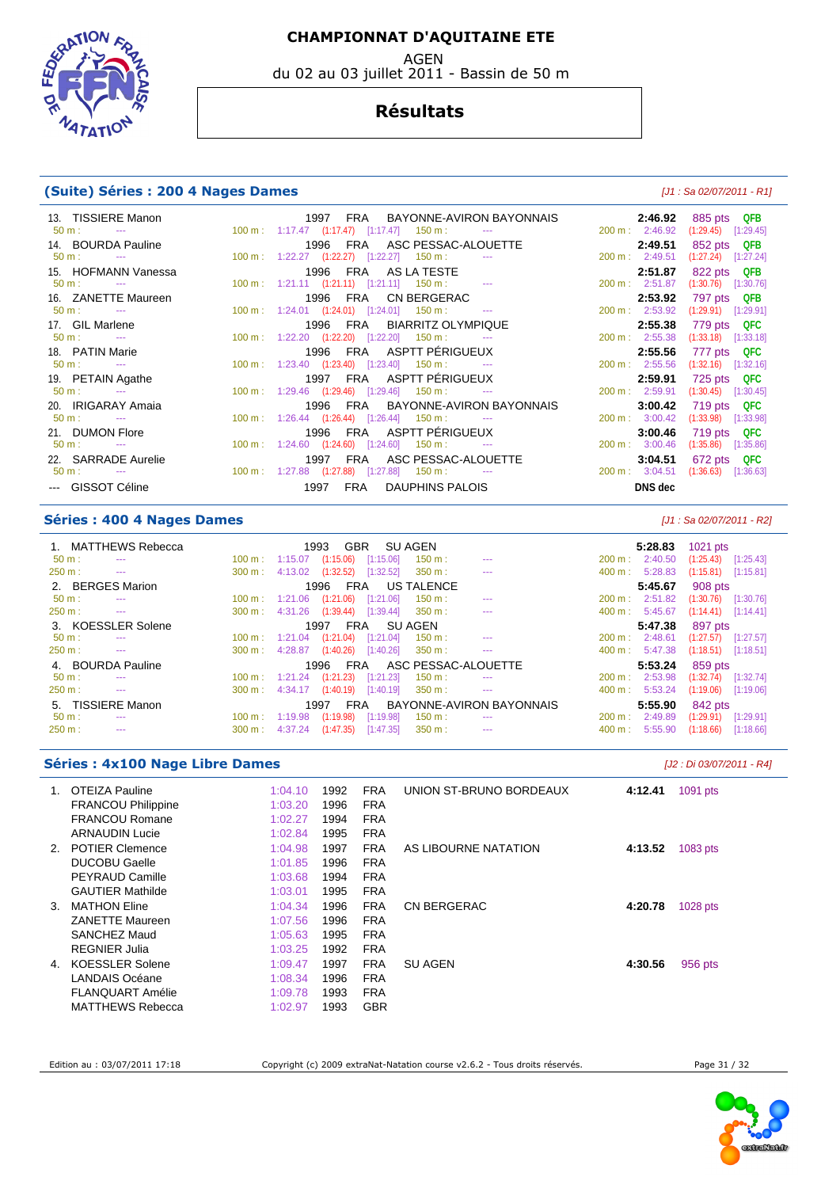# CHAMPIONNAT D'AQUITAINE ETE

AGEN

du 02 au 03 juillet 2011 - Bassin de 50 m

## Résultats

### (Suite) Séries : 200 4 Nages Dames

*[J1 : Sa 02/07/2011 - R1]*

| Rang | Nom | Année | Nat | Club | Temps | Points | Qualif |
|---|---|---|---|---|---|---|---|
| 13. | TISSIERE Manon | 1997 | FRA | BAYONNE-AVIRON BAYONNAIS | 2:46.92 | 885 pts | QFB |
| | 50 m : --- / 100 m : 1:17.47 (1:17.47) [1:17.47] / 150 m : --- / 200 m : 2:46.92 (1:29.45) [1:29.45] | | | | | | |
| 14. | BOURDA Pauline | 1996 | FRA | ASC PESSAC-ALOUETTE | 2:49.51 | 852 pts | QFB |
| | 50 m : --- / 100 m : 1:22.27 (1:22.27) [1:22.27] / 150 m : --- / 200 m : 2:49.51 (1:27.24) [1:27.24] | | | | | | |
| 15. | HOFMANN Vanessa | 1996 | FRA | AS LA TESTE | 2:51.87 | 822 pts | QFB |
| | 50 m : --- / 100 m : 1:21.11 (1:21.11) [1:21.11] / 150 m : --- / 200 m : 2:51.87 (1:30.76) [1:30.76] | | | | | | |
| 16. | ZANETTE Maureen | 1996 | FRA | CN BERGERAC | 2:53.92 | 797 pts | QFB |
| | 50 m : --- / 100 m : 1:24.01 (1:24.01) [1:24.01] / 150 m : --- / 200 m : 2:53.92 (1:29.91) [1:29.91] | | | | | | |
| 17. | GIL Marlene | 1996 | FRA | BIARRITZ OLYMPIQUE | 2:55.38 | 779 pts | QFC |
| | 50 m : --- / 100 m : 1:22.20 (1:22.20) [1:22.20] / 150 m : --- / 200 m : 2:55.38 (1:33.18) [1:33.18] | | | | | | |
| 18. | PATIN Marie | 1996 | FRA | ASPTT PÉRIGUEUX | 2:55.56 | 777 pts | QFC |
| | 50 m : --- / 100 m : 1:23.40 (1:23.40) [1:23.40] / 150 m : --- / 200 m : 2:55.56 (1:32.16) [1:32.16] | | | | | | |
| 19. | PETAIN Agathe | 1997 | FRA | ASPTT PÉRIGUEUX | 2:59.91 | 725 pts | QFC |
| | 50 m : --- / 100 m : 1:29.46 (1:29.46) [1:29.46] / 150 m : --- / 200 m : 2:59.91 (1:30.45) [1:30.45] | | | | | | |
| 20. | IRIGARAY Amaia | 1996 | FRA | BAYONNE-AVIRON BAYONNAIS | 3:00.42 | 719 pts | QFC |
| | 50 m : --- / 100 m : 1:26.44 (1:26.44) [1:26.44] / 150 m : --- / 200 m : 3:00.42 (1:33.98) [1:33.98] | | | | | | |
| 21. | DUMON Flore | 1996 | FRA | ASPTT PÉRIGUEUX | 3:00.46 | 719 pts | QFC |
| | 50 m : --- / 100 m : 1:24.60 (1:24.60) [1:24.60] / 150 m : --- / 200 m : 3:00.46 (1:35.86) [1:35.86] | | | | | | |
| 22. | SARRADE Aurelie | 1997 | FRA | ASC PESSAC-ALOUETTE | 3:04.51 | 672 pts | QFC |
| | 50 m : --- / 100 m : 1:27.88 (1:27.88) [1:27.88] / 150 m : --- / 200 m : 3:04.51 (1:36.63) [1:36.63] | | | | | | |
| --- | GISSOT Céline | 1997 | FRA | DAUPHINS PALOIS | DNS dec | | |

### Séries : 400 4 Nages Dames

*[J1 : Sa 02/07/2011 - R2]*

| Rang | Nom | Année | Nat | Club | Temps | Points |
|---|---|---|---|---|---|---|
| 1. | MATTHEWS Rebecca | 1993 | GBR | SU AGEN | 5:28.83 | 1021 pts |
| | 50 m : --- / 100 m : 1:15.07 (1:15.06) [1:15.06] / 150 m : --- / 200 m : 2:40.50 (1:25.43) [1:25.43] | | | | | |
| | 250 m : --- / 300 m : 4:13.02 (1:32.52) [1:32.52] / 350 m : --- / 400 m : 5:28.83 (1:15.81) [1:15.81] | | | | | |
| 2. | BERGES Marion | 1996 | FRA | US TALENCE | 5:45.67 | 908 pts |
| | 50 m : --- / 100 m : 1:21.06 (1:21.06) [1:21.06] / 150 m : --- / 200 m : 2:51.82 (1:30.76) [1:30.76] | | | | | |
| | 250 m : --- / 300 m : 4:31.26 (1:39.44) [1:39.44] / 350 m : --- / 400 m : 5:45.67 (1:14.41) [1:14.41] | | | | | |
| 3. | KOESSLER Solene | 1997 | FRA | SU AGEN | 5:47.38 | 897 pts |
| | 50 m : --- / 100 m : 1:21.04 (1:21.04) [1:21.04] / 150 m : --- / 200 m : 2:48.61 (1:27.57) [1:27.57] | | | | | |
| | 250 m : --- / 300 m : 4:28.87 (1:40.26) [1:40.26] / 350 m : --- / 400 m : 5:47.38 (1:18.51) [1:18.51] | | | | | |
| 4. | BOURDA Pauline | 1996 | FRA | ASC PESSAC-ALOUETTE | 5:53.24 | 859 pts |
| | 50 m : --- / 100 m : 1:21.24 (1:21.23) [1:21.23] / 150 m : --- / 200 m : 2:53.98 (1:32.74) [1:32.74] | | | | | |
| | 250 m : --- / 300 m : 4:34.17 (1:40.19) [1:40.19] / 350 m : --- / 400 m : 5:53.24 (1:19.06) [1:19.06] | | | | | |
| 5. | TISSIERE Manon | 1997 | FRA | BAYONNE-AVIRON BAYONNAIS | 5:55.90 | 842 pts |
| | 50 m : --- / 100 m : 1:19.98 (1:19.98) [1:19.98] / 150 m : --- / 200 m : 2:49.89 (1:29.91) [1:29.91] | | | | | |
| | 250 m : --- / 300 m : 4:37.24 (1:47.35) [1:47.35] / 350 m : --- / 400 m : 5:55.90 (1:18.66) [1:18.66] | | | | | |

### Séries : 4x100 Nage Libre Dames

*[J2 : Di 03/07/2011 - R4]*

| Rang | Nom | Temps relais | Année | Nat | Club | Temps | Points |
|---|---|---|---|---|---|---|---|
| 1. | OTEIZA Pauline | 1:04.10 | 1992 | FRA | UNION ST-BRUNO BORDEAUX | 4:12.41 | 1091 pts |
| | FRANCOU Philippine | 1:03.20 | 1996 | FRA | | | |
| | FRANCOU Romane | 1:02.27 | 1994 | FRA | | | |
| | ARNAUDIN Lucie | 1:02.84 | 1995 | FRA | | | |
| 2. | POTIER Clemence | 1:04.98 | 1997 | FRA | AS LIBOURNE NATATION | 4:13.52 | 1083 pts |
| | DUCOBU Gaelle | 1:01.85 | 1996 | FRA | | | |
| | PEYRAUD Camille | 1:03.68 | 1994 | FRA | | | |
| | GAUTIER Mathilde | 1:03.01 | 1995 | FRA | | | |
| 3. | MATHON Eline | 1:04.34 | 1996 | FRA | CN BERGERAC | 4:20.78 | 1028 pts |
| | ZANETTE Maureen | 1:07.56 | 1996 | FRA | | | |
| | SANCHEZ Maud | 1:05.63 | 1995 | FRA | | | |
| | REGNIER Julia | 1:03.25 | 1992 | FRA | | | |
| 4. | KOESSLER Solene | 1:09.47 | 1997 | FRA | SU AGEN | 4:30.56 | 956 pts |
| | LANDAIS Océane | 1:08.34 | 1996 | FRA | | | |
| | FLANQUART Amélie | 1:09.78 | 1993 | FRA | | | |
| | MATTHEWS Rebecca | 1:02.97 | 1993 | GBR | | | |

Edition au : 03/07/2011 17:18 — Copyright (c) 2009 extraNat-Natation course v2.6.2 - Tous droits réservés.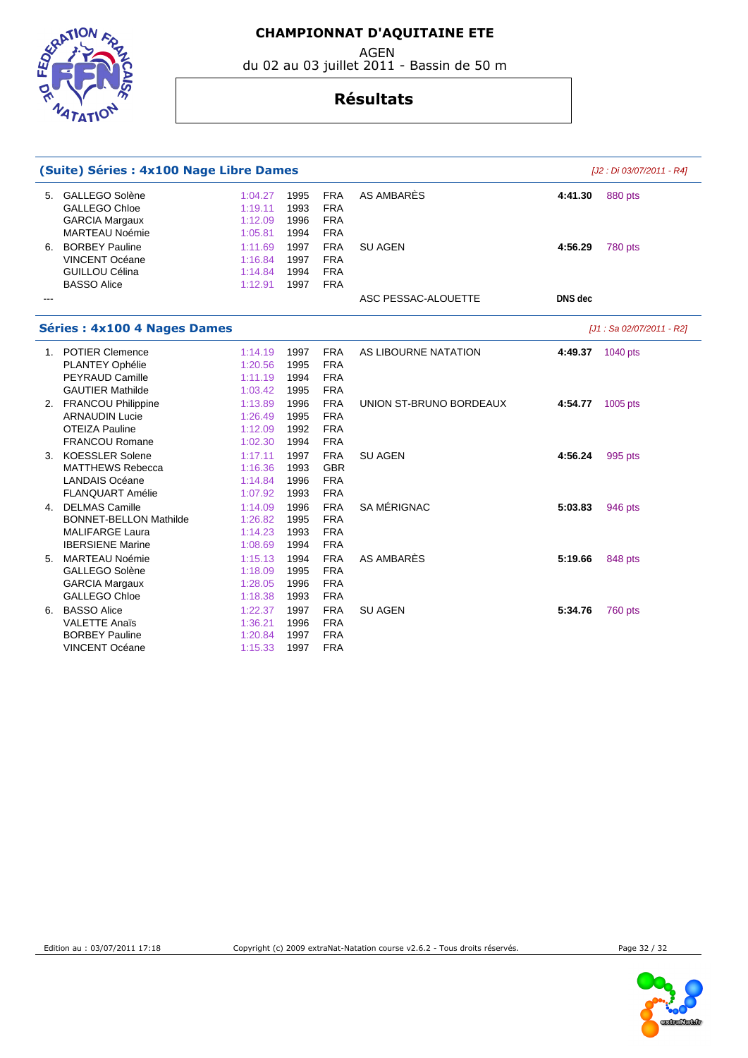# CHAMPIONNAT D'AQUITAINE ETE

AGEN
du 02 au 03 juillet 2011 - Bassin de 50 m

## Résultats

### (Suite) Séries : 4x100 Nage Libre Dames

*[J2 : Di 03/07/2011 - R4]*

| | | | | | | | |
|---|---|---|---|---|---|---|---|
| 5. | GALLEGO Solène | 1:04.27 | 1995 | FRA | AS AMBARÈS | **4:41.30** | 880 pts |
| | GALLEGO Chloe | 1:19.11 | 1993 | FRA | | | |
| | GARCIA Margaux | 1:12.09 | 1996 | FRA | | | |
| | MARTEAU Noémie | 1:05.81 | 1994 | FRA | | | |
| 6. | BORBEY Pauline | 1:11.69 | 1997 | FRA | SU AGEN | **4:56.29** | 780 pts |
| | VINCENT Océane | 1:16.84 | 1997 | FRA | | | |
| | GUILLOU Célina | 1:14.84 | 1994 | FRA | | | |
| | BASSO Alice | 1:12.91 | 1997 | FRA | | | |
| --- | | | | | ASC PESSAC-ALOUETTE | **DNS dec** | |

### Séries : 4x100 4 Nages Dames

*[J1 : Sa 02/07/2011 - R2]*

| | | | | | | | |
|---|---|---|---|---|---|---|---|
| 1. | POTIER Clemence | 1:14.19 | 1997 | FRA | AS LIBOURNE NATATION | **4:49.37** | 1040 pts |
| | PLANTEY Ophélie | 1:20.56 | 1995 | FRA | | | |
| | PEYRAUD Camille | 1:11.19 | 1994 | FRA | | | |
| | GAUTIER Mathilde | 1:03.42 | 1995 | FRA | | | |
| 2. | FRANCOU Philippine | 1:13.89 | 1996 | FRA | UNION ST-BRUNO BORDEAUX | **4:54.77** | 1005 pts |
| | ARNAUDIN Lucie | 1:26.49 | 1995 | FRA | | | |
| | OTEIZA Pauline | 1:12.09 | 1992 | FRA | | | |
| | FRANCOU Romane | 1:02.30 | 1994 | FRA | | | |
| 3. | KOESSLER Solene | 1:17.11 | 1997 | FRA | SU AGEN | **4:56.24** | 995 pts |
| | MATTHEWS Rebecca | 1:16.36 | 1993 | GBR | | | |
| | LANDAIS Océane | 1:14.84 | 1996 | FRA | | | |
| | FLANQUART Amélie | 1:07.92 | 1993 | FRA | | | |
| 4. | DELMAS Camille | 1:14.09 | 1996 | FRA | SA MÉRIGNAC | **5:03.83** | 946 pts |
| | BONNET-BELLON Mathilde | 1:26.82 | 1995 | FRA | | | |
| | MALIFARGE Laura | 1:14.23 | 1993 | FRA | | | |
| | IBERSIENE Marine | 1:08.69 | 1994 | FRA | | | |
| 5. | MARTEAU Noémie | 1:15.13 | 1994 | FRA | AS AMBARÈS | **5:19.66** | 848 pts |
| | GALLEGO Solène | 1:18.09 | 1995 | FRA | | | |
| | GARCIA Margaux | 1:28.05 | 1996 | FRA | | | |
| | GALLEGO Chloe | 1:18.38 | 1993 | FRA | | | |
| 6. | BASSO Alice | 1:22.37 | 1997 | FRA | SU AGEN | **5:34.76** | 760 pts |
| | VALETTE Anaïs | 1:36.21 | 1996 | FRA | | | |
| | BORBEY Pauline | 1:20.84 | 1997 | FRA | | | |
| | VINCENT Océane | 1:15.33 | 1997 | FRA | | | |

Edition au : 03/07/2011 17:18    Copyright (c) 2009 extraNat-Natation course v2.6.2 - Tous droits réservés.